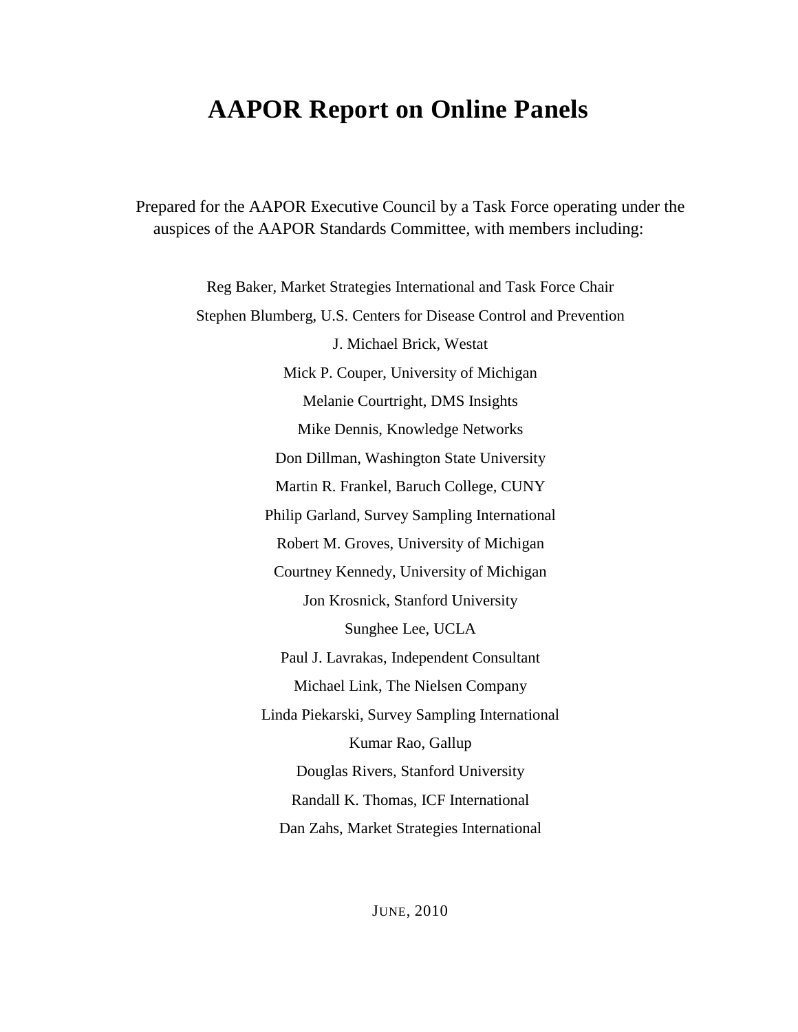# AAPOR Report on Online Panels

Prepared for the AAPOR Executive Council by a Task Force operating under the auspices of the AAPOR Standards Committee, with members including:

Reg Baker, Market Strategies International and Task Force Chair

Stephen Blumberg, U.S. Centers for Disease Control and Prevention

J. Michael Brick, Westat

Mick P. Couper, University of Michigan

Melanie Courtright, DMS Insights

Mike Dennis, Knowledge Networks

Don Dillman, Washington State University

Martin R. Frankel, Baruch College, CUNY

Philip Garland, Survey Sampling International

Robert M. Groves, University of Michigan

Courtney Kennedy, University of Michigan

Jon Krosnick, Stanford University

Sunghee Lee, UCLA

Paul J. Lavrakas, Independent Consultant

Michael Link, The Nielsen Company

Linda Piekarski, Survey Sampling International

Kumar Rao, Gallup

Douglas Rivers, Stanford University

Randall K. Thomas, ICF International

Dan Zahs, Market Strategies International

JUNE, 2010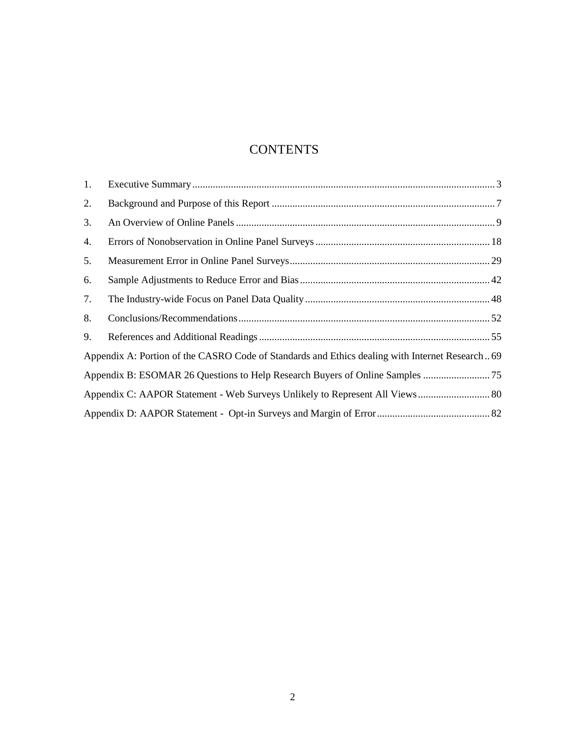# CONTENTS

1. Executive Summary ..................................................................................................................... 3
2. Background and Purpose of this Report ....................................................................................... 7
3. An Overview of Online Panels .................................................................................................... 9
4. Errors of Nonobservation in Online Panel Surveys .................................................................... 18
5. Measurement Error in Online Panel Surveys .............................................................................. 29
6. Sample Adjustments to Reduce Error and Bias .......................................................................... 42
7. The Industry-wide Focus on Panel Data Quality ........................................................................ 48
8. Conclusions/Recommendations .................................................................................................. 52
9. References and Additional Readings .......................................................................................... 55

Appendix A: Portion of the CASRO Code of Standards and Ethics dealing with Internet Research .. 69

Appendix B: ESOMAR 26 Questions to Help Research Buyers of Online Samples .......................... 75

Appendix C: AAPOR Statement - Web Surveys Unlikely to Represent All Views ............................ 80

Appendix D: AAPOR Statement - Opt-in Surveys and Margin of Error ............................................ 82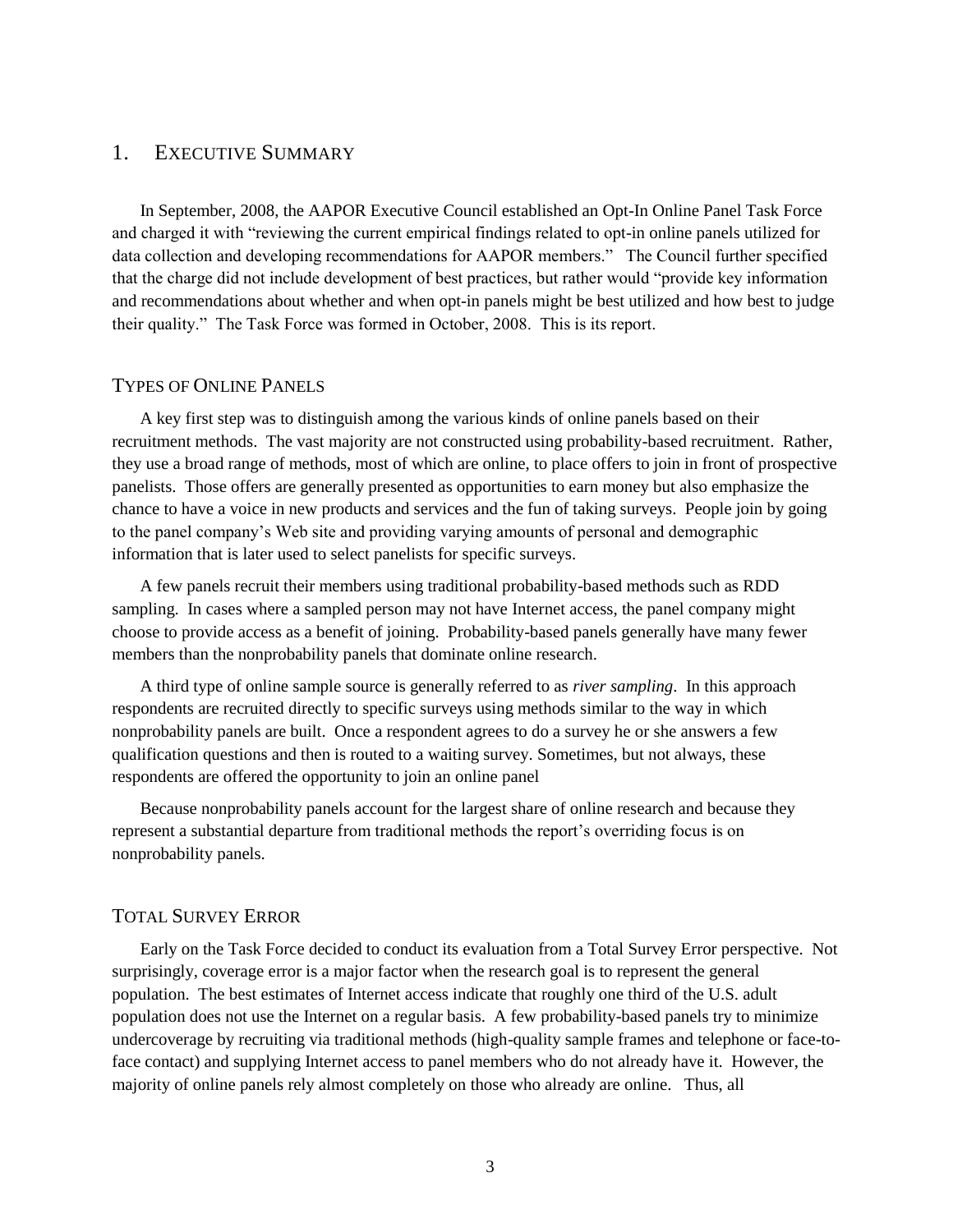# 1. EXECUTIVE SUMMARY

In September, 2008, the AAPOR Executive Council established an Opt-In Online Panel Task Force and charged it with "reviewing the current empirical findings related to opt-in online panels utilized for data collection and developing recommendations for AAPOR members." The Council further specified that the charge did not include development of best practices, but rather would "provide key information and recommendations about whether and when opt-in panels might be best utilized and how best to judge their quality." The Task Force was formed in October, 2008. This is its report.

## TYPES OF ONLINE PANELS

A key first step was to distinguish among the various kinds of online panels based on their recruitment methods. The vast majority are not constructed using probability-based recruitment. Rather, they use a broad range of methods, most of which are online, to place offers to join in front of prospective panelists. Those offers are generally presented as opportunities to earn money but also emphasize the chance to have a voice in new products and services and the fun of taking surveys. People join by going to the panel company's Web site and providing varying amounts of personal and demographic information that is later used to select panelists for specific surveys.

A few panels recruit their members using traditional probability-based methods such as RDD sampling. In cases where a sampled person may not have Internet access, the panel company might choose to provide access as a benefit of joining. Probability-based panels generally have many fewer members than the nonprobability panels that dominate online research.

A third type of online sample source is generally referred to as *river sampling*. In this approach respondents are recruited directly to specific surveys using methods similar to the way in which nonprobability panels are built. Once a respondent agrees to do a survey he or she answers a few qualification questions and then is routed to a waiting survey. Sometimes, but not always, these respondents are offered the opportunity to join an online panel

Because nonprobability panels account for the largest share of online research and because they represent a substantial departure from traditional methods the report's overriding focus is on nonprobability panels.

## TOTAL SURVEY ERROR

Early on the Task Force decided to conduct its evaluation from a Total Survey Error perspective. Not surprisingly, coverage error is a major factor when the research goal is to represent the general population. The best estimates of Internet access indicate that roughly one third of the U.S. adult population does not use the Internet on a regular basis. A few probability-based panels try to minimize undercoverage by recruiting via traditional methods (high-quality sample frames and telephone or face-to-face contact) and supplying Internet access to panel members who do not already have it. However, the majority of online panels rely almost completely on those who already are online. Thus, all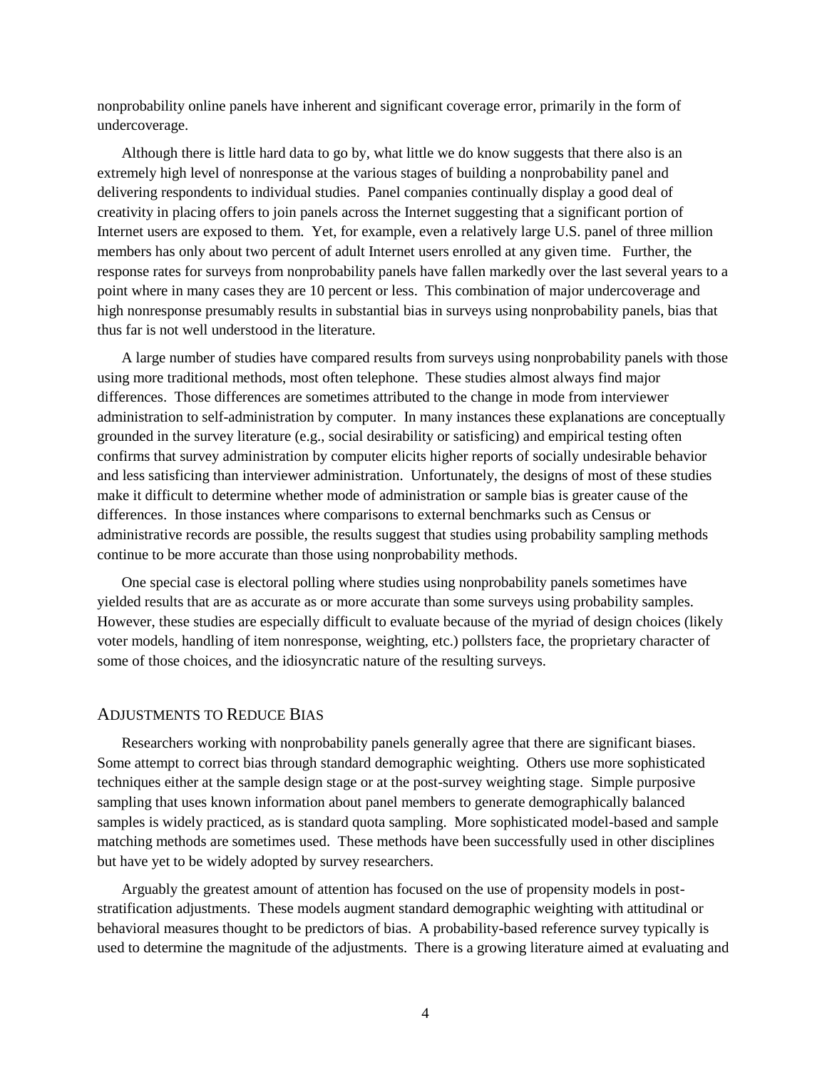nonprobability online panels have inherent and significant coverage error, primarily in the form of undercoverage.

Although there is little hard data to go by, what little we do know suggests that there also is an extremely high level of nonresponse at the various stages of building a nonprobability panel and delivering respondents to individual studies. Panel companies continually display a good deal of creativity in placing offers to join panels across the Internet suggesting that a significant portion of Internet users are exposed to them. Yet, for example, even a relatively large U.S. panel of three million members has only about two percent of adult Internet users enrolled at any given time. Further, the response rates for surveys from nonprobability panels have fallen markedly over the last several years to a point where in many cases they are 10 percent or less. This combination of major undercoverage and high nonresponse presumably results in substantial bias in surveys using nonprobability panels, bias that thus far is not well understood in the literature.

A large number of studies have compared results from surveys using nonprobability panels with those using more traditional methods, most often telephone. These studies almost always find major differences. Those differences are sometimes attributed to the change in mode from interviewer administration to self-administration by computer. In many instances these explanations are conceptually grounded in the survey literature (e.g., social desirability or satisficing) and empirical testing often confirms that survey administration by computer elicits higher reports of socially undesirable behavior and less satisficing than interviewer administration. Unfortunately, the designs of most of these studies make it difficult to determine whether mode of administration or sample bias is greater cause of the differences. In those instances where comparisons to external benchmarks such as Census or administrative records are possible, the results suggest that studies using probability sampling methods continue to be more accurate than those using nonprobability methods.

One special case is electoral polling where studies using nonprobability panels sometimes have yielded results that are as accurate as or more accurate than some surveys using probability samples. However, these studies are especially difficult to evaluate because of the myriad of design choices (likely voter models, handling of item nonresponse, weighting, etc.) pollsters face, the proprietary character of some of those choices, and the idiosyncratic nature of the resulting surveys.

## Adjustments to Reduce Bias

Researchers working with nonprobability panels generally agree that there are significant biases. Some attempt to correct bias through standard demographic weighting. Others use more sophisticated techniques either at the sample design stage or at the post-survey weighting stage. Simple purposive sampling that uses known information about panel members to generate demographically balanced samples is widely practiced, as is standard quota sampling. More sophisticated model-based and sample matching methods are sometimes used. These methods have been successfully used in other disciplines but have yet to be widely adopted by survey researchers.

Arguably the greatest amount of attention has focused on the use of propensity models in post-stratification adjustments. These models augment standard demographic weighting with attitudinal or behavioral measures thought to be predictors of bias. A probability-based reference survey typically is used to determine the magnitude of the adjustments. There is a growing literature aimed at evaluating and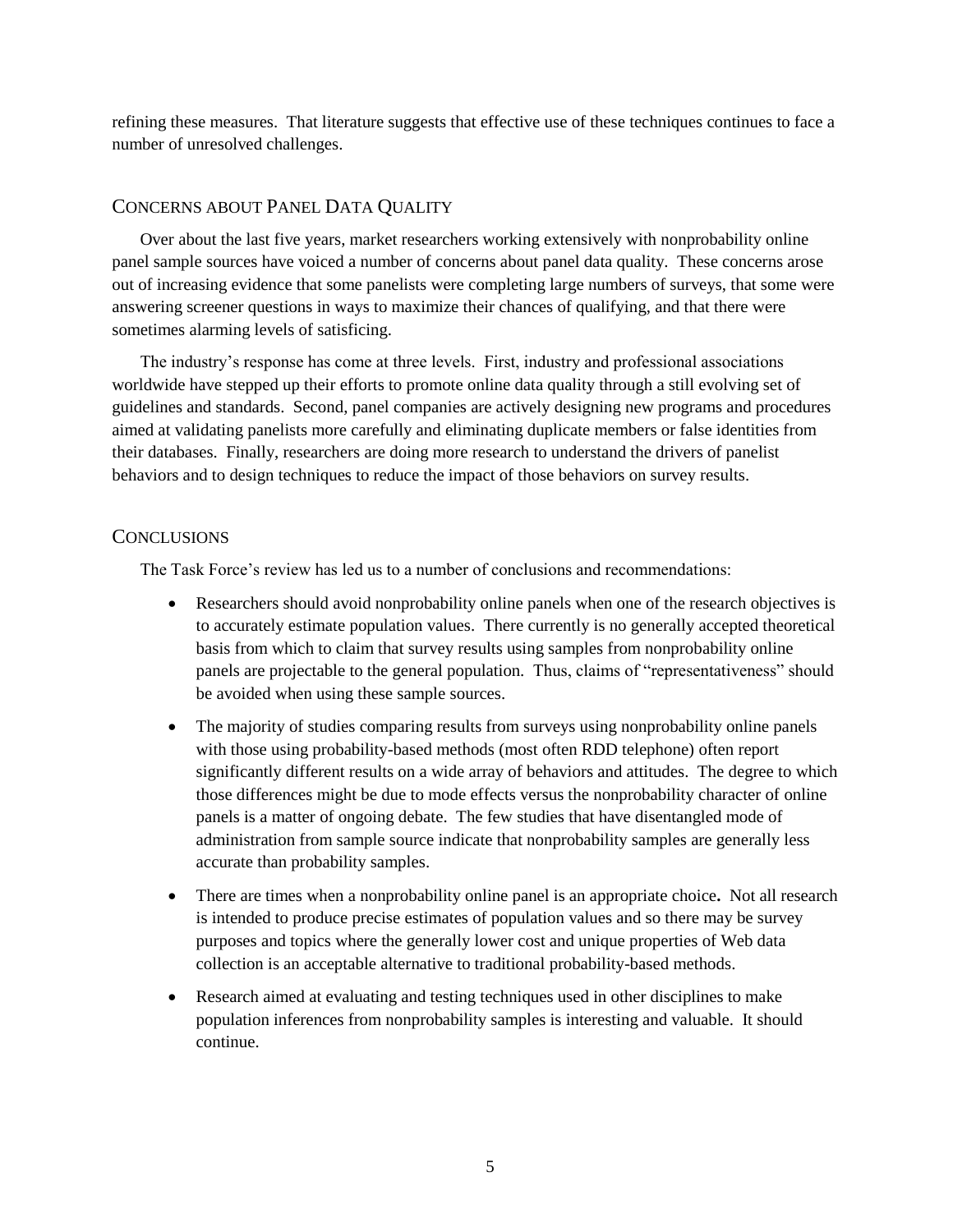refining these measures. That literature suggests that effective use of these techniques continues to face a number of unresolved challenges.

## Concerns about Panel Data Quality

Over about the last five years, market researchers working extensively with nonprobability online panel sample sources have voiced a number of concerns about panel data quality. These concerns arose out of increasing evidence that some panelists were completing large numbers of surveys, that some were answering screener questions in ways to maximize their chances of qualifying, and that there were sometimes alarming levels of satisficing.

The industry's response has come at three levels. First, industry and professional associations worldwide have stepped up their efforts to promote online data quality through a still evolving set of guidelines and standards. Second, panel companies are actively designing new programs and procedures aimed at validating panelists more carefully and eliminating duplicate members or false identities from their databases. Finally, researchers are doing more research to understand the drivers of panelist behaviors and to design techniques to reduce the impact of those behaviors on survey results.

## Conclusions

The Task Force's review has led us to a number of conclusions and recommendations:

- Researchers should avoid nonprobability online panels when one of the research objectives is to accurately estimate population values. There currently is no generally accepted theoretical basis from which to claim that survey results using samples from nonprobability online panels are projectable to the general population. Thus, claims of "representativeness" should be avoided when using these sample sources.
- The majority of studies comparing results from surveys using nonprobability online panels with those using probability-based methods (most often RDD telephone) often report significantly different results on a wide array of behaviors and attitudes. The degree to which those differences might be due to mode effects versus the nonprobability character of online panels is a matter of ongoing debate. The few studies that have disentangled mode of administration from sample source indicate that nonprobability samples are generally less accurate than probability samples.
- There are times when a nonprobability online panel is an appropriate choice**.** Not all research is intended to produce precise estimates of population values and so there may be survey purposes and topics where the generally lower cost and unique properties of Web data collection is an acceptable alternative to traditional probability-based methods.
- Research aimed at evaluating and testing techniques used in other disciplines to make population inferences from nonprobability samples is interesting and valuable. It should continue.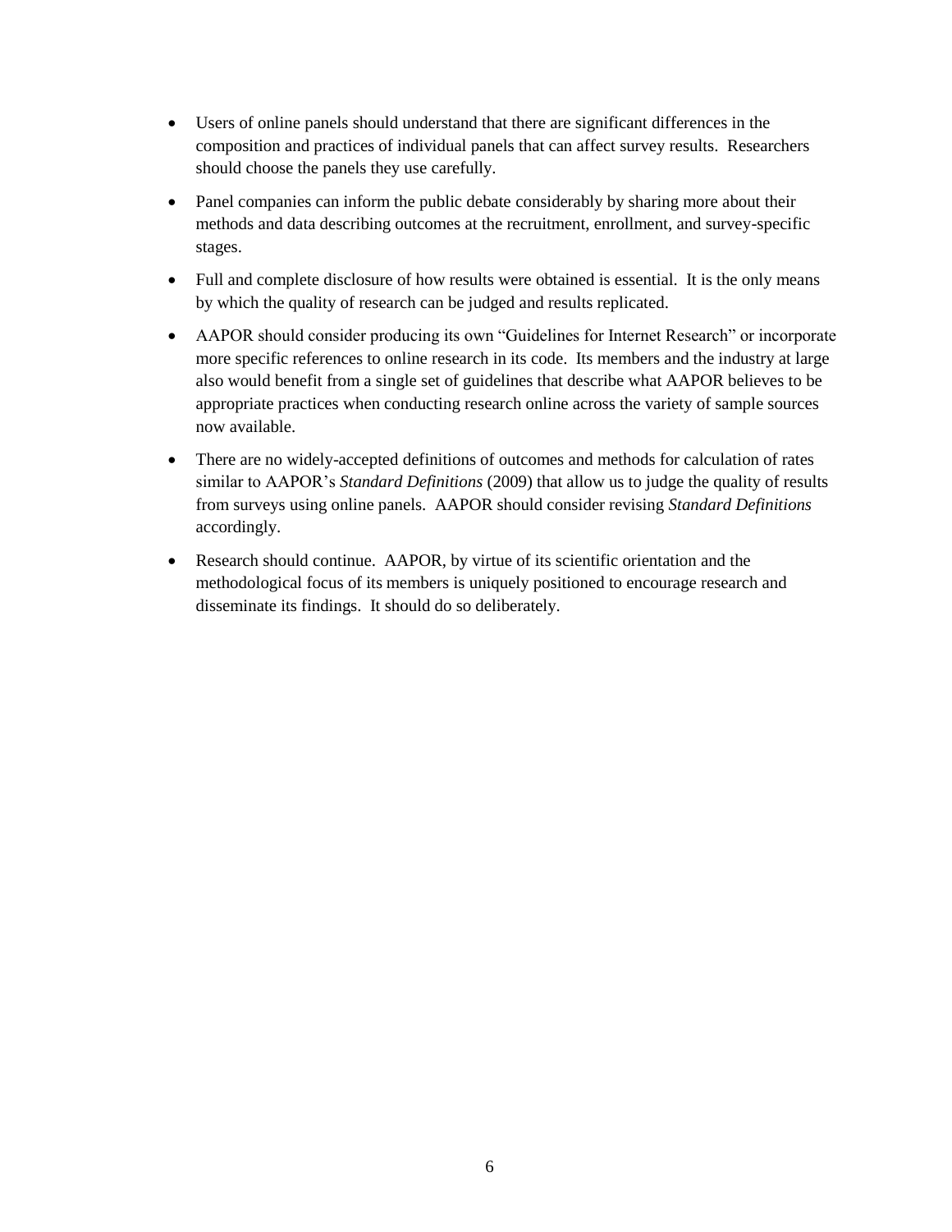- Users of online panels should understand that there are significant differences in the composition and practices of individual panels that can affect survey results. Researchers should choose the panels they use carefully.

- Panel companies can inform the public debate considerably by sharing more about their methods and data describing outcomes at the recruitment, enrollment, and survey-specific stages.

- Full and complete disclosure of how results were obtained is essential. It is the only means by which the quality of research can be judged and results replicated.

- AAPOR should consider producing its own "Guidelines for Internet Research" or incorporate more specific references to online research in its code. Its members and the industry at large also would benefit from a single set of guidelines that describe what AAPOR believes to be appropriate practices when conducting research online across the variety of sample sources now available.

- There are no widely-accepted definitions of outcomes and methods for calculation of rates similar to AAPOR's *Standard Definitions* (2009) that allow us to judge the quality of results from surveys using online panels. AAPOR should consider revising *Standard Definitions* accordingly.

- Research should continue. AAPOR, by virtue of its scientific orientation and the methodological focus of its members is uniquely positioned to encourage research and disseminate its findings. It should do so deliberately.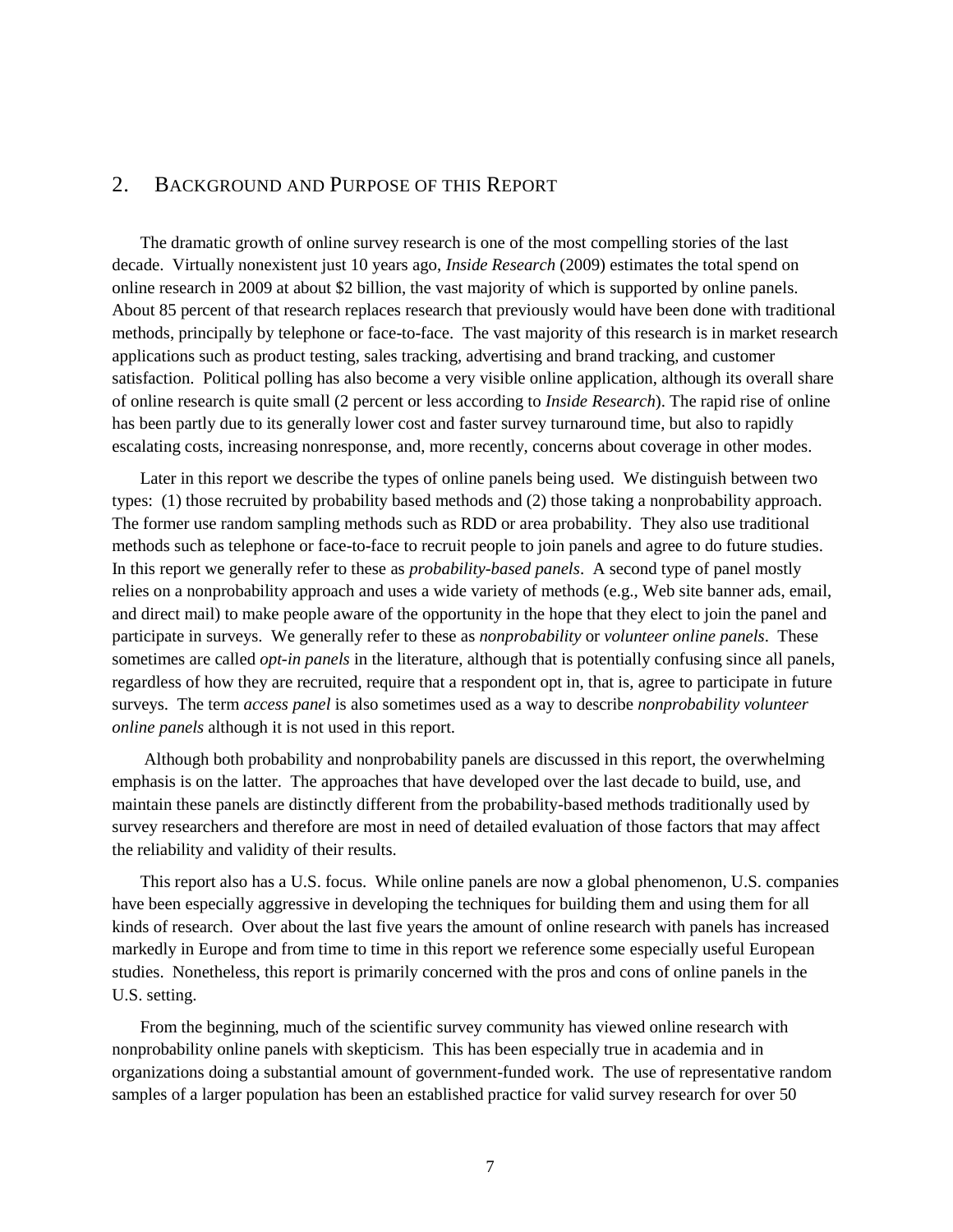## 2. Background and Purpose of this Report

The dramatic growth of online survey research is one of the most compelling stories of the last decade. Virtually nonexistent just 10 years ago, *Inside Research* (2009) estimates the total spend on online research in 2009 at about $2 billion, the vast majority of which is supported by online panels. About 85 percent of that research replaces research that previously would have been done with traditional methods, principally by telephone or face-to-face. The vast majority of this research is in market research applications such as product testing, sales tracking, advertising and brand tracking, and customer satisfaction. Political polling has also become a very visible online application, although its overall share of online research is quite small (2 percent or less according to *Inside Research*). The rapid rise of online has been partly due to its generally lower cost and faster survey turnaround time, but also to rapidly escalating costs, increasing nonresponse, and, more recently, concerns about coverage in other modes.

Later in this report we describe the types of online panels being used. We distinguish between two types: (1) those recruited by probability based methods and (2) those taking a nonprobability approach. The former use random sampling methods such as RDD or area probability. They also use traditional methods such as telephone or face-to-face to recruit people to join panels and agree to do future studies. In this report we generally refer to these as *probability-based panels*. A second type of panel mostly relies on a nonprobability approach and uses a wide variety of methods (e.g., Web site banner ads, email, and direct mail) to make people aware of the opportunity in the hope that they elect to join the panel and participate in surveys. We generally refer to these as *nonprobability* or *volunteer online panels*. These sometimes are called *opt-in panels* in the literature, although that is potentially confusing since all panels, regardless of how they are recruited, require that a respondent opt in, that is, agree to participate in future surveys. The term *access panel* is also sometimes used as a way to describe *nonprobability volunteer online panels* although it is not used in this report.

Although both probability and nonprobability panels are discussed in this report, the overwhelming emphasis is on the latter. The approaches that have developed over the last decade to build, use, and maintain these panels are distinctly different from the probability-based methods traditionally used by survey researchers and therefore are most in need of detailed evaluation of those factors that may affect the reliability and validity of their results.

This report also has a U.S. focus. While online panels are now a global phenomenon, U.S. companies have been especially aggressive in developing the techniques for building them and using them for all kinds of research. Over about the last five years the amount of online research with panels has increased markedly in Europe and from time to time in this report we reference some especially useful European studies. Nonetheless, this report is primarily concerned with the pros and cons of online panels in the U.S. setting.

From the beginning, much of the scientific survey community has viewed online research with nonprobability online panels with skepticism. This has been especially true in academia and in organizations doing a substantial amount of government-funded work. The use of representative random samples of a larger population has been an established practice for valid survey research for over 50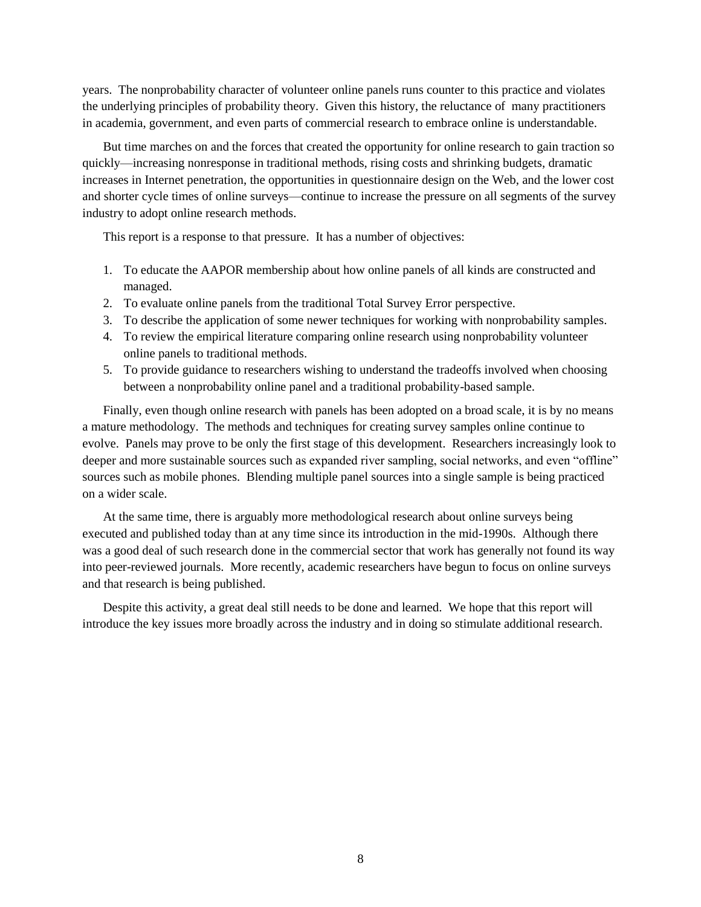years. The nonprobability character of volunteer online panels runs counter to this practice and violates the underlying principles of probability theory. Given this history, the reluctance of many practitioners in academia, government, and even parts of commercial research to embrace online is understandable.

But time marches on and the forces that created the opportunity for online research to gain traction so quickly—increasing nonresponse in traditional methods, rising costs and shrinking budgets, dramatic increases in Internet penetration, the opportunities in questionnaire design on the Web, and the lower cost and shorter cycle times of online surveys—continue to increase the pressure on all segments of the survey industry to adopt online research methods.

This report is a response to that pressure. It has a number of objectives:

1. To educate the AAPOR membership about how online panels of all kinds are constructed and managed.
2. To evaluate online panels from the traditional Total Survey Error perspective.
3. To describe the application of some newer techniques for working with nonprobability samples.
4. To review the empirical literature comparing online research using nonprobability volunteer online panels to traditional methods.
5. To provide guidance to researchers wishing to understand the tradeoffs involved when choosing between a nonprobability online panel and a traditional probability-based sample.

Finally, even though online research with panels has been adopted on a broad scale, it is by no means a mature methodology. The methods and techniques for creating survey samples online continue to evolve. Panels may prove to be only the first stage of this development. Researchers increasingly look to deeper and more sustainable sources such as expanded river sampling, social networks, and even "offline" sources such as mobile phones. Blending multiple panel sources into a single sample is being practiced on a wider scale.

At the same time, there is arguably more methodological research about online surveys being executed and published today than at any time since its introduction in the mid-1990s. Although there was a good deal of such research done in the commercial sector that work has generally not found its way into peer-reviewed journals. More recently, academic researchers have begun to focus on online surveys and that research is being published.

Despite this activity, a great deal still needs to be done and learned. We hope that this report will introduce the key issues more broadly across the industry and in doing so stimulate additional research.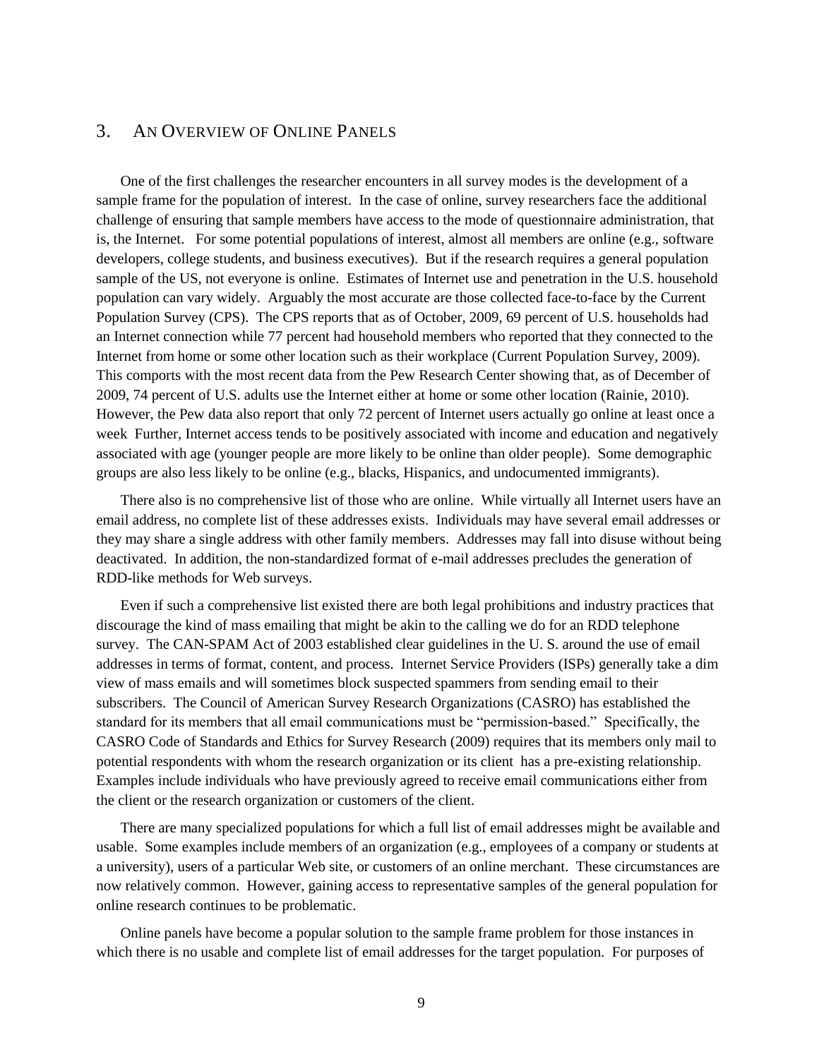## 3. An Overview of Online Panels

One of the first challenges the researcher encounters in all survey modes is the development of a sample frame for the population of interest. In the case of online, survey researchers face the additional challenge of ensuring that sample members have access to the mode of questionnaire administration, that is, the Internet. For some potential populations of interest, almost all members are online (e.g., software developers, college students, and business executives). But if the research requires a general population sample of the US, not everyone is online. Estimates of Internet use and penetration in the U.S. household population can vary widely. Arguably the most accurate are those collected face-to-face by the Current Population Survey (CPS). The CPS reports that as of October, 2009, 69 percent of U.S. households had an Internet connection while 77 percent had household members who reported that they connected to the Internet from home or some other location such as their workplace (Current Population Survey, 2009). This comports with the most recent data from the Pew Research Center showing that, as of December of 2009, 74 percent of U.S. adults use the Internet either at home or some other location (Rainie, 2010). However, the Pew data also report that only 72 percent of Internet users actually go online at least once a week Further, Internet access tends to be positively associated with income and education and negatively associated with age (younger people are more likely to be online than older people). Some demographic groups are also less likely to be online (e.g., blacks, Hispanics, and undocumented immigrants).

There also is no comprehensive list of those who are online. While virtually all Internet users have an email address, no complete list of these addresses exists. Individuals may have several email addresses or they may share a single address with other family members. Addresses may fall into disuse without being deactivated. In addition, the non-standardized format of e-mail addresses precludes the generation of RDD-like methods for Web surveys.

Even if such a comprehensive list existed there are both legal prohibitions and industry practices that discourage the kind of mass emailing that might be akin to the calling we do for an RDD telephone survey. The CAN-SPAM Act of 2003 established clear guidelines in the U. S. around the use of email addresses in terms of format, content, and process. Internet Service Providers (ISPs) generally take a dim view of mass emails and will sometimes block suspected spammers from sending email to their subscribers. The Council of American Survey Research Organizations (CASRO) has established the standard for its members that all email communications must be "permission-based." Specifically, the CASRO Code of Standards and Ethics for Survey Research (2009) requires that its members only mail to potential respondents with whom the research organization or its client has a pre-existing relationship. Examples include individuals who have previously agreed to receive email communications either from the client or the research organization or customers of the client.

There are many specialized populations for which a full list of email addresses might be available and usable. Some examples include members of an organization (e.g., employees of a company or students at a university), users of a particular Web site, or customers of an online merchant. These circumstances are now relatively common. However, gaining access to representative samples of the general population for online research continues to be problematic.

Online panels have become a popular solution to the sample frame problem for those instances in which there is no usable and complete list of email addresses for the target population. For purposes of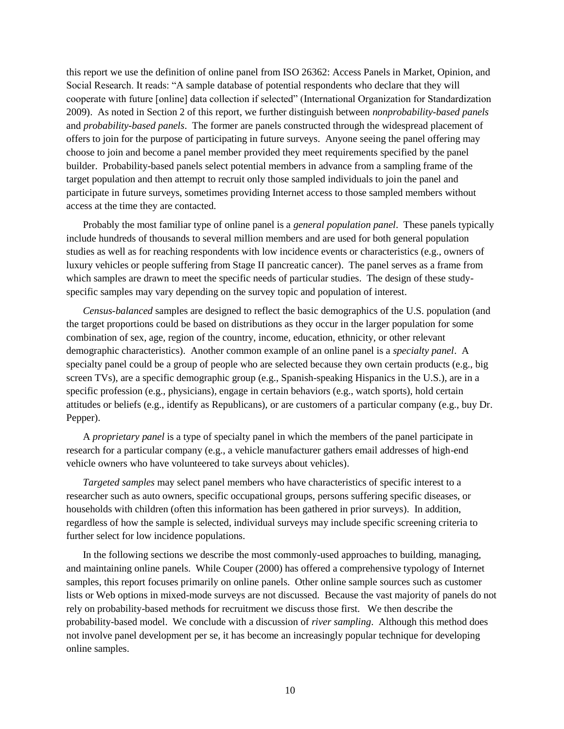this report we use the definition of online panel from ISO 26362: Access Panels in Market, Opinion, and Social Research. It reads: "A sample database of potential respondents who declare that they will cooperate with future [online] data collection if selected" (International Organization for Standardization 2009). As noted in Section 2 of this report, we further distinguish between *nonprobability-based panels* and *probability-based panels*. The former are panels constructed through the widespread placement of offers to join for the purpose of participating in future surveys. Anyone seeing the panel offering may choose to join and become a panel member provided they meet requirements specified by the panel builder. Probability-based panels select potential members in advance from a sampling frame of the target population and then attempt to recruit only those sampled individuals to join the panel and participate in future surveys, sometimes providing Internet access to those sampled members without access at the time they are contacted.

Probably the most familiar type of online panel is a *general population panel*. These panels typically include hundreds of thousands to several million members and are used for both general population studies as well as for reaching respondents with low incidence events or characteristics (e.g., owners of luxury vehicles or people suffering from Stage II pancreatic cancer). The panel serves as a frame from which samples are drawn to meet the specific needs of particular studies. The design of these study-specific samples may vary depending on the survey topic and population of interest.

*Census-balanced* samples are designed to reflect the basic demographics of the U.S. population (and the target proportions could be based on distributions as they occur in the larger population for some combination of sex, age, region of the country, income, education, ethnicity, or other relevant demographic characteristics). Another common example of an online panel is a *specialty panel*. A specialty panel could be a group of people who are selected because they own certain products (e.g., big screen TVs), are a specific demographic group (e.g., Spanish-speaking Hispanics in the U.S.), are in a specific profession (e.g., physicians), engage in certain behaviors (e.g., watch sports), hold certain attitudes or beliefs (e.g., identify as Republicans), or are customers of a particular company (e.g., buy Dr. Pepper).

A *proprietary panel* is a type of specialty panel in which the members of the panel participate in research for a particular company (e.g., a vehicle manufacturer gathers email addresses of high-end vehicle owners who have volunteered to take surveys about vehicles).

*Targeted samples* may select panel members who have characteristics of specific interest to a researcher such as auto owners, specific occupational groups, persons suffering specific diseases, or households with children (often this information has been gathered in prior surveys). In addition, regardless of how the sample is selected, individual surveys may include specific screening criteria to further select for low incidence populations.

In the following sections we describe the most commonly-used approaches to building, managing, and maintaining online panels. While Couper (2000) has offered a comprehensive typology of Internet samples, this report focuses primarily on online panels. Other online sample sources such as customer lists or Web options in mixed-mode surveys are not discussed. Because the vast majority of panels do not rely on probability-based methods for recruitment we discuss those first. We then describe the probability-based model. We conclude with a discussion of *river sampling*. Although this method does not involve panel development per se, it has become an increasingly popular technique for developing online samples.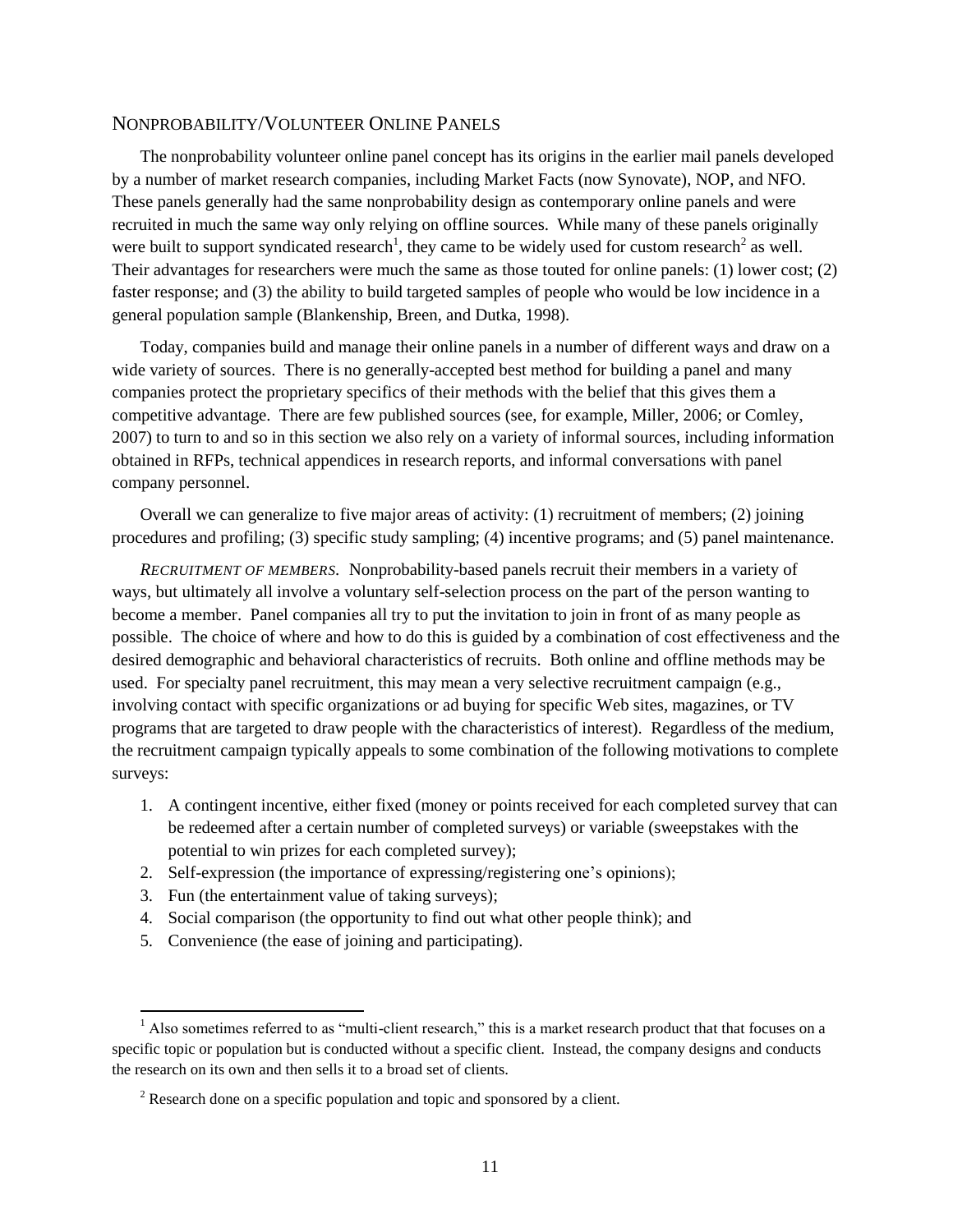## NONPROBABILITY/VOLUNTEER ONLINE PANELS

The nonprobability volunteer online panel concept has its origins in the earlier mail panels developed by a number of market research companies, including Market Facts (now Synovate), NOP, and NFO. These panels generally had the same nonprobability design as contemporary online panels and were recruited in much the same way only relying on offline sources. While many of these panels originally were built to support syndicated research[1], they came to be widely used for custom research[2] as well. Their advantages for researchers were much the same as those touted for online panels: (1) lower cost; (2) faster response; and (3) the ability to build targeted samples of people who would be low incidence in a general population sample (Blankenship, Breen, and Dutka, 1998).

Today, companies build and manage their online panels in a number of different ways and draw on a wide variety of sources. There is no generally-accepted best method for building a panel and many companies protect the proprietary specifics of their methods with the belief that this gives them a competitive advantage. There are few published sources (see, for example, Miller, 2006; or Comley, 2007) to turn to and so in this section we also rely on a variety of informal sources, including information obtained in RFPs, technical appendices in research reports, and informal conversations with panel company personnel.

Overall we can generalize to five major areas of activity: (1) recruitment of members; (2) joining procedures and profiling; (3) specific study sampling; (4) incentive programs; and (5) panel maintenance.

*RECRUITMENT OF MEMBERS.* Nonprobability-based panels recruit their members in a variety of ways, but ultimately all involve a voluntary self-selection process on the part of the person wanting to become a member. Panel companies all try to put the invitation to join in front of as many people as possible. The choice of where and how to do this is guided by a combination of cost effectiveness and the desired demographic and behavioral characteristics of recruits. Both online and offline methods may be used. For specialty panel recruitment, this may mean a very selective recruitment campaign (e.g., involving contact with specific organizations or ad buying for specific Web sites, magazines, or TV programs that are targeted to draw people with the characteristics of interest). Regardless of the medium, the recruitment campaign typically appeals to some combination of the following motivations to complete surveys:

1. A contingent incentive, either fixed (money or points received for each completed survey that can be redeemed after a certain number of completed surveys) or variable (sweepstakes with the potential to win prizes for each completed survey);
2. Self-expression (the importance of expressing/registering one's opinions);
3. Fun (the entertainment value of taking surveys);
4. Social comparison (the opportunity to find out what other people think); and
5. Convenience (the ease of joining and participating).

---

[1] Also sometimes referred to as "multi-client research," this is a market research product that that focuses on a specific topic or population but is conducted without a specific client. Instead, the company designs and conducts the research on its own and then sells it to a broad set of clients.

[2] Research done on a specific population and topic and sponsored by a client.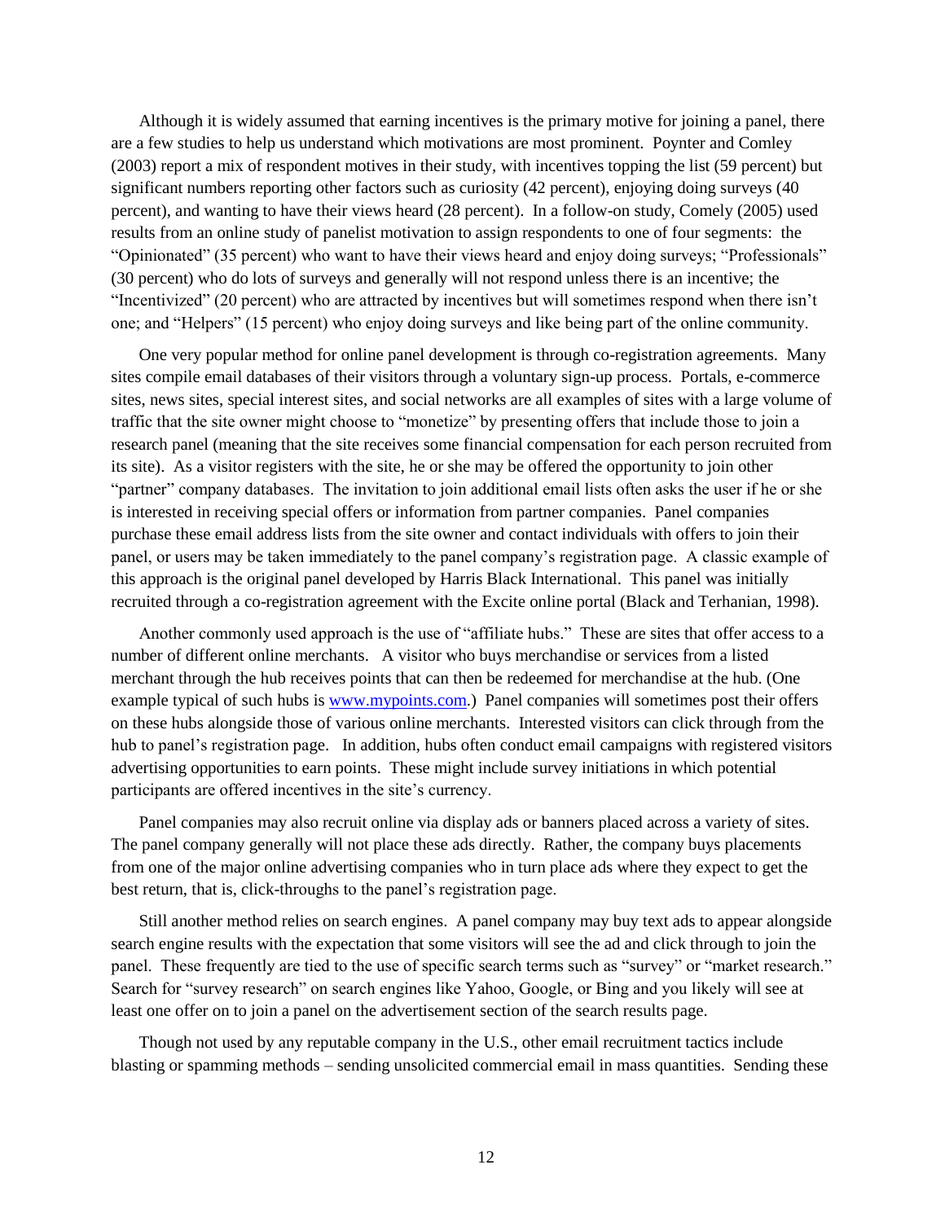Although it is widely assumed that earning incentives is the primary motive for joining a panel, there are a few studies to help us understand which motivations are most prominent. Poynter and Comley (2003) report a mix of respondent motives in their study, with incentives topping the list (59 percent) but significant numbers reporting other factors such as curiosity (42 percent), enjoying doing surveys (40 percent), and wanting to have their views heard (28 percent). In a follow-on study, Comely (2005) used results from an online study of panelist motivation to assign respondents to one of four segments: the "Opinionated" (35 percent) who want to have their views heard and enjoy doing surveys; "Professionals" (30 percent) who do lots of surveys and generally will not respond unless there is an incentive; the "Incentivized" (20 percent) who are attracted by incentives but will sometimes respond when there isn't one; and "Helpers" (15 percent) who enjoy doing surveys and like being part of the online community.

One very popular method for online panel development is through co-registration agreements. Many sites compile email databases of their visitors through a voluntary sign-up process. Portals, e-commerce sites, news sites, special interest sites, and social networks are all examples of sites with a large volume of traffic that the site owner might choose to "monetize" by presenting offers that include those to join a research panel (meaning that the site receives some financial compensation for each person recruited from its site). As a visitor registers with the site, he or she may be offered the opportunity to join other "partner" company databases. The invitation to join additional email lists often asks the user if he or she is interested in receiving special offers or information from partner companies. Panel companies purchase these email address lists from the site owner and contact individuals with offers to join their panel, or users may be taken immediately to the panel company's registration page. A classic example of this approach is the original panel developed by Harris Black International. This panel was initially recruited through a co-registration agreement with the Excite online portal (Black and Terhanian, 1998).

Another commonly used approach is the use of "affiliate hubs." These are sites that offer access to a number of different online merchants. A visitor who buys merchandise or services from a listed merchant through the hub receives points that can then be redeemed for merchandise at the hub. (One example typical of such hubs is www.mypoints.com.) Panel companies will sometimes post their offers on these hubs alongside those of various online merchants. Interested visitors can click through from the hub to panel's registration page. In addition, hubs often conduct email campaigns with registered visitors advertising opportunities to earn points. These might include survey initiations in which potential participants are offered incentives in the site's currency.

Panel companies may also recruit online via display ads or banners placed across a variety of sites. The panel company generally will not place these ads directly. Rather, the company buys placements from one of the major online advertising companies who in turn place ads where they expect to get the best return, that is, click-throughs to the panel's registration page.

Still another method relies on search engines. A panel company may buy text ads to appear alongside search engine results with the expectation that some visitors will see the ad and click through to join the panel. These frequently are tied to the use of specific search terms such as "survey" or "market research." Search for "survey research" on search engines like Yahoo, Google, or Bing and you likely will see at least one offer on to join a panel on the advertisement section of the search results page.

Though not used by any reputable company in the U.S., other email recruitment tactics include blasting or spamming methods – sending unsolicited commercial email in mass quantities. Sending these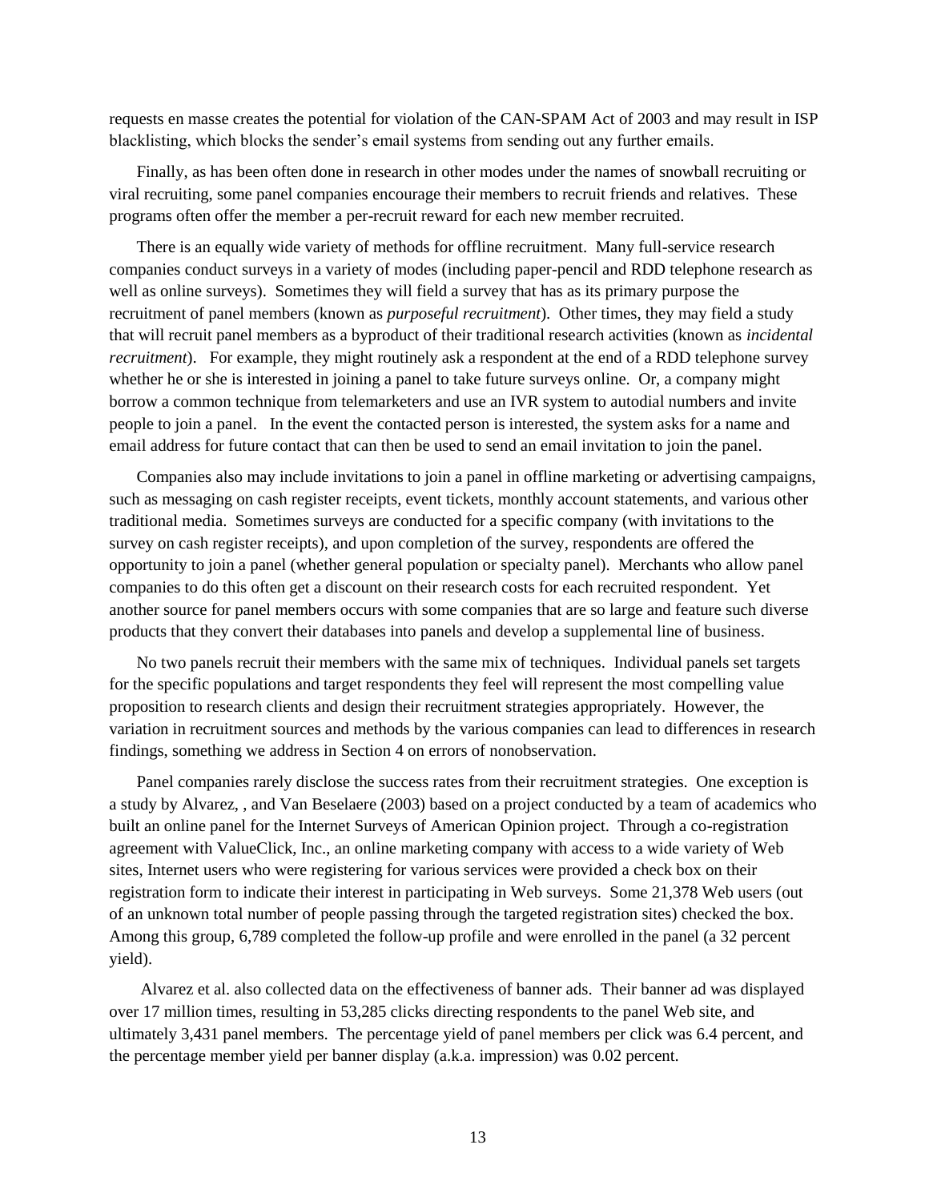requests en masse creates the potential for violation of the CAN-SPAM Act of 2003 and may result in ISP blacklisting, which blocks the sender's email systems from sending out any further emails.

Finally, as has been often done in research in other modes under the names of snowball recruiting or viral recruiting, some panel companies encourage their members to recruit friends and relatives. These programs often offer the member a per-recruit reward for each new member recruited.

There is an equally wide variety of methods for offline recruitment. Many full-service research companies conduct surveys in a variety of modes (including paper-pencil and RDD telephone research as well as online surveys). Sometimes they will field a survey that has as its primary purpose the recruitment of panel members (known as *purposeful recruitment*). Other times, they may field a study that will recruit panel members as a byproduct of their traditional research activities (known as *incidental recruitment*). For example, they might routinely ask a respondent at the end of a RDD telephone survey whether he or she is interested in joining a panel to take future surveys online. Or, a company might borrow a common technique from telemarketers and use an IVR system to autodial numbers and invite people to join a panel. In the event the contacted person is interested, the system asks for a name and email address for future contact that can then be used to send an email invitation to join the panel.

Companies also may include invitations to join a panel in offline marketing or advertising campaigns, such as messaging on cash register receipts, event tickets, monthly account statements, and various other traditional media. Sometimes surveys are conducted for a specific company (with invitations to the survey on cash register receipts), and upon completion of the survey, respondents are offered the opportunity to join a panel (whether general population or specialty panel). Merchants who allow panel companies to do this often get a discount on their research costs for each recruited respondent. Yet another source for panel members occurs with some companies that are so large and feature such diverse products that they convert their databases into panels and develop a supplemental line of business.

No two panels recruit their members with the same mix of techniques. Individual panels set targets for the specific populations and target respondents they feel will represent the most compelling value proposition to research clients and design their recruitment strategies appropriately. However, the variation in recruitment sources and methods by the various companies can lead to differences in research findings, something we address in Section 4 on errors of nonobservation.

Panel companies rarely disclose the success rates from their recruitment strategies. One exception is a study by Alvarez, , and Van Beselaere (2003) based on a project conducted by a team of academics who built an online panel for the Internet Surveys of American Opinion project. Through a co-registration agreement with ValueClick, Inc., an online marketing company with access to a wide variety of Web sites, Internet users who were registering for various services were provided a check box on their registration form to indicate their interest in participating in Web surveys. Some 21,378 Web users (out of an unknown total number of people passing through the targeted registration sites) checked the box. Among this group, 6,789 completed the follow-up profile and were enrolled in the panel (a 32 percent yield).

Alvarez et al. also collected data on the effectiveness of banner ads. Their banner ad was displayed over 17 million times, resulting in 53,285 clicks directing respondents to the panel Web site, and ultimately 3,431 panel members. The percentage yield of panel members per click was 6.4 percent, and the percentage member yield per banner display (a.k.a. impression) was 0.02 percent.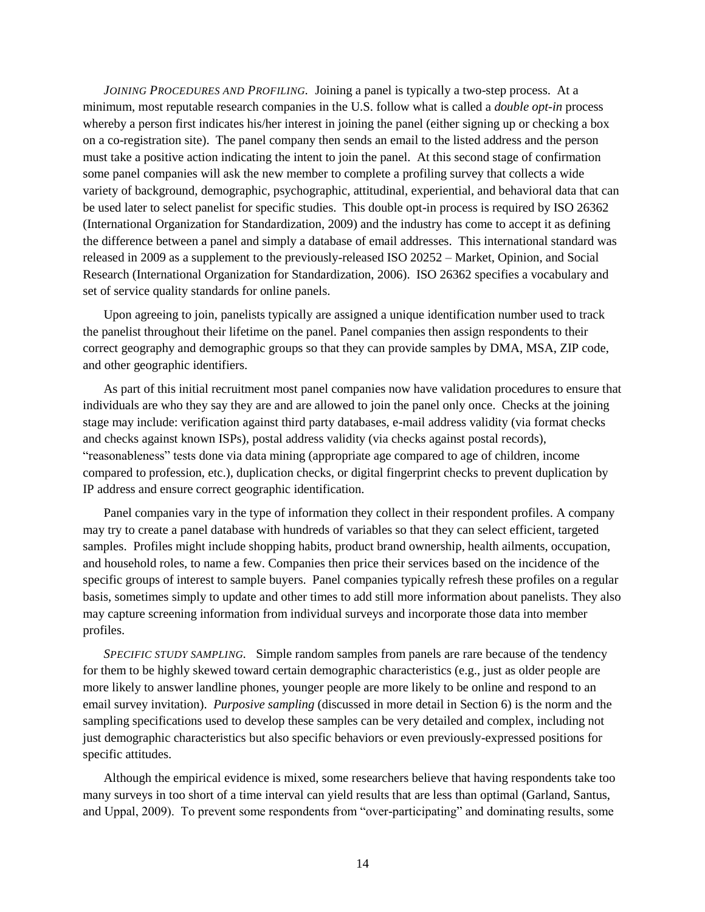*Joining Procedures and Profiling.* Joining a panel is typically a two-step process. At a minimum, most reputable research companies in the U.S. follow what is called a *double opt-in* process whereby a person first indicates his/her interest in joining the panel (either signing up or checking a box on a co-registration site). The panel company then sends an email to the listed address and the person must take a positive action indicating the intent to join the panel. At this second stage of confirmation some panel companies will ask the new member to complete a profiling survey that collects a wide variety of background, demographic, psychographic, attitudinal, experiential, and behavioral data that can be used later to select panelist for specific studies. This double opt-in process is required by ISO 26362 (International Organization for Standardization, 2009) and the industry has come to accept it as defining the difference between a panel and simply a database of email addresses. This international standard was released in 2009 as a supplement to the previously-released ISO 20252 – Market, Opinion, and Social Research (International Organization for Standardization, 2006). ISO 26362 specifies a vocabulary and set of service quality standards for online panels.

Upon agreeing to join, panelists typically are assigned a unique identification number used to track the panelist throughout their lifetime on the panel. Panel companies then assign respondents to their correct geography and demographic groups so that they can provide samples by DMA, MSA, ZIP code, and other geographic identifiers.

As part of this initial recruitment most panel companies now have validation procedures to ensure that individuals are who they say they are and are allowed to join the panel only once. Checks at the joining stage may include: verification against third party databases, e-mail address validity (via format checks and checks against known ISPs), postal address validity (via checks against postal records), "reasonableness" tests done via data mining (appropriate age compared to age of children, income compared to profession, etc.), duplication checks, or digital fingerprint checks to prevent duplication by IP address and ensure correct geographic identification.

Panel companies vary in the type of information they collect in their respondent profiles. A company may try to create a panel database with hundreds of variables so that they can select efficient, targeted samples. Profiles might include shopping habits, product brand ownership, health ailments, occupation, and household roles, to name a few. Companies then price their services based on the incidence of the specific groups of interest to sample buyers. Panel companies typically refresh these profiles on a regular basis, sometimes simply to update and other times to add still more information about panelists. They also may capture screening information from individual surveys and incorporate those data into member profiles.

*Specific study sampling.* Simple random samples from panels are rare because of the tendency for them to be highly skewed toward certain demographic characteristics (e.g., just as older people are more likely to answer landline phones, younger people are more likely to be online and respond to an email survey invitation). *Purposive sampling* (discussed in more detail in Section 6) is the norm and the sampling specifications used to develop these samples can be very detailed and complex, including not just demographic characteristics but also specific behaviors or even previously-expressed positions for specific attitudes.

Although the empirical evidence is mixed, some researchers believe that having respondents take too many surveys in too short of a time interval can yield results that are less than optimal (Garland, Santus, and Uppal, 2009). To prevent some respondents from "over-participating" and dominating results, some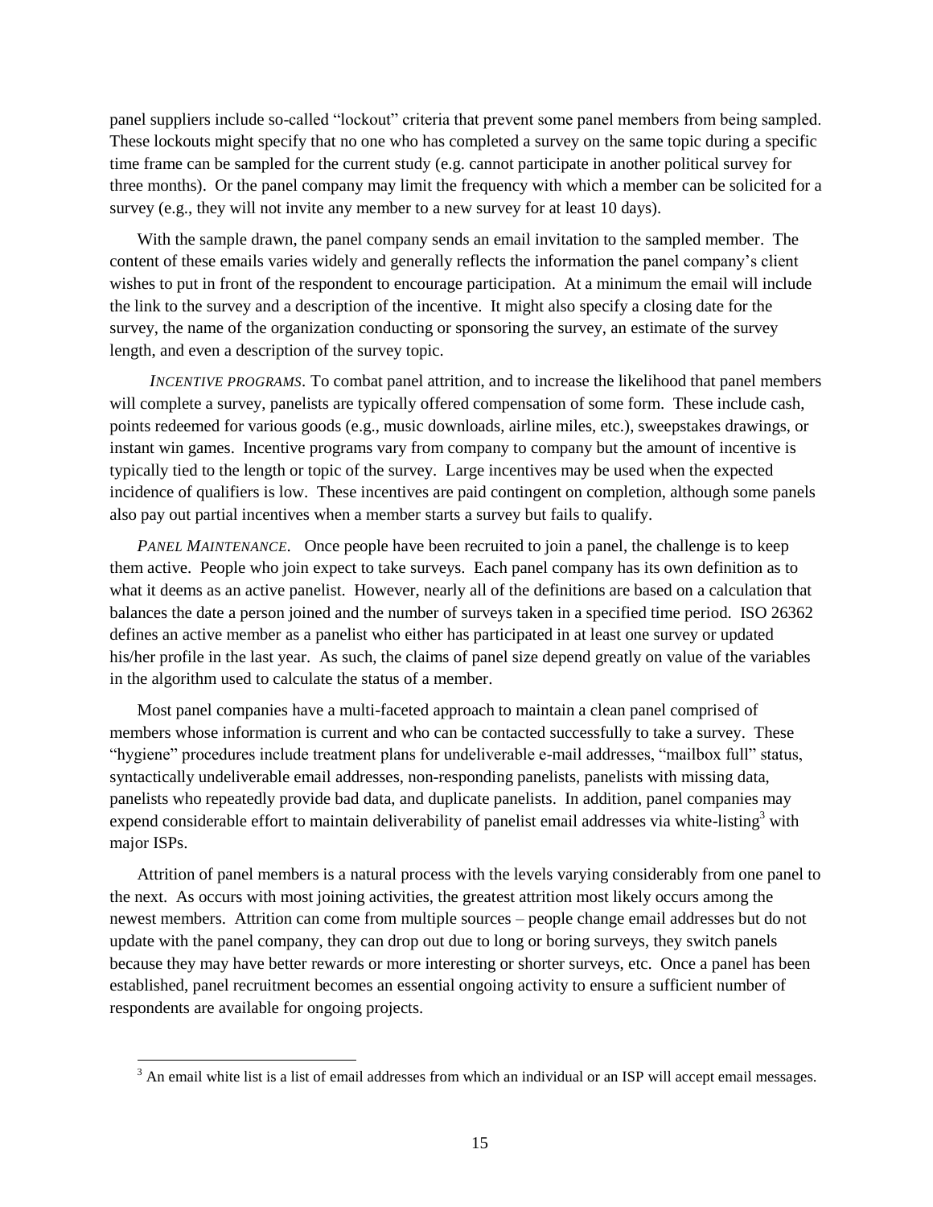panel suppliers include so-called "lockout" criteria that prevent some panel members from being sampled. These lockouts might specify that no one who has completed a survey on the same topic during a specific time frame can be sampled for the current study (e.g. cannot participate in another political survey for three months). Or the panel company may limit the frequency with which a member can be solicited for a survey (e.g., they will not invite any member to a new survey for at least 10 days).

With the sample drawn, the panel company sends an email invitation to the sampled member. The content of these emails varies widely and generally reflects the information the panel company's client wishes to put in front of the respondent to encourage participation. At a minimum the email will include the link to the survey and a description of the incentive. It might also specify a closing date for the survey, the name of the organization conducting or sponsoring the survey, an estimate of the survey length, and even a description of the survey topic.

*INCENTIVE PROGRAMS*. To combat panel attrition, and to increase the likelihood that panel members will complete a survey, panelists are typically offered compensation of some form. These include cash, points redeemed for various goods (e.g., music downloads, airline miles, etc.), sweepstakes drawings, or instant win games. Incentive programs vary from company to company but the amount of incentive is typically tied to the length or topic of the survey. Large incentives may be used when the expected incidence of qualifiers is low. These incentives are paid contingent on completion, although some panels also pay out partial incentives when a member starts a survey but fails to qualify.

*PANEL MAINTENANCE*. Once people have been recruited to join a panel, the challenge is to keep them active. People who join expect to take surveys. Each panel company has its own definition as to what it deems as an active panelist. However, nearly all of the definitions are based on a calculation that balances the date a person joined and the number of surveys taken in a specified time period. ISO 26362 defines an active member as a panelist who either has participated in at least one survey or updated his/her profile in the last year. As such, the claims of panel size depend greatly on value of the variables in the algorithm used to calculate the status of a member.

Most panel companies have a multi-faceted approach to maintain a clean panel comprised of members whose information is current and who can be contacted successfully to take a survey. These "hygiene" procedures include treatment plans for undeliverable e-mail addresses, "mailbox full" status, syntactically undeliverable email addresses, non-responding panelists, panelists with missing data, panelists who repeatedly provide bad data, and duplicate panelists. In addition, panel companies may expend considerable effort to maintain deliverability of panelist email addresses via white-listing[3] with major ISPs.

Attrition of panel members is a natural process with the levels varying considerably from one panel to the next. As occurs with most joining activities, the greatest attrition most likely occurs among the newest members. Attrition can come from multiple sources – people change email addresses but do not update with the panel company, they can drop out due to long or boring surveys, they switch panels because they may have better rewards or more interesting or shorter surveys, etc. Once a panel has been established, panel recruitment becomes an essential ongoing activity to ensure a sufficient number of respondents are available for ongoing projects.

---

[3] An email white list is a list of email addresses from which an individual or an ISP will accept email messages.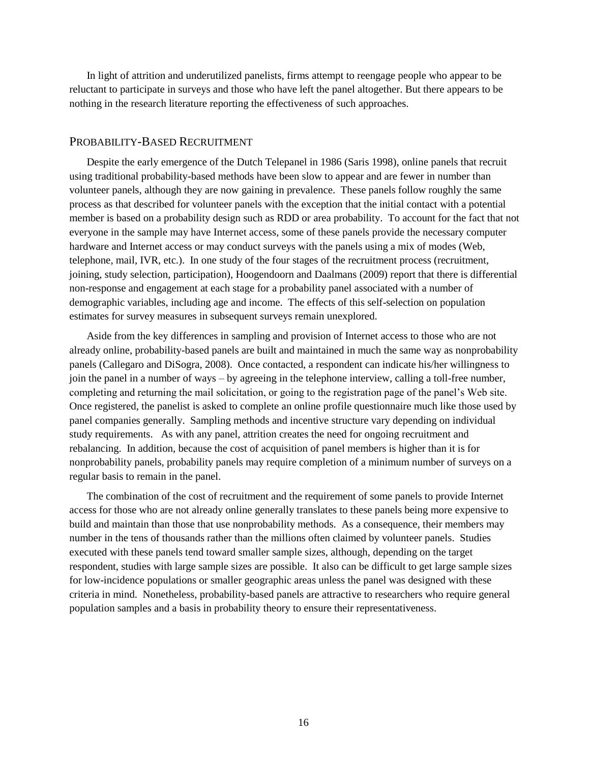In light of attrition and underutilized panelists, firms attempt to reengage people who appear to be reluctant to participate in surveys and those who have left the panel altogether. But there appears to be nothing in the research literature reporting the effectiveness of such approaches.

## Probability-Based Recruitment

Despite the early emergence of the Dutch Telepanel in 1986 (Saris 1998), online panels that recruit using traditional probability-based methods have been slow to appear and are fewer in number than volunteer panels, although they are now gaining in prevalence. These panels follow roughly the same process as that described for volunteer panels with the exception that the initial contact with a potential member is based on a probability design such as RDD or area probability. To account for the fact that not everyone in the sample may have Internet access, some of these panels provide the necessary computer hardware and Internet access or may conduct surveys with the panels using a mix of modes (Web, telephone, mail, IVR, etc.). In one study of the four stages of the recruitment process (recruitment, joining, study selection, participation), Hoogendoorn and Daalmans (2009) report that there is differential non-response and engagement at each stage for a probability panel associated with a number of demographic variables, including age and income. The effects of this self-selection on population estimates for survey measures in subsequent surveys remain unexplored.

Aside from the key differences in sampling and provision of Internet access to those who are not already online, probability-based panels are built and maintained in much the same way as nonprobability panels (Callegaro and DiSogra, 2008). Once contacted, a respondent can indicate his/her willingness to join the panel in a number of ways – by agreeing in the telephone interview, calling a toll-free number, completing and returning the mail solicitation, or going to the registration page of the panel's Web site. Once registered, the panelist is asked to complete an online profile questionnaire much like those used by panel companies generally. Sampling methods and incentive structure vary depending on individual study requirements. As with any panel, attrition creates the need for ongoing recruitment and rebalancing. In addition, because the cost of acquisition of panel members is higher than it is for nonprobability panels, probability panels may require completion of a minimum number of surveys on a regular basis to remain in the panel.

The combination of the cost of recruitment and the requirement of some panels to provide Internet access for those who are not already online generally translates to these panels being more expensive to build and maintain than those that use nonprobability methods. As a consequence, their members may number in the tens of thousands rather than the millions often claimed by volunteer panels. Studies executed with these panels tend toward smaller sample sizes, although, depending on the target respondent, studies with large sample sizes are possible. It also can be difficult to get large sample sizes for low-incidence populations or smaller geographic areas unless the panel was designed with these criteria in mind. Nonetheless, probability-based panels are attractive to researchers who require general population samples and a basis in probability theory to ensure their representativeness.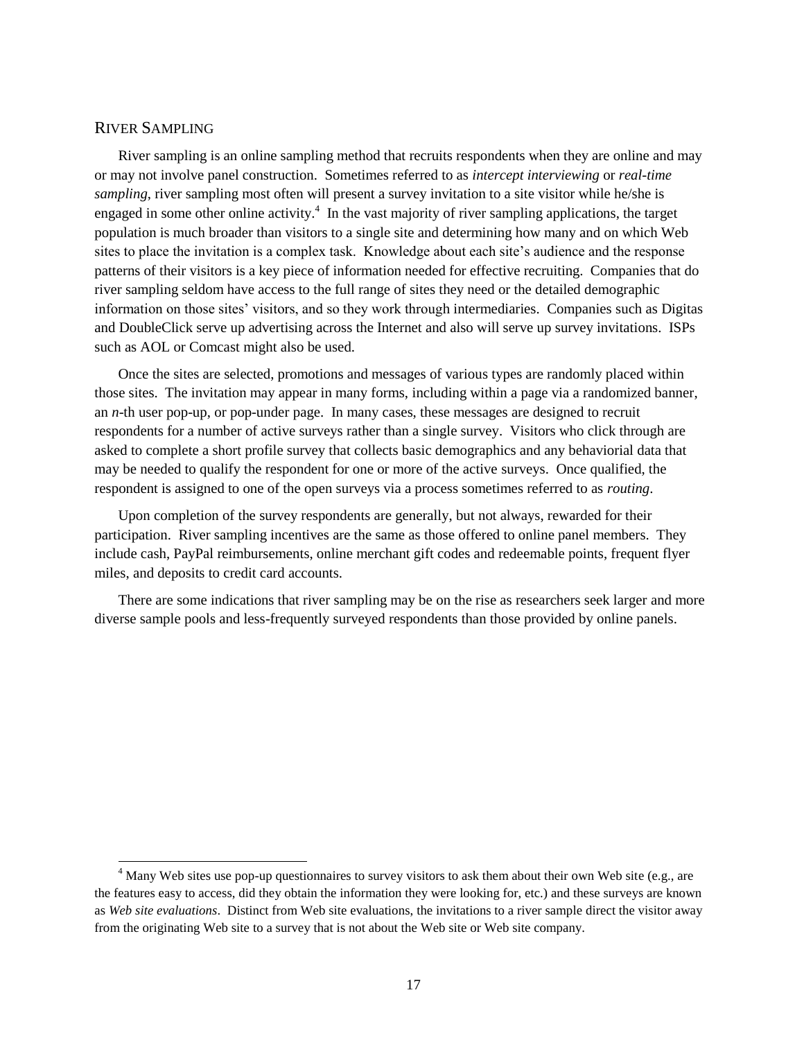## River Sampling

River sampling is an online sampling method that recruits respondents when they are online and may or may not involve panel construction. Sometimes referred to as *intercept interviewing* or *real-time sampling*, river sampling most often will present a survey invitation to a site visitor while he/she is engaged in some other online activity.[4] In the vast majority of river sampling applications, the target population is much broader than visitors to a single site and determining how many and on which Web sites to place the invitation is a complex task. Knowledge about each site's audience and the response patterns of their visitors is a key piece of information needed for effective recruiting. Companies that do river sampling seldom have access to the full range of sites they need or the detailed demographic information on those sites' visitors, and so they work through intermediaries. Companies such as Digitas and DoubleClick serve up advertising across the Internet and also will serve up survey invitations. ISPs such as AOL or Comcast might also be used.

Once the sites are selected, promotions and messages of various types are randomly placed within those sites. The invitation may appear in many forms, including within a page via a randomized banner, an *n*-th user pop-up, or pop-under page. In many cases, these messages are designed to recruit respondents for a number of active surveys rather than a single survey. Visitors who click through are asked to complete a short profile survey that collects basic demographics and any behaviorial data that may be needed to qualify the respondent for one or more of the active surveys. Once qualified, the respondent is assigned to one of the open surveys via a process sometimes referred to as *routing*.

Upon completion of the survey respondents are generally, but not always, rewarded for their participation. River sampling incentives are the same as those offered to online panel members. They include cash, PayPal reimbursements, online merchant gift codes and redeemable points, frequent flyer miles, and deposits to credit card accounts.

There are some indications that river sampling may be on the rise as researchers seek larger and more diverse sample pools and less-frequently surveyed respondents than those provided by online panels.

---

[4] Many Web sites use pop-up questionnaires to survey visitors to ask them about their own Web site (e.g., are the features easy to access, did they obtain the information they were looking for, etc.) and these surveys are known as *Web site evaluations*. Distinct from Web site evaluations, the invitations to a river sample direct the visitor away from the originating Web site to a survey that is not about the Web site or Web site company.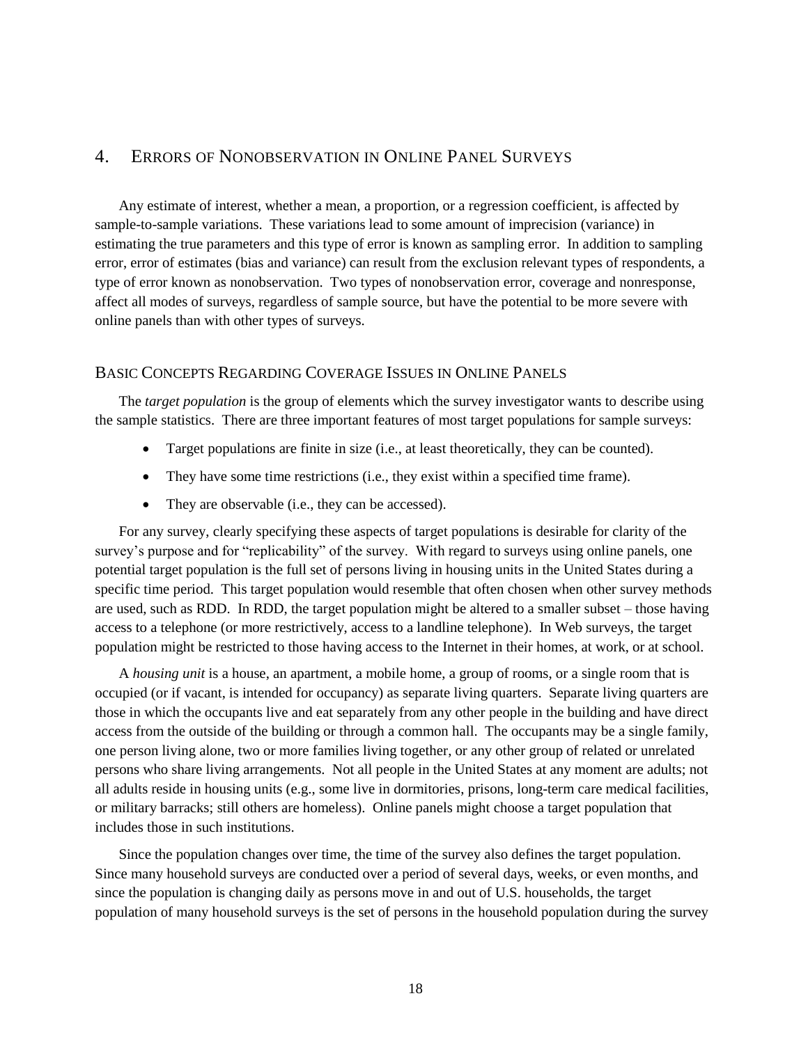## 4. Errors of Nonobservation in Online Panel Surveys

Any estimate of interest, whether a mean, a proportion, or a regression coefficient, is affected by sample-to-sample variations. These variations lead to some amount of imprecision (variance) in estimating the true parameters and this type of error is known as sampling error. In addition to sampling error, error of estimates (bias and variance) can result from the exclusion relevant types of respondents, a type of error known as nonobservation. Two types of nonobservation error, coverage and nonresponse, affect all modes of surveys, regardless of sample source, but have the potential to be more severe with online panels than with other types of surveys.

### Basic Concepts Regarding Coverage Issues in Online Panels

The *target population* is the group of elements which the survey investigator wants to describe using the sample statistics. There are three important features of most target populations for sample surveys:

- Target populations are finite in size (i.e., at least theoretically, they can be counted).
- They have some time restrictions (i.e., they exist within a specified time frame).
- They are observable (i.e., they can be accessed).

For any survey, clearly specifying these aspects of target populations is desirable for clarity of the survey's purpose and for "replicability" of the survey. With regard to surveys using online panels, one potential target population is the full set of persons living in housing units in the United States during a specific time period. This target population would resemble that often chosen when other survey methods are used, such as RDD. In RDD, the target population might be altered to a smaller subset – those having access to a telephone (or more restrictively, access to a landline telephone). In Web surveys, the target population might be restricted to those having access to the Internet in their homes, at work, or at school.

A *housing unit* is a house, an apartment, a mobile home, a group of rooms, or a single room that is occupied (or if vacant, is intended for occupancy) as separate living quarters. Separate living quarters are those in which the occupants live and eat separately from any other people in the building and have direct access from the outside of the building or through a common hall. The occupants may be a single family, one person living alone, two or more families living together, or any other group of related or unrelated persons who share living arrangements. Not all people in the United States at any moment are adults; not all adults reside in housing units (e.g., some live in dormitories, prisons, long-term care medical facilities, or military barracks; still others are homeless). Online panels might choose a target population that includes those in such institutions.

Since the population changes over time, the time of the survey also defines the target population. Since many household surveys are conducted over a period of several days, weeks, or even months, and since the population is changing daily as persons move in and out of U.S. households, the target population of many household surveys is the set of persons in the household population during the survey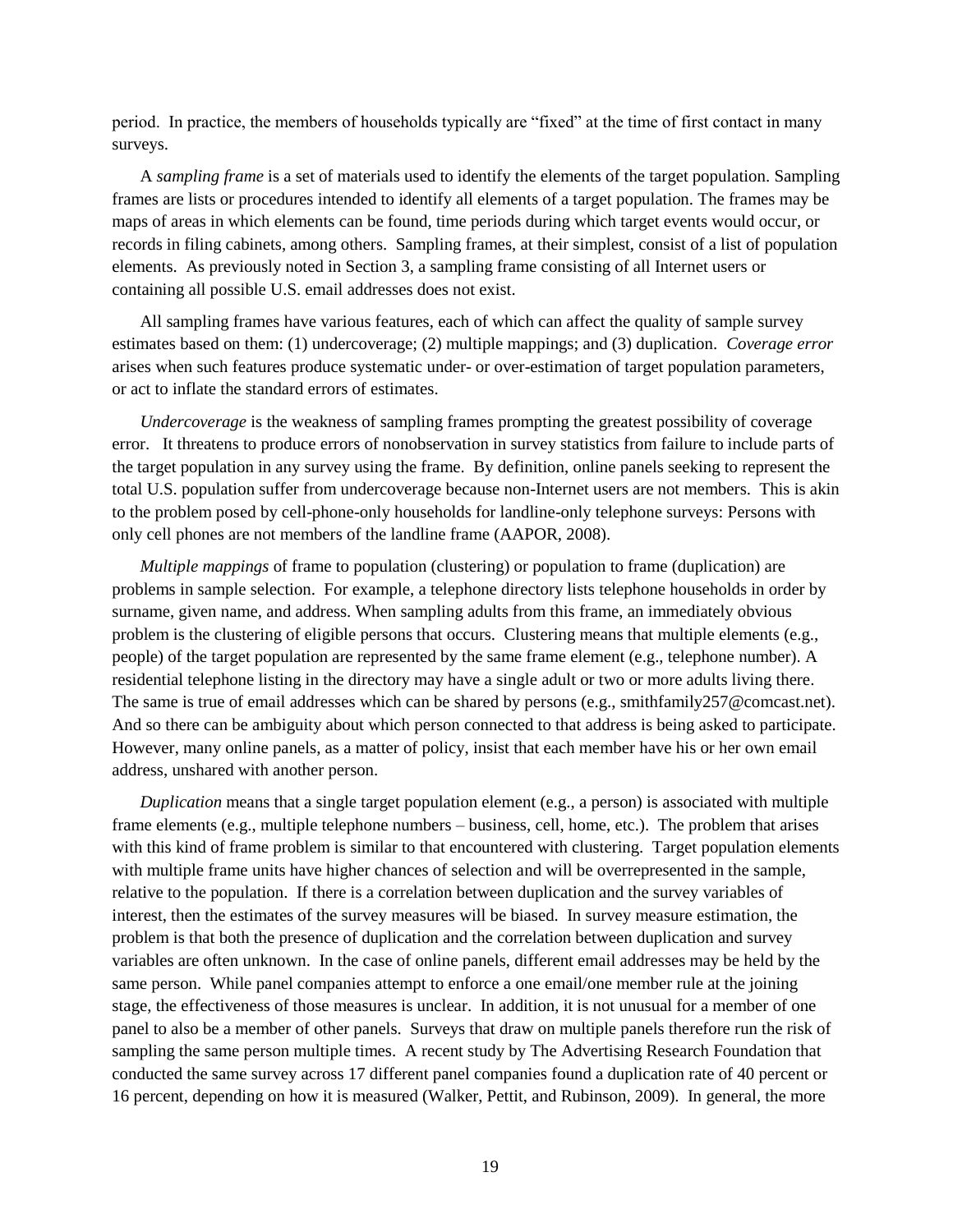period. In practice, the members of households typically are "fixed" at the time of first contact in many surveys.

A *sampling frame* is a set of materials used to identify the elements of the target population. Sampling frames are lists or procedures intended to identify all elements of a target population. The frames may be maps of areas in which elements can be found, time periods during which target events would occur, or records in filing cabinets, among others. Sampling frames, at their simplest, consist of a list of population elements. As previously noted in Section 3, a sampling frame consisting of all Internet users or containing all possible U.S. email addresses does not exist.

All sampling frames have various features, each of which can affect the quality of sample survey estimates based on them: (1) undercoverage; (2) multiple mappings; and (3) duplication. *Coverage error* arises when such features produce systematic under- or over-estimation of target population parameters, or act to inflate the standard errors of estimates.

*Undercoverage* is the weakness of sampling frames prompting the greatest possibility of coverage error. It threatens to produce errors of nonobservation in survey statistics from failure to include parts of the target population in any survey using the frame. By definition, online panels seeking to represent the total U.S. population suffer from undercoverage because non-Internet users are not members. This is akin to the problem posed by cell-phone-only households for landline-only telephone surveys: Persons with only cell phones are not members of the landline frame (AAPOR, 2008).

*Multiple mappings* of frame to population (clustering) or population to frame (duplication) are problems in sample selection. For example, a telephone directory lists telephone households in order by surname, given name, and address. When sampling adults from this frame, an immediately obvious problem is the clustering of eligible persons that occurs. Clustering means that multiple elements (e.g., people) of the target population are represented by the same frame element (e.g., telephone number). A residential telephone listing in the directory may have a single adult or two or more adults living there. The same is true of email addresses which can be shared by persons (e.g., smithfamily257@comcast.net). And so there can be ambiguity about which person connected to that address is being asked to participate. However, many online panels, as a matter of policy, insist that each member have his or her own email address, unshared with another person.

*Duplication* means that a single target population element (e.g., a person) is associated with multiple frame elements (e.g., multiple telephone numbers – business, cell, home, etc.). The problem that arises with this kind of frame problem is similar to that encountered with clustering. Target population elements with multiple frame units have higher chances of selection and will be overrepresented in the sample, relative to the population. If there is a correlation between duplication and the survey variables of interest, then the estimates of the survey measures will be biased. In survey measure estimation, the problem is that both the presence of duplication and the correlation between duplication and survey variables are often unknown. In the case of online panels, different email addresses may be held by the same person. While panel companies attempt to enforce a one email/one member rule at the joining stage, the effectiveness of those measures is unclear. In addition, it is not unusual for a member of one panel to also be a member of other panels. Surveys that draw on multiple panels therefore run the risk of sampling the same person multiple times. A recent study by The Advertising Research Foundation that conducted the same survey across 17 different panel companies found a duplication rate of 40 percent or 16 percent, depending on how it is measured (Walker, Pettit, and Rubinson, 2009). In general, the more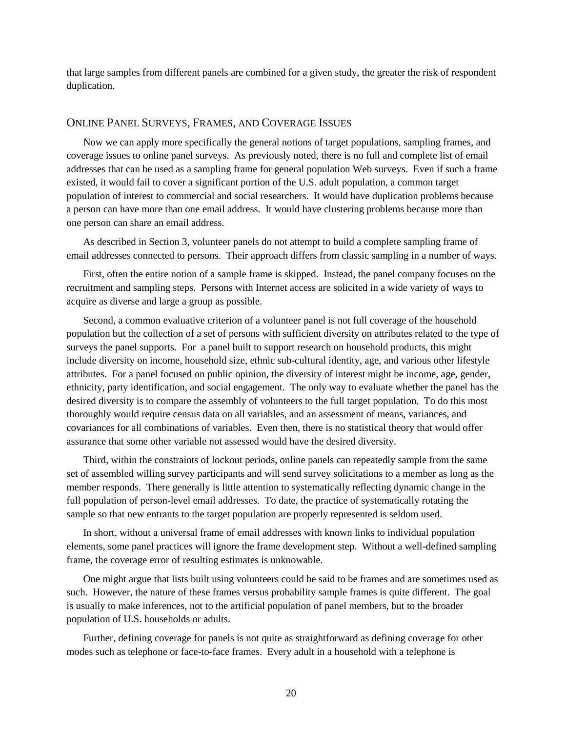that large samples from different panels are combined for a given study, the greater the risk of respondent duplication.

## Online Panel Surveys, Frames, and Coverage Issues

Now we can apply more specifically the general notions of target populations, sampling frames, and coverage issues to online panel surveys. As previously noted, there is no full and complete list of email addresses that can be used as a sampling frame for general population Web surveys. Even if such a frame existed, it would fail to cover a significant portion of the U.S. adult population, a common target population of interest to commercial and social researchers. It would have duplication problems because a person can have more than one email address. It would have clustering problems because more than one person can share an email address.

As described in Section 3, volunteer panels do not attempt to build a complete sampling frame of email addresses connected to persons. Their approach differs from classic sampling in a number of ways.

First, often the entire notion of a sample frame is skipped. Instead, the panel company focuses on the recruitment and sampling steps. Persons with Internet access are solicited in a wide variety of ways to acquire as diverse and large a group as possible.

Second, a common evaluative criterion of a volunteer panel is not full coverage of the household population but the collection of a set of persons with sufficient diversity on attributes related to the type of surveys the panel supports. For a panel built to support research on household products, this might include diversity on income, household size, ethnic sub-cultural identity, age, and various other lifestyle attributes. For a panel focused on public opinion, the diversity of interest might be income, age, gender, ethnicity, party identification, and social engagement. The only way to evaluate whether the panel has the desired diversity is to compare the assembly of volunteers to the full target population. To do this most thoroughly would require census data on all variables, and an assessment of means, variances, and covariances for all combinations of variables. Even then, there is no statistical theory that would offer assurance that some other variable not assessed would have the desired diversity.

Third, within the constraints of lockout periods, online panels can repeatedly sample from the same set of assembled willing survey participants and will send survey solicitations to a member as long as the member responds. There generally is little attention to systematically reflecting dynamic change in the full population of person-level email addresses. To date, the practice of systematically rotating the sample so that new entrants to the target population are properly represented is seldom used.

In short, without a universal frame of email addresses with known links to individual population elements, some panel practices will ignore the frame development step. Without a well-defined sampling frame, the coverage error of resulting estimates is unknowable.

One might argue that lists built using volunteers could be said to be frames and are sometimes used as such. However, the nature of these frames versus probability sample frames is quite different. The goal is usually to make inferences, not to the artificial population of panel members, but to the broader population of U.S. households or adults.

Further, defining coverage for panels is not quite as straightforward as defining coverage for other modes such as telephone or face-to-face frames. Every adult in a household with a telephone is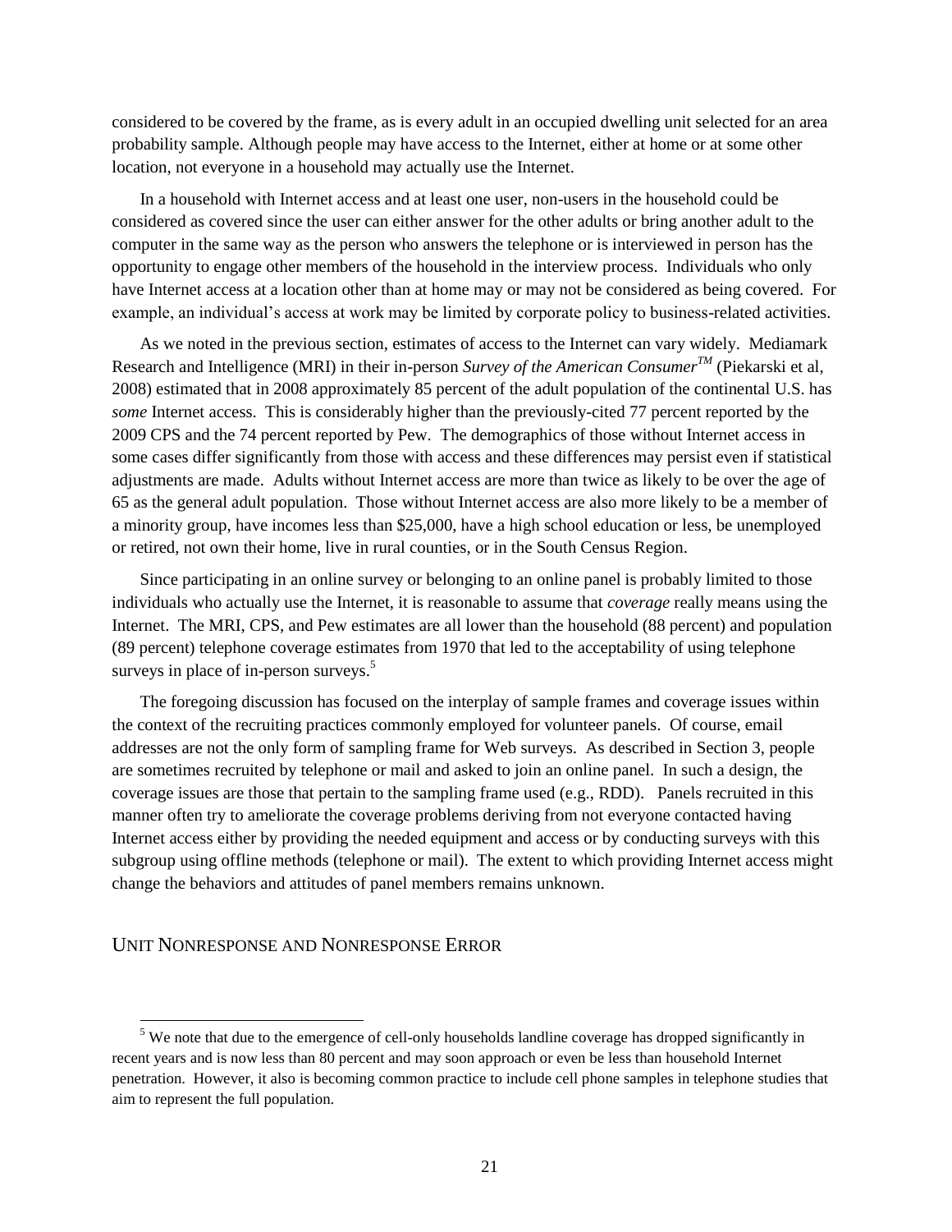considered to be covered by the frame, as is every adult in an occupied dwelling unit selected for an area probability sample. Although people may have access to the Internet, either at home or at some other location, not everyone in a household may actually use the Internet.

In a household with Internet access and at least one user, non-users in the household could be considered as covered since the user can either answer for the other adults or bring another adult to the computer in the same way as the person who answers the telephone or is interviewed in person has the opportunity to engage other members of the household in the interview process. Individuals who only have Internet access at a location other than at home may or may not be considered as being covered. For example, an individual's access at work may be limited by corporate policy to business-related activities.

As we noted in the previous section, estimates of access to the Internet can vary widely. Mediamark Research and Intelligence (MRI) in their in-person *Survey of the American Consumer™* (Piekarski et al, 2008) estimated that in 2008 approximately 85 percent of the adult population of the continental U.S. has *some* Internet access. This is considerably higher than the previously-cited 77 percent reported by the 2009 CPS and the 74 percent reported by Pew. The demographics of those without Internet access in some cases differ significantly from those with access and these differences may persist even if statistical adjustments are made. Adults without Internet access are more than twice as likely to be over the age of 65 as the general adult population. Those without Internet access are also more likely to be a member of a minority group, have incomes less than $25,000, have a high school education or less, be unemployed or retired, not own their home, live in rural counties, or in the South Census Region.

Since participating in an online survey or belonging to an online panel is probably limited to those individuals who actually use the Internet, it is reasonable to assume that *coverage* really means using the Internet. The MRI, CPS, and Pew estimates are all lower than the household (88 percent) and population (89 percent) telephone coverage estimates from 1970 that led to the acceptability of using telephone surveys in place of in-person surveys.[5]

The foregoing discussion has focused on the interplay of sample frames and coverage issues within the context of the recruiting practices commonly employed for volunteer panels. Of course, email addresses are not the only form of sampling frame for Web surveys. As described in Section 3, people are sometimes recruited by telephone or mail and asked to join an online panel. In such a design, the coverage issues are those that pertain to the sampling frame used (e.g., RDD). Panels recruited in this manner often try to ameliorate the coverage problems deriving from not everyone contacted having Internet access either by providing the needed equipment and access or by conducting surveys with this subgroup using offline methods (telephone or mail). The extent to which providing Internet access might change the behaviors and attitudes of panel members remains unknown.

## UNIT NONRESPONSE AND NONRESPONSE ERROR

[5] We note that due to the emergence of cell-only households landline coverage has dropped significantly in recent years and is now less than 80 percent and may soon approach or even be less than household Internet penetration. However, it also is becoming common practice to include cell phone samples in telephone studies that aim to represent the full population.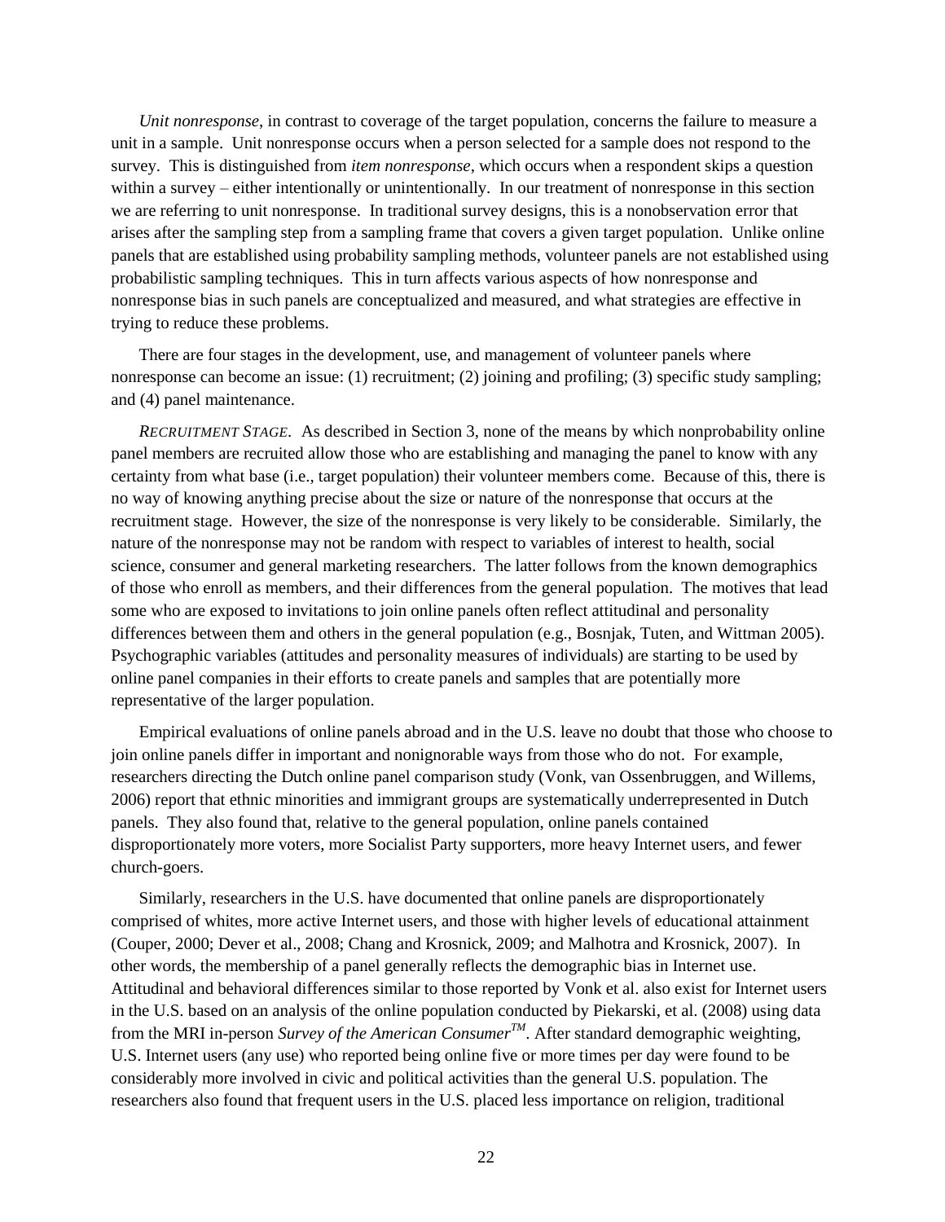*Unit nonresponse*, in contrast to coverage of the target population, concerns the failure to measure a unit in a sample. Unit nonresponse occurs when a person selected for a sample does not respond to the survey. This is distinguished from *item nonresponse*, which occurs when a respondent skips a question within a survey – either intentionally or unintentionally. In our treatment of nonresponse in this section we are referring to unit nonresponse. In traditional survey designs, this is a nonobservation error that arises after the sampling step from a sampling frame that covers a given target population. Unlike online panels that are established using probability sampling methods, volunteer panels are not established using probabilistic sampling techniques. This in turn affects various aspects of how nonresponse and nonresponse bias in such panels are conceptualized and measured, and what strategies are effective in trying to reduce these problems.

There are four stages in the development, use, and management of volunteer panels where nonresponse can become an issue: (1) recruitment; (2) joining and profiling; (3) specific study sampling; and (4) panel maintenance.

*RECRUITMENT STAGE.* As described in Section 3, none of the means by which nonprobability online panel members are recruited allow those who are establishing and managing the panel to know with any certainty from what base (i.e., target population) their volunteer members come. Because of this, there is no way of knowing anything precise about the size or nature of the nonresponse that occurs at the recruitment stage. However, the size of the nonresponse is very likely to be considerable. Similarly, the nature of the nonresponse may not be random with respect to variables of interest to health, social science, consumer and general marketing researchers. The latter follows from the known demographics of those who enroll as members, and their differences from the general population. The motives that lead some who are exposed to invitations to join online panels often reflect attitudinal and personality differences between them and others in the general population (e.g., Bosnjak, Tuten, and Wittman 2005). Psychographic variables (attitudes and personality measures of individuals) are starting to be used by online panel companies in their efforts to create panels and samples that are potentially more representative of the larger population.

Empirical evaluations of online panels abroad and in the U.S. leave no doubt that those who choose to join online panels differ in important and nonignorable ways from those who do not. For example, researchers directing the Dutch online panel comparison study (Vonk, van Ossenbruggen, and Willems, 2006) report that ethnic minorities and immigrant groups are systematically underrepresented in Dutch panels. They also found that, relative to the general population, online panels contained disproportionately more voters, more Socialist Party supporters, more heavy Internet users, and fewer church-goers.

Similarly, researchers in the U.S. have documented that online panels are disproportionately comprised of whites, more active Internet users, and those with higher levels of educational attainment (Couper, 2000; Dever et al., 2008; Chang and Krosnick, 2009; and Malhotra and Krosnick, 2007). In other words, the membership of a panel generally reflects the demographic bias in Internet use. Attitudinal and behavioral differences similar to those reported by Vonk et al. also exist for Internet users in the U.S. based on an analysis of the online population conducted by Piekarski, et al. (2008) using data from the MRI in-person *Survey of the American Consumer*™. After standard demographic weighting, U.S. Internet users (any use) who reported being online five or more times per day were found to be considerably more involved in civic and political activities than the general U.S. population. The researchers also found that frequent users in the U.S. placed less importance on religion, traditional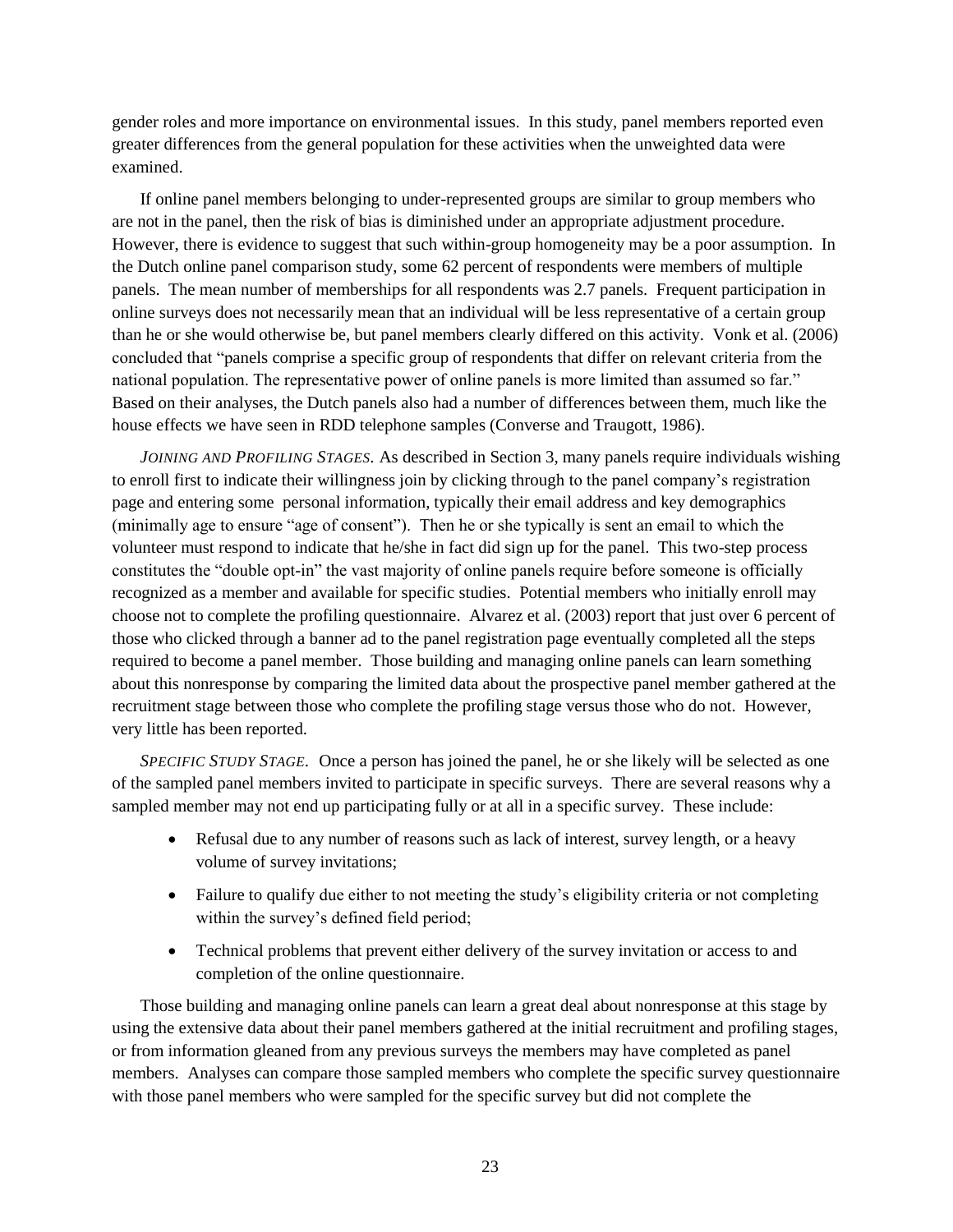gender roles and more importance on environmental issues. In this study, panel members reported even greater differences from the general population for these activities when the unweighted data were examined.

If online panel members belonging to under-represented groups are similar to group members who are not in the panel, then the risk of bias is diminished under an appropriate adjustment procedure. However, there is evidence to suggest that such within-group homogeneity may be a poor assumption. In the Dutch online panel comparison study, some 62 percent of respondents were members of multiple panels. The mean number of memberships for all respondents was 2.7 panels. Frequent participation in online surveys does not necessarily mean that an individual will be less representative of a certain group than he or she would otherwise be, but panel members clearly differed on this activity. Vonk et al. (2006) concluded that "panels comprise a specific group of respondents that differ on relevant criteria from the national population. The representative power of online panels is more limited than assumed so far." Based on their analyses, the Dutch panels also had a number of differences between them, much like the house effects we have seen in RDD telephone samples (Converse and Traugott, 1986).

*JOINING AND PROFILING STAGES*. As described in Section 3, many panels require individuals wishing to enroll first to indicate their willingness join by clicking through to the panel company's registration page and entering some personal information, typically their email address and key demographics (minimally age to ensure "age of consent"). Then he or she typically is sent an email to which the volunteer must respond to indicate that he/she in fact did sign up for the panel. This two-step process constitutes the "double opt-in" the vast majority of online panels require before someone is officially recognized as a member and available for specific studies. Potential members who initially enroll may choose not to complete the profiling questionnaire. Alvarez et al. (2003) report that just over 6 percent of those who clicked through a banner ad to the panel registration page eventually completed all the steps required to become a panel member. Those building and managing online panels can learn something about this nonresponse by comparing the limited data about the prospective panel member gathered at the recruitment stage between those who complete the profiling stage versus those who do not. However, very little has been reported.

*SPECIFIC STUDY STAGE*. Once a person has joined the panel, he or she likely will be selected as one of the sampled panel members invited to participate in specific surveys. There are several reasons why a sampled member may not end up participating fully or at all in a specific survey. These include:

- Refusal due to any number of reasons such as lack of interest, survey length, or a heavy volume of survey invitations;
- Failure to qualify due either to not meeting the study's eligibility criteria or not completing within the survey's defined field period;
- Technical problems that prevent either delivery of the survey invitation or access to and completion of the online questionnaire.

Those building and managing online panels can learn a great deal about nonresponse at this stage by using the extensive data about their panel members gathered at the initial recruitment and profiling stages, or from information gleaned from any previous surveys the members may have completed as panel members. Analyses can compare those sampled members who complete the specific survey questionnaire with those panel members who were sampled for the specific survey but did not complete the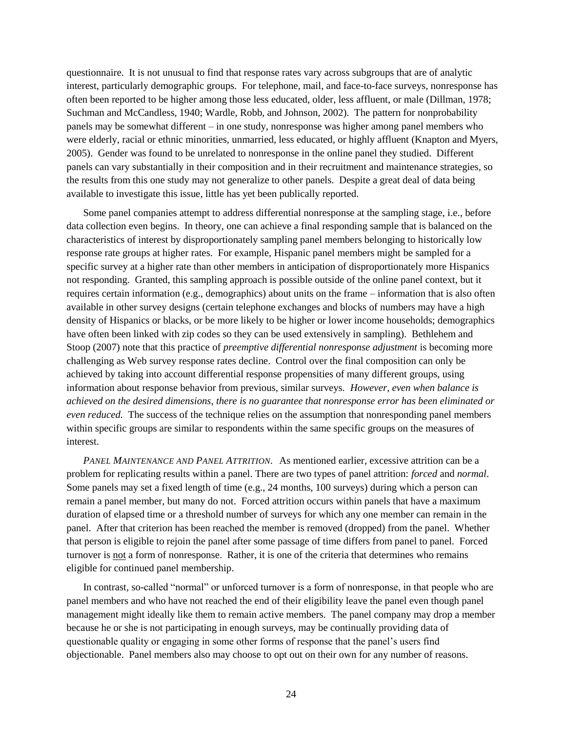questionnaire. It is not unusual to find that response rates vary across subgroups that are of analytic interest, particularly demographic groups. For telephone, mail, and face-to-face surveys, nonresponse has often been reported to be higher among those less educated, older, less affluent, or male (Dillman, 1978; Suchman and McCandless, 1940; Wardle, Robb, and Johnson, 2002). The pattern for nonprobability panels may be somewhat different – in one study, nonresponse was higher among panel members who were elderly, racial or ethnic minorities, unmarried, less educated, or highly affluent (Knapton and Myers, 2005). Gender was found to be unrelated to nonresponse in the online panel they studied. Different panels can vary substantially in their composition and in their recruitment and maintenance strategies, so the results from this one study may not generalize to other panels. Despite a great deal of data being available to investigate this issue, little has yet been publically reported.

Some panel companies attempt to address differential nonresponse at the sampling stage, i.e., before data collection even begins. In theory, one can achieve a final responding sample that is balanced on the characteristics of interest by disproportionately sampling panel members belonging to historically low response rate groups at higher rates. For example, Hispanic panel members might be sampled for a specific survey at a higher rate than other members in anticipation of disproportionately more Hispanics not responding. Granted, this sampling approach is possible outside of the online panel context, but it requires certain information (e.g., demographics) about units on the frame – information that is also often available in other survey designs (certain telephone exchanges and blocks of numbers may have a high density of Hispanics or blacks, or be more likely to be higher or lower income households; demographics have often been linked with zip codes so they can be used extensively in sampling). Bethlehem and Stoop (2007) note that this practice of *preemptive differential nonresponse adjustment* is becoming more challenging as Web survey response rates decline. Control over the final composition can only be achieved by taking into account differential response propensities of many different groups, using information about response behavior from previous, similar surveys. *However, even when balance is achieved on the desired dimensions, there is no guarantee that nonresponse error has been eliminated or even reduced.* The success of the technique relies on the assumption that nonresponding panel members within specific groups are similar to respondents within the same specific groups on the measures of interest.

*PANEL MAINTENANCE AND PANEL ATTRITION*. As mentioned earlier, excessive attrition can be a problem for replicating results within a panel. There are two types of panel attrition: *forced* and *normal*. Some panels may set a fixed length of time (e.g., 24 months, 100 surveys) during which a person can remain a panel member, but many do not. Forced attrition occurs within panels that have a maximum duration of elapsed time or a threshold number of surveys for which any one member can remain in the panel. After that criterion has been reached the member is removed (dropped) from the panel. Whether that person is eligible to rejoin the panel after some passage of time differs from panel to panel. Forced turnover is not a form of nonresponse. Rather, it is one of the criteria that determines who remains eligible for continued panel membership.

In contrast, so-called "normal" or unforced turnover is a form of nonresponse, in that people who are panel members and who have not reached the end of their eligibility leave the panel even though panel management might ideally like them to remain active members. The panel company may drop a member because he or she is not participating in enough surveys, may be continually providing data of questionable quality or engaging in some other forms of response that the panel's users find objectionable. Panel members also may choose to opt out on their own for any number of reasons.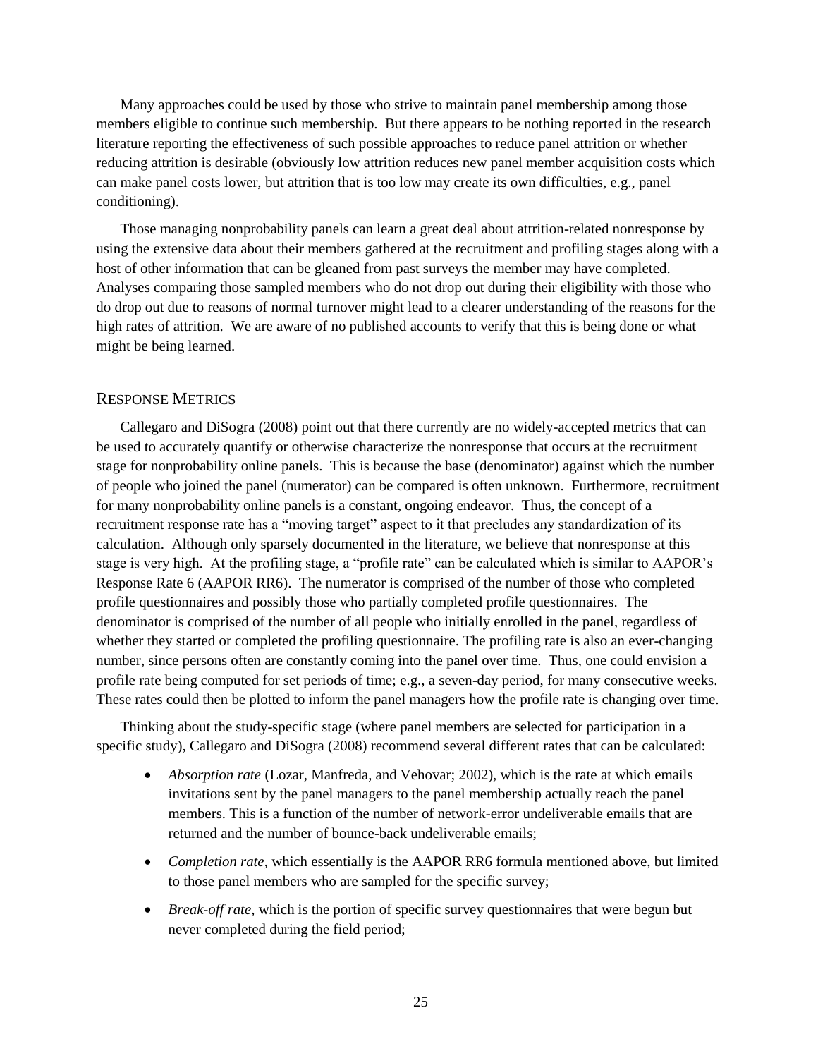Many approaches could be used by those who strive to maintain panel membership among those members eligible to continue such membership. But there appears to be nothing reported in the research literature reporting the effectiveness of such possible approaches to reduce panel attrition or whether reducing attrition is desirable (obviously low attrition reduces new panel member acquisition costs which can make panel costs lower, but attrition that is too low may create its own difficulties, e.g., panel conditioning).

Those managing nonprobability panels can learn a great deal about attrition-related nonresponse by using the extensive data about their members gathered at the recruitment and profiling stages along with a host of other information that can be gleaned from past surveys the member may have completed. Analyses comparing those sampled members who do not drop out during their eligibility with those who do drop out due to reasons of normal turnover might lead to a clearer understanding of the reasons for the high rates of attrition. We are aware of no published accounts to verify that this is being done or what might be being learned.

## Response Metrics

Callegaro and DiSogra (2008) point out that there currently are no widely-accepted metrics that can be used to accurately quantify or otherwise characterize the nonresponse that occurs at the recruitment stage for nonprobability online panels. This is because the base (denominator) against which the number of people who joined the panel (numerator) can be compared is often unknown. Furthermore, recruitment for many nonprobability online panels is a constant, ongoing endeavor. Thus, the concept of a recruitment response rate has a "moving target" aspect to it that precludes any standardization of its calculation. Although only sparsely documented in the literature, we believe that nonresponse at this stage is very high. At the profiling stage, a "profile rate" can be calculated which is similar to AAPOR's Response Rate 6 (AAPOR RR6). The numerator is comprised of the number of those who completed profile questionnaires and possibly those who partially completed profile questionnaires. The denominator is comprised of the number of all people who initially enrolled in the panel, regardless of whether they started or completed the profiling questionnaire. The profiling rate is also an ever-changing number, since persons often are constantly coming into the panel over time. Thus, one could envision a profile rate being computed for set periods of time; e.g., a seven-day period, for many consecutive weeks. These rates could then be plotted to inform the panel managers how the profile rate is changing over time.

Thinking about the study-specific stage (where panel members are selected for participation in a specific study), Callegaro and DiSogra (2008) recommend several different rates that can be calculated:

- *Absorption rate* (Lozar, Manfreda, and Vehovar; 2002), which is the rate at which emails invitations sent by the panel managers to the panel membership actually reach the panel members. This is a function of the number of network-error undeliverable emails that are returned and the number of bounce-back undeliverable emails;
- *Completion rate*, which essentially is the AAPOR RR6 formula mentioned above, but limited to those panel members who are sampled for the specific survey;
- *Break-off rate*, which is the portion of specific survey questionnaires that were begun but never completed during the field period;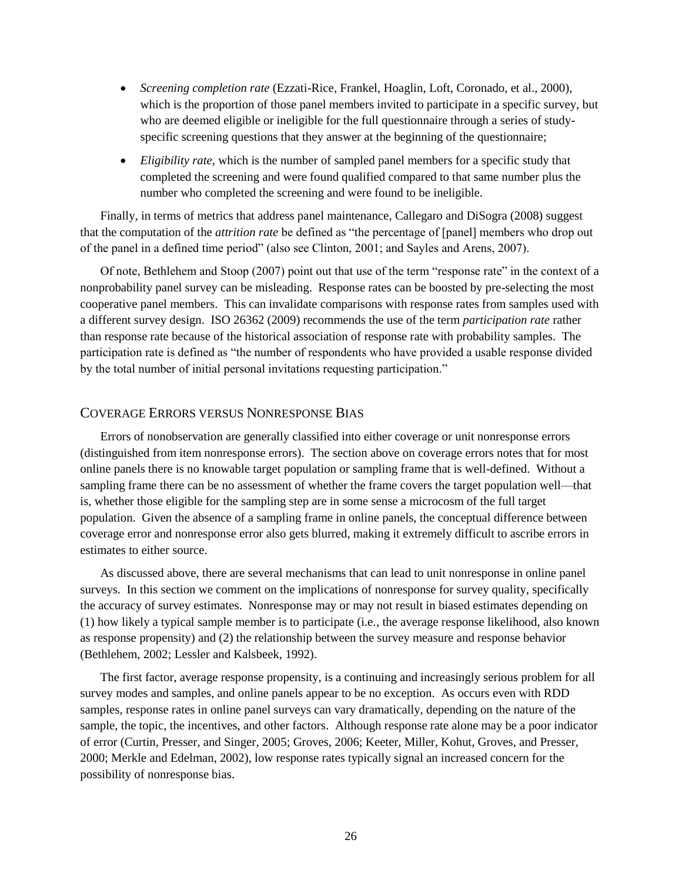- *Screening completion rate* (Ezzati-Rice, Frankel, Hoaglin, Loft, Coronado, et al., 2000), which is the proportion of those panel members invited to participate in a specific survey, but who are deemed eligible or ineligible for the full questionnaire through a series of study-specific screening questions that they answer at the beginning of the questionnaire;

- *Eligibility rate*, which is the number of sampled panel members for a specific study that completed the screening and were found qualified compared to that same number plus the number who completed the screening and were found to be ineligible.

Finally, in terms of metrics that address panel maintenance, Callegaro and DiSogra (2008) suggest that the computation of the *attrition rate* be defined as "the percentage of [panel] members who drop out of the panel in a defined time period" (also see Clinton, 2001; and Sayles and Arens, 2007).

Of note, Bethlehem and Stoop (2007) point out that use of the term "response rate" in the context of a nonprobability panel survey can be misleading. Response rates can be boosted by pre-selecting the most cooperative panel members. This can invalidate comparisons with response rates from samples used with a different survey design. ISO 26362 (2009) recommends the use of the term *participation rate* rather than response rate because of the historical association of response rate with probability samples. The participation rate is defined as "the number of respondents who have provided a usable response divided by the total number of initial personal invitations requesting participation."

## Coverage Errors versus Nonresponse Bias

Errors of nonobservation are generally classified into either coverage or unit nonresponse errors (distinguished from item nonresponse errors). The section above on coverage errors notes that for most online panels there is no knowable target population or sampling frame that is well-defined. Without a sampling frame there can be no assessment of whether the frame covers the target population well—that is, whether those eligible for the sampling step are in some sense a microcosm of the full target population. Given the absence of a sampling frame in online panels, the conceptual difference between coverage error and nonresponse error also gets blurred, making it extremely difficult to ascribe errors in estimates to either source.

As discussed above, there are several mechanisms that can lead to unit nonresponse in online panel surveys. In this section we comment on the implications of nonresponse for survey quality, specifically the accuracy of survey estimates. Nonresponse may or may not result in biased estimates depending on (1) how likely a typical sample member is to participate (i.e., the average response likelihood, also known as response propensity) and (2) the relationship between the survey measure and response behavior (Bethlehem, 2002; Lessler and Kalsbeek, 1992).

The first factor, average response propensity, is a continuing and increasingly serious problem for all survey modes and samples, and online panels appear to be no exception. As occurs even with RDD samples, response rates in online panel surveys can vary dramatically, depending on the nature of the sample, the topic, the incentives, and other factors. Although response rate alone may be a poor indicator of error (Curtin, Presser, and Singer, 2005; Groves, 2006; Keeter, Miller, Kohut, Groves, and Presser, 2000; Merkle and Edelman, 2002), low response rates typically signal an increased concern for the possibility of nonresponse bias.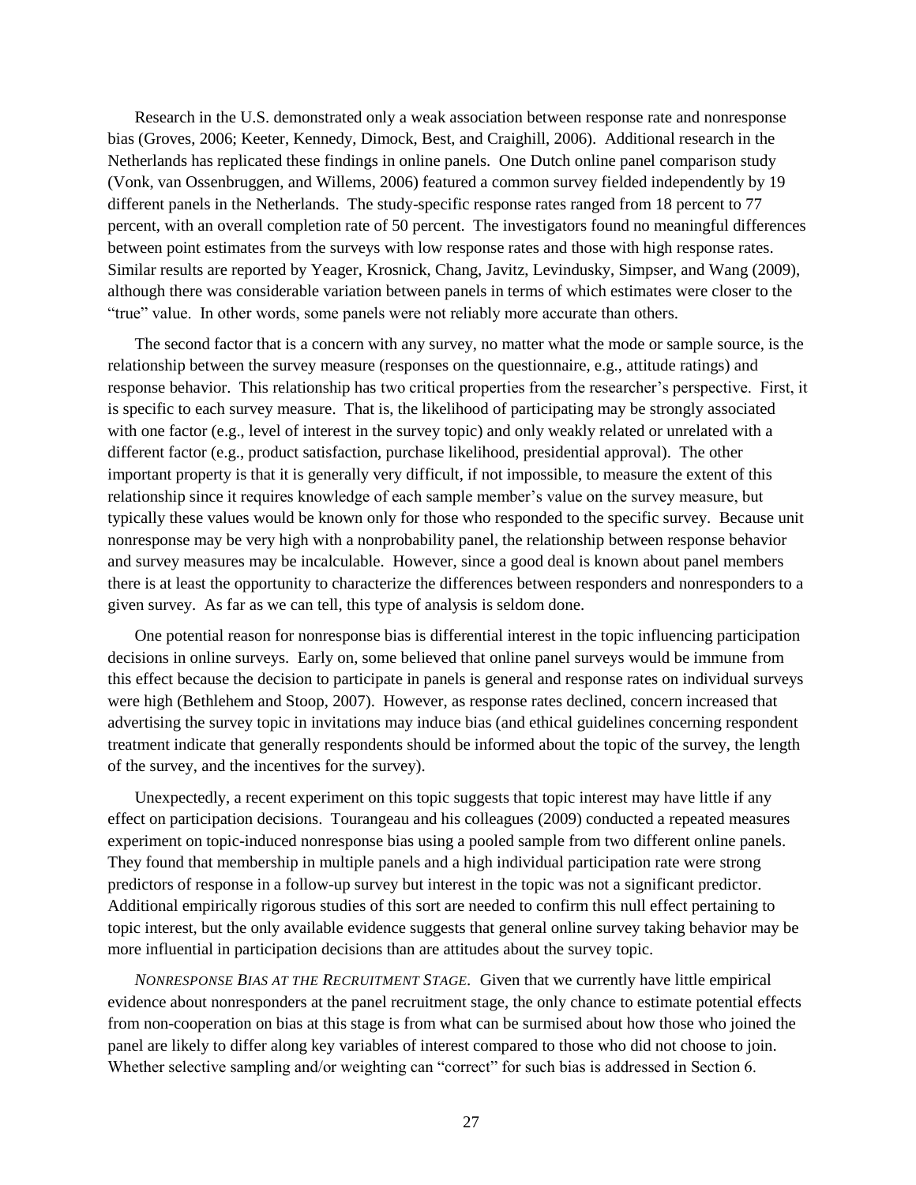Research in the U.S. demonstrated only a weak association between response rate and nonresponse bias (Groves, 2006; Keeter, Kennedy, Dimock, Best, and Craighill, 2006). Additional research in the Netherlands has replicated these findings in online panels. One Dutch online panel comparison study (Vonk, van Ossenbruggen, and Willems, 2006) featured a common survey fielded independently by 19 different panels in the Netherlands. The study-specific response rates ranged from 18 percent to 77 percent, with an overall completion rate of 50 percent. The investigators found no meaningful differences between point estimates from the surveys with low response rates and those with high response rates. Similar results are reported by Yeager, Krosnick, Chang, Javitz, Levindusky, Simpser, and Wang (2009), although there was considerable variation between panels in terms of which estimates were closer to the "true" value. In other words, some panels were not reliably more accurate than others.

The second factor that is a concern with any survey, no matter what the mode or sample source, is the relationship between the survey measure (responses on the questionnaire, e.g., attitude ratings) and response behavior. This relationship has two critical properties from the researcher's perspective. First, it is specific to each survey measure. That is, the likelihood of participating may be strongly associated with one factor (e.g., level of interest in the survey topic) and only weakly related or unrelated with a different factor (e.g., product satisfaction, purchase likelihood, presidential approval). The other important property is that it is generally very difficult, if not impossible, to measure the extent of this relationship since it requires knowledge of each sample member's value on the survey measure, but typically these values would be known only for those who responded to the specific survey. Because unit nonresponse may be very high with a nonprobability panel, the relationship between response behavior and survey measures may be incalculable. However, since a good deal is known about panel members there is at least the opportunity to characterize the differences between responders and nonresponders to a given survey. As far as we can tell, this type of analysis is seldom done.

One potential reason for nonresponse bias is differential interest in the topic influencing participation decisions in online surveys. Early on, some believed that online panel surveys would be immune from this effect because the decision to participate in panels is general and response rates on individual surveys were high (Bethlehem and Stoop, 2007). However, as response rates declined, concern increased that advertising the survey topic in invitations may induce bias (and ethical guidelines concerning respondent treatment indicate that generally respondents should be informed about the topic of the survey, the length of the survey, and the incentives for the survey).

Unexpectedly, a recent experiment on this topic suggests that topic interest may have little if any effect on participation decisions. Tourangeau and his colleagues (2009) conducted a repeated measures experiment on topic-induced nonresponse bias using a pooled sample from two different online panels. They found that membership in multiple panels and a high individual participation rate were strong predictors of response in a follow-up survey but interest in the topic was not a significant predictor. Additional empirically rigorous studies of this sort are needed to confirm this null effect pertaining to topic interest, but the only available evidence suggests that general online survey taking behavior may be more influential in participation decisions than are attitudes about the survey topic.

*NONRESPONSE BIAS AT THE RECRUITMENT STAGE.* Given that we currently have little empirical evidence about nonresponders at the panel recruitment stage, the only chance to estimate potential effects from non-cooperation on bias at this stage is from what can be surmised about how those who joined the panel are likely to differ along key variables of interest compared to those who did not choose to join. Whether selective sampling and/or weighting can "correct" for such bias is addressed in Section 6.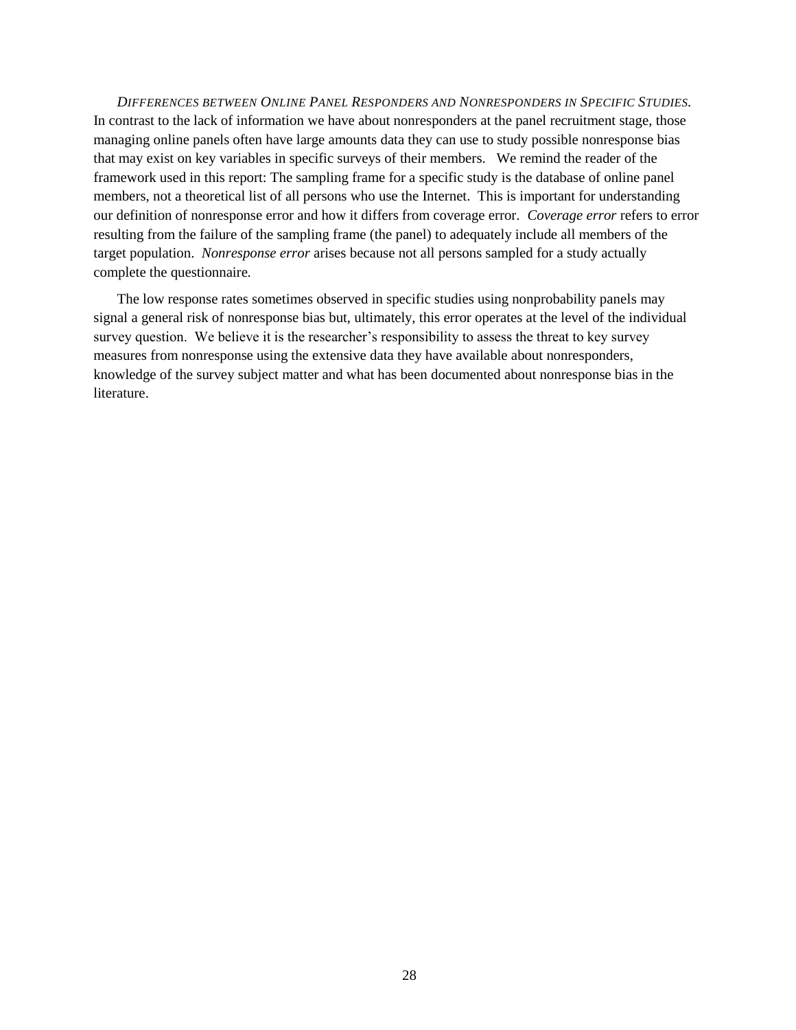*DIFFERENCES BETWEEN ONLINE PANEL RESPONDERS AND NONRESPONDERS IN SPECIFIC STUDIES.* In contrast to the lack of information we have about nonresponders at the panel recruitment stage, those managing online panels often have large amounts data they can use to study possible nonresponse bias that may exist on key variables in specific surveys of their members. We remind the reader of the framework used in this report: The sampling frame for a specific study is the database of online panel members, not a theoretical list of all persons who use the Internet. This is important for understanding our definition of nonresponse error and how it differs from coverage error. *Coverage error* refers to error resulting from the failure of the sampling frame (the panel) to adequately include all members of the target population. *Nonresponse error* arises because not all persons sampled for a study actually complete the questionnaire.

The low response rates sometimes observed in specific studies using nonprobability panels may signal a general risk of nonresponse bias but, ultimately, this error operates at the level of the individual survey question. We believe it is the researcher's responsibility to assess the threat to key survey measures from nonresponse using the extensive data they have available about nonresponders, knowledge of the survey subject matter and what has been documented about nonresponse bias in the literature.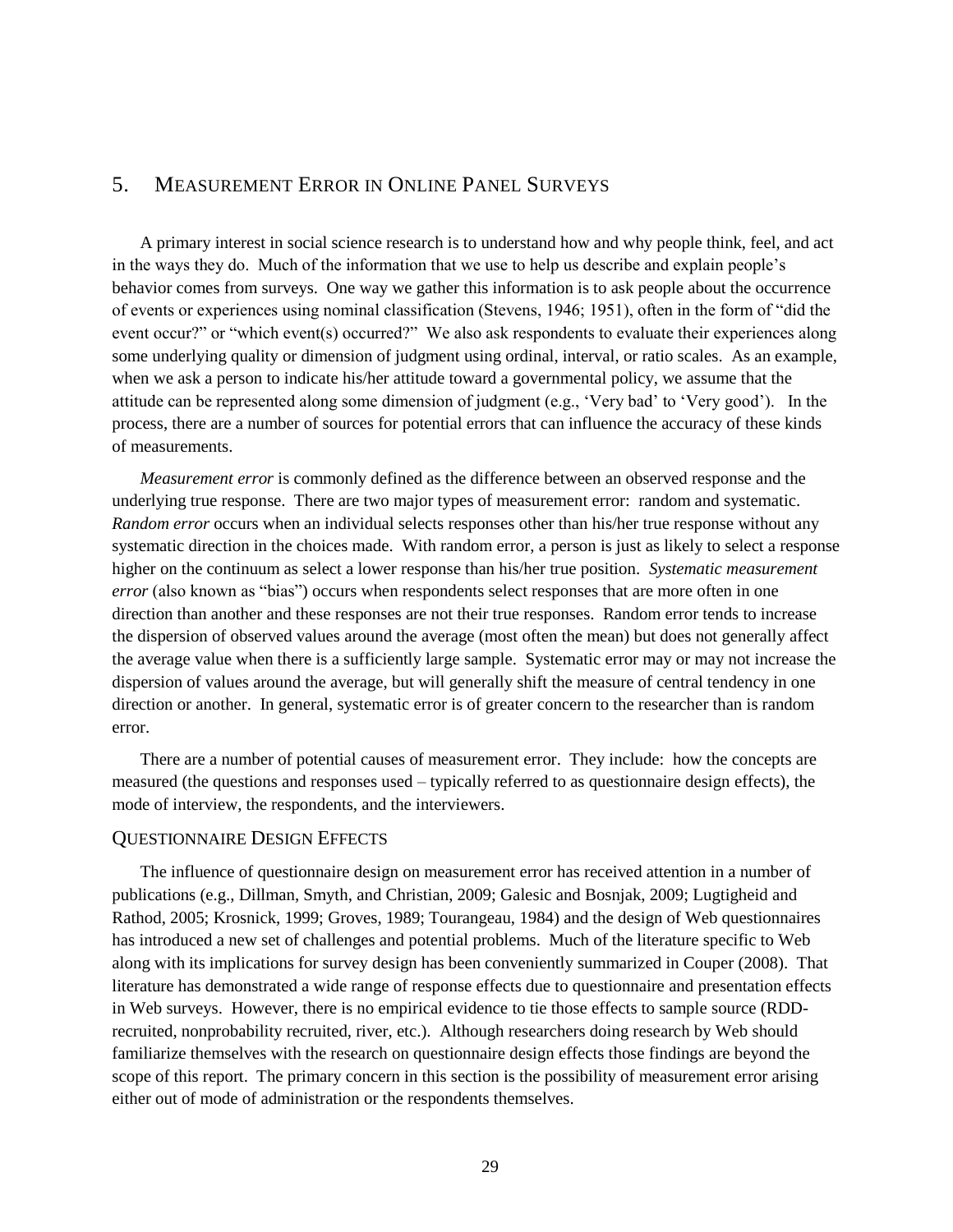## 5. Measurement Error in Online Panel Surveys

A primary interest in social science research is to understand how and why people think, feel, and act in the ways they do. Much of the information that we use to help us describe and explain people's behavior comes from surveys. One way we gather this information is to ask people about the occurrence of events or experiences using nominal classification (Stevens, 1946; 1951), often in the form of "did the event occur?" or "which event(s) occurred?" We also ask respondents to evaluate their experiences along some underlying quality or dimension of judgment using ordinal, interval, or ratio scales. As an example, when we ask a person to indicate his/her attitude toward a governmental policy, we assume that the attitude can be represented along some dimension of judgment (e.g., 'Very bad' to 'Very good'). In the process, there are a number of sources for potential errors that can influence the accuracy of these kinds of measurements.

*Measurement error* is commonly defined as the difference between an observed response and the underlying true response. There are two major types of measurement error: random and systematic. *Random error* occurs when an individual selects responses other than his/her true response without any systematic direction in the choices made. With random error, a person is just as likely to select a response higher on the continuum as select a lower response than his/her true position. *Systematic measurement error* (also known as "bias") occurs when respondents select responses that are more often in one direction than another and these responses are not their true responses. Random error tends to increase the dispersion of observed values around the average (most often the mean) but does not generally affect the average value when there is a sufficiently large sample. Systematic error may or may not increase the dispersion of values around the average, but will generally shift the measure of central tendency in one direction or another. In general, systematic error is of greater concern to the researcher than is random error.

There are a number of potential causes of measurement error. They include: how the concepts are measured (the questions and responses used – typically referred to as questionnaire design effects), the mode of interview, the respondents, and the interviewers.

### Questionnaire Design Effects

The influence of questionnaire design on measurement error has received attention in a number of publications (e.g., Dillman, Smyth, and Christian, 2009; Galesic and Bosnjak, 2009; Lugtigheid and Rathod, 2005; Krosnick, 1999; Groves, 1989; Tourangeau, 1984) and the design of Web questionnaires has introduced a new set of challenges and potential problems. Much of the literature specific to Web along with its implications for survey design has been conveniently summarized in Couper (2008). That literature has demonstrated a wide range of response effects due to questionnaire and presentation effects in Web surveys. However, there is no empirical evidence to tie those effects to sample source (RDD-recruited, nonprobability recruited, river, etc.). Although researchers doing research by Web should familiarize themselves with the research on questionnaire design effects those findings are beyond the scope of this report. The primary concern in this section is the possibility of measurement error arising either out of mode of administration or the respondents themselves.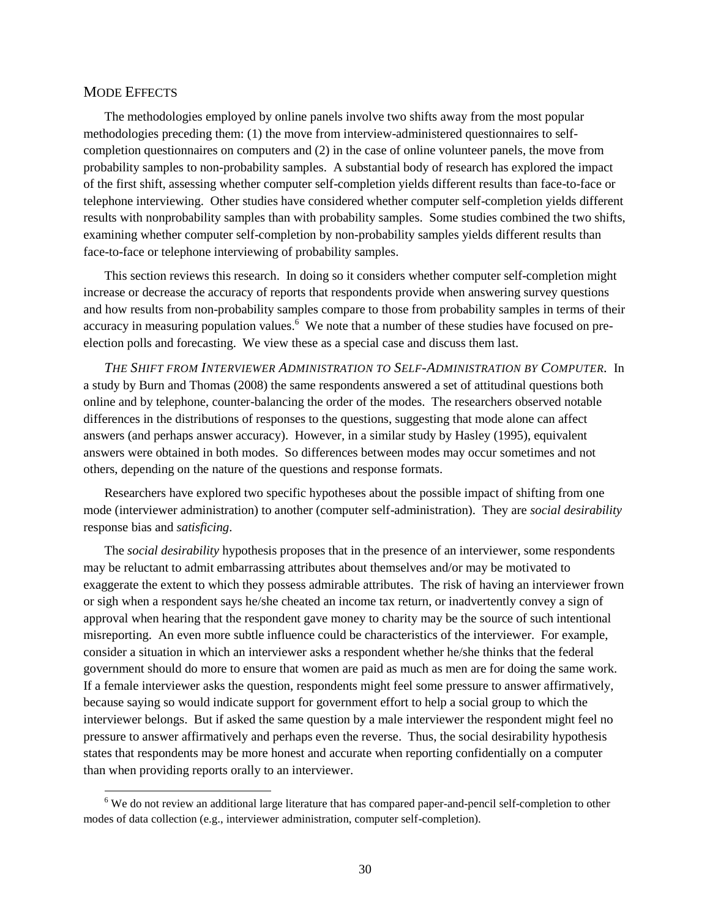## Mode Effects

The methodologies employed by online panels involve two shifts away from the most popular methodologies preceding them: (1) the move from interview-administered questionnaires to self-completion questionnaires on computers and (2) in the case of online volunteer panels, the move from probability samples to non-probability samples. A substantial body of research has explored the impact of the first shift, assessing whether computer self-completion yields different results than face-to-face or telephone interviewing. Other studies have considered whether computer self-completion yields different results with nonprobability samples than with probability samples. Some studies combined the two shifts, examining whether computer self-completion by non-probability samples yields different results than face-to-face or telephone interviewing of probability samples.

This section reviews this research. In doing so it considers whether computer self-completion might increase or decrease the accuracy of reports that respondents provide when answering survey questions and how results from non-probability samples compare to those from probability samples in terms of their accuracy in measuring population values.[6] We note that a number of these studies have focused on pre-election polls and forecasting. We view these as a special case and discuss them last.

*The Shift from Interviewer Administration to Self-Administration by Computer.* In a study by Burn and Thomas (2008) the same respondents answered a set of attitudinal questions both online and by telephone, counter-balancing the order of the modes. The researchers observed notable differences in the distributions of responses to the questions, suggesting that mode alone can affect answers (and perhaps answer accuracy). However, in a similar study by Hasley (1995), equivalent answers were obtained in both modes. So differences between modes may occur sometimes and not others, depending on the nature of the questions and response formats.

Researchers have explored two specific hypotheses about the possible impact of shifting from one mode (interviewer administration) to another (computer self-administration). They are *social desirability* response bias and *satisficing*.

The *social desirability* hypothesis proposes that in the presence of an interviewer, some respondents may be reluctant to admit embarrassing attributes about themselves and/or may be motivated to exaggerate the extent to which they possess admirable attributes. The risk of having an interviewer frown or sigh when a respondent says he/she cheated an income tax return, or inadvertently convey a sign of approval when hearing that the respondent gave money to charity may be the source of such intentional misreporting. An even more subtle influence could be characteristics of the interviewer. For example, consider a situation in which an interviewer asks a respondent whether he/she thinks that the federal government should do more to ensure that women are paid as much as men are for doing the same work. If a female interviewer asks the question, respondents might feel some pressure to answer affirmatively, because saying so would indicate support for government effort to help a social group to which the interviewer belongs. But if asked the same question by a male interviewer the respondent might feel no pressure to answer affirmatively and perhaps even the reverse. Thus, the social desirability hypothesis states that respondents may be more honest and accurate when reporting confidentially on a computer than when providing reports orally to an interviewer.

[6] We do not review an additional large literature that has compared paper-and-pencil self-completion to other modes of data collection (e.g., interviewer administration, computer self-completion).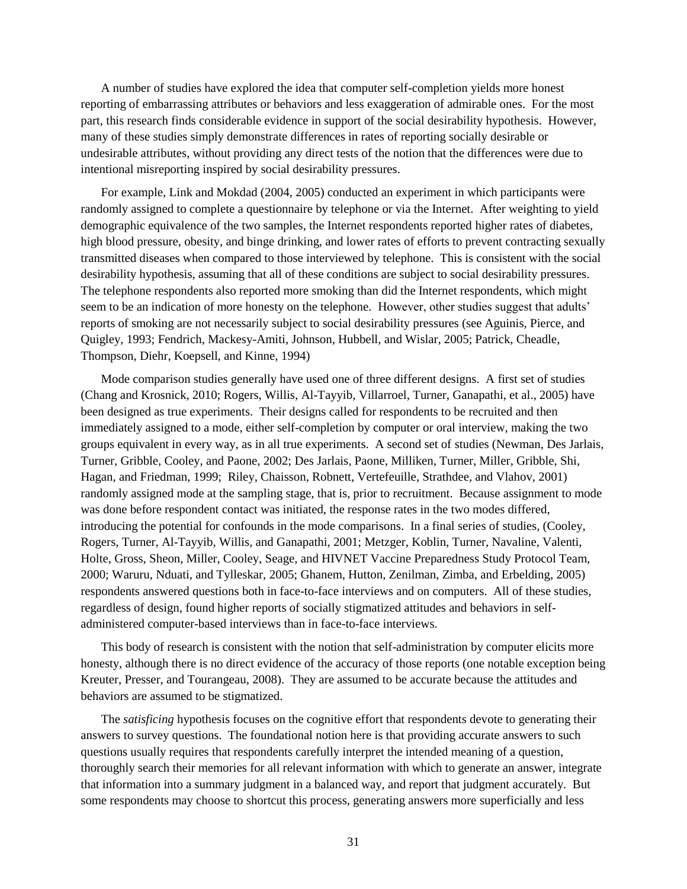A number of studies have explored the idea that computer self-completion yields more honest reporting of embarrassing attributes or behaviors and less exaggeration of admirable ones. For the most part, this research finds considerable evidence in support of the social desirability hypothesis. However, many of these studies simply demonstrate differences in rates of reporting socially desirable or undesirable attributes, without providing any direct tests of the notion that the differences were due to intentional misreporting inspired by social desirability pressures.

For example, Link and Mokdad (2004, 2005) conducted an experiment in which participants were randomly assigned to complete a questionnaire by telephone or via the Internet. After weighting to yield demographic equivalence of the two samples, the Internet respondents reported higher rates of diabetes, high blood pressure, obesity, and binge drinking, and lower rates of efforts to prevent contracting sexually transmitted diseases when compared to those interviewed by telephone. This is consistent with the social desirability hypothesis, assuming that all of these conditions are subject to social desirability pressures. The telephone respondents also reported more smoking than did the Internet respondents, which might seem to be an indication of more honesty on the telephone. However, other studies suggest that adults' reports of smoking are not necessarily subject to social desirability pressures (see Aguinis, Pierce, and Quigley, 1993; Fendrich, Mackesy-Amiti, Johnson, Hubbell, and Wislar, 2005; Patrick, Cheadle, Thompson, Diehr, Koepsell, and Kinne, 1994)

Mode comparison studies generally have used one of three different designs. A first set of studies (Chang and Krosnick, 2010; Rogers, Willis, Al-Tayyib, Villarroel, Turner, Ganapathi, et al., 2005) have been designed as true experiments. Their designs called for respondents to be recruited and then immediately assigned to a mode, either self-completion by computer or oral interview, making the two groups equivalent in every way, as in all true experiments. A second set of studies (Newman, Des Jarlais, Turner, Gribble, Cooley, and Paone, 2002; Des Jarlais, Paone, Milliken, Turner, Miller, Gribble, Shi, Hagan, and Friedman, 1999; Riley, Chaisson, Robnett, Vertefeuille, Strathdee, and Vlahov, 2001) randomly assigned mode at the sampling stage, that is, prior to recruitment. Because assignment to mode was done before respondent contact was initiated, the response rates in the two modes differed, introducing the potential for confounds in the mode comparisons. In a final series of studies, (Cooley, Rogers, Turner, Al-Tayyib, Willis, and Ganapathi, 2001; Metzger, Koblin, Turner, Navaline, Valenti, Holte, Gross, Sheon, Miller, Cooley, Seage, and HIVNET Vaccine Preparedness Study Protocol Team, 2000; Waruru, Nduati, and Tylleskar, 2005; Ghanem, Hutton, Zenilman, Zimba, and Erbelding, 2005) respondents answered questions both in face-to-face interviews and on computers. All of these studies, regardless of design, found higher reports of socially stigmatized attitudes and behaviors in self-administered computer-based interviews than in face-to-face interviews.

This body of research is consistent with the notion that self-administration by computer elicits more honesty, although there is no direct evidence of the accuracy of those reports (one notable exception being Kreuter, Presser, and Tourangeau, 2008). They are assumed to be accurate because the attitudes and behaviors are assumed to be stigmatized.

The *satisficing* hypothesis focuses on the cognitive effort that respondents devote to generating their answers to survey questions. The foundational notion here is that providing accurate answers to such questions usually requires that respondents carefully interpret the intended meaning of a question, thoroughly search their memories for all relevant information with which to generate an answer, integrate that information into a summary judgment in a balanced way, and report that judgment accurately. But some respondents may choose to shortcut this process, generating answers more superficially and less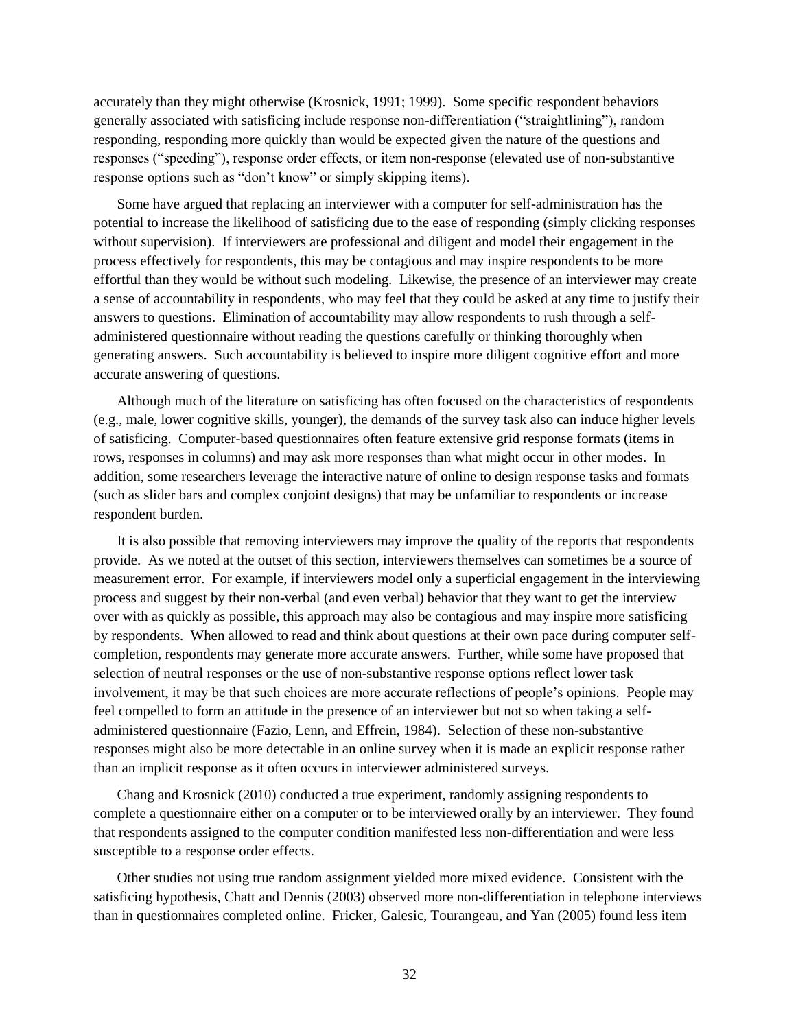accurately than they might otherwise (Krosnick, 1991; 1999). Some specific respondent behaviors generally associated with satisficing include response non-differentiation ("straightlining"), random responding, responding more quickly than would be expected given the nature of the questions and responses ("speeding"), response order effects, or item non-response (elevated use of non-substantive response options such as "don't know" or simply skipping items).

Some have argued that replacing an interviewer with a computer for self-administration has the potential to increase the likelihood of satisficing due to the ease of responding (simply clicking responses without supervision). If interviewers are professional and diligent and model their engagement in the process effectively for respondents, this may be contagious and may inspire respondents to be more effortful than they would be without such modeling. Likewise, the presence of an interviewer may create a sense of accountability in respondents, who may feel that they could be asked at any time to justify their answers to questions. Elimination of accountability may allow respondents to rush through a self-administered questionnaire without reading the questions carefully or thinking thoroughly when generating answers. Such accountability is believed to inspire more diligent cognitive effort and more accurate answering of questions.

Although much of the literature on satisficing has often focused on the characteristics of respondents (e.g., male, lower cognitive skills, younger), the demands of the survey task also can induce higher levels of satisficing. Computer-based questionnaires often feature extensive grid response formats (items in rows, responses in columns) and may ask more responses than what might occur in other modes. In addition, some researchers leverage the interactive nature of online to design response tasks and formats (such as slider bars and complex conjoint designs) that may be unfamiliar to respondents or increase respondent burden.

It is also possible that removing interviewers may improve the quality of the reports that respondents provide. As we noted at the outset of this section, interviewers themselves can sometimes be a source of measurement error. For example, if interviewers model only a superficial engagement in the interviewing process and suggest by their non-verbal (and even verbal) behavior that they want to get the interview over with as quickly as possible, this approach may also be contagious and may inspire more satisficing by respondents. When allowed to read and think about questions at their own pace during computer self-completion, respondents may generate more accurate answers. Further, while some have proposed that selection of neutral responses or the use of non-substantive response options reflect lower task involvement, it may be that such choices are more accurate reflections of people's opinions. People may feel compelled to form an attitude in the presence of an interviewer but not so when taking a self-administered questionnaire (Fazio, Lenn, and Effrein, 1984). Selection of these non-substantive responses might also be more detectable in an online survey when it is made an explicit response rather than an implicit response as it often occurs in interviewer administered surveys.

Chang and Krosnick (2010) conducted a true experiment, randomly assigning respondents to complete a questionnaire either on a computer or to be interviewed orally by an interviewer. They found that respondents assigned to the computer condition manifested less non-differentiation and were less susceptible to a response order effects.

Other studies not using true random assignment yielded more mixed evidence. Consistent with the satisficing hypothesis, Chatt and Dennis (2003) observed more non-differentiation in telephone interviews than in questionnaires completed online. Fricker, Galesic, Tourangeau, and Yan (2005) found less item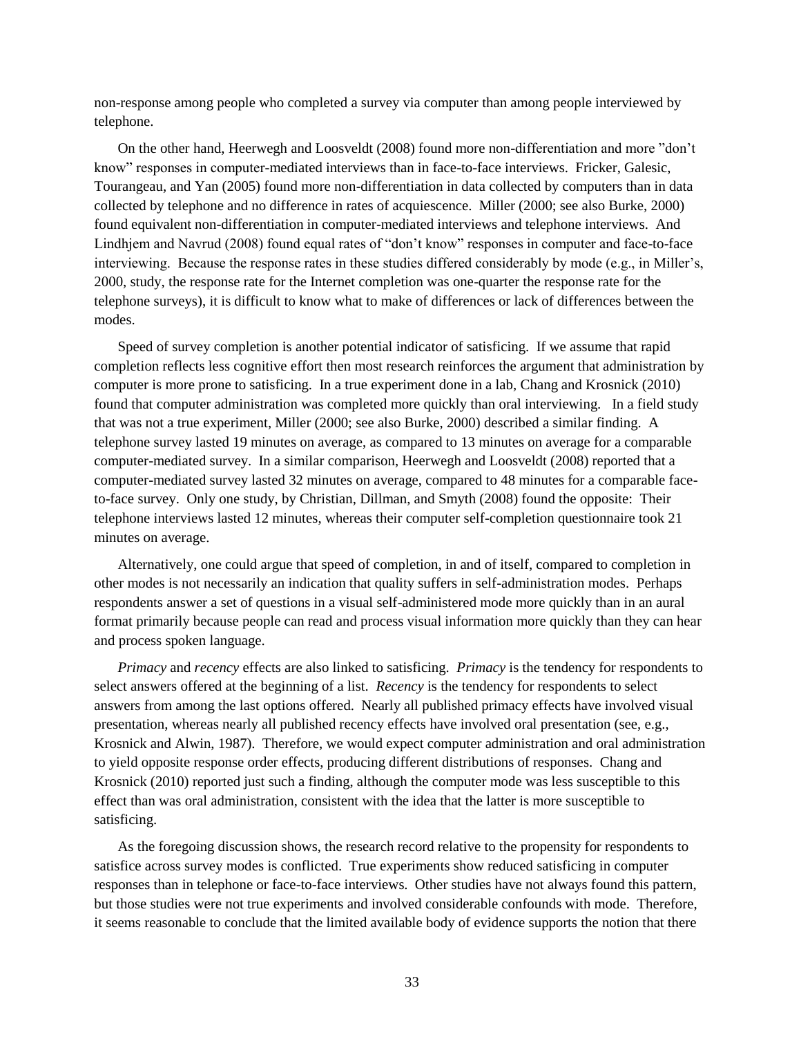non-response among people who completed a survey via computer than among people interviewed by telephone.

On the other hand, Heerwegh and Loosveldt (2008) found more non-differentiation and more "don't know" responses in computer-mediated interviews than in face-to-face interviews. Fricker, Galesic, Tourangeau, and Yan (2005) found more non-differentiation in data collected by computers than in data collected by telephone and no difference in rates of acquiescence. Miller (2000; see also Burke, 2000) found equivalent non-differentiation in computer-mediated interviews and telephone interviews. And Lindhjem and Navrud (2008) found equal rates of "don't know" responses in computer and face-to-face interviewing. Because the response rates in these studies differed considerably by mode (e.g., in Miller's, 2000, study, the response rate for the Internet completion was one-quarter the response rate for the telephone surveys), it is difficult to know what to make of differences or lack of differences between the modes.

Speed of survey completion is another potential indicator of satisficing. If we assume that rapid completion reflects less cognitive effort then most research reinforces the argument that administration by computer is more prone to satisficing. In a true experiment done in a lab, Chang and Krosnick (2010) found that computer administration was completed more quickly than oral interviewing. In a field study that was not a true experiment, Miller (2000; see also Burke, 2000) described a similar finding. A telephone survey lasted 19 minutes on average, as compared to 13 minutes on average for a comparable computer-mediated survey. In a similar comparison, Heerwegh and Loosveldt (2008) reported that a computer-mediated survey lasted 32 minutes on average, compared to 48 minutes for a comparable face-to-face survey. Only one study, by Christian, Dillman, and Smyth (2008) found the opposite: Their telephone interviews lasted 12 minutes, whereas their computer self-completion questionnaire took 21 minutes on average.

Alternatively, one could argue that speed of completion, in and of itself, compared to completion in other modes is not necessarily an indication that quality suffers in self-administration modes. Perhaps respondents answer a set of questions in a visual self-administered mode more quickly than in an aural format primarily because people can read and process visual information more quickly than they can hear and process spoken language.

*Primacy* and *recency* effects are also linked to satisficing. *Primacy* is the tendency for respondents to select answers offered at the beginning of a list. *Recency* is the tendency for respondents to select answers from among the last options offered. Nearly all published primacy effects have involved visual presentation, whereas nearly all published recency effects have involved oral presentation (see, e.g., Krosnick and Alwin, 1987). Therefore, we would expect computer administration and oral administration to yield opposite response order effects, producing different distributions of responses. Chang and Krosnick (2010) reported just such a finding, although the computer mode was less susceptible to this effect than was oral administration, consistent with the idea that the latter is more susceptible to satisficing.

As the foregoing discussion shows, the research record relative to the propensity for respondents to satisfice across survey modes is conflicted. True experiments show reduced satisficing in computer responses than in telephone or face-to-face interviews. Other studies have not always found this pattern, but those studies were not true experiments and involved considerable confounds with mode. Therefore, it seems reasonable to conclude that the limited available body of evidence supports the notion that there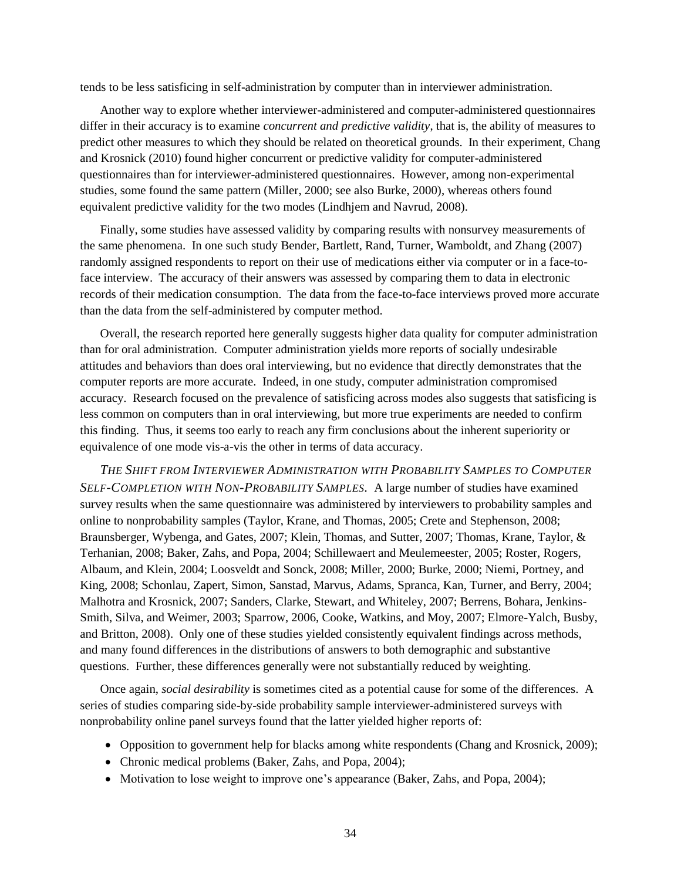tends to be less satisficing in self-administration by computer than in interviewer administration.

Another way to explore whether interviewer-administered and computer-administered questionnaires differ in their accuracy is to examine *concurrent and predictive validity*, that is, the ability of measures to predict other measures to which they should be related on theoretical grounds. In their experiment, Chang and Krosnick (2010) found higher concurrent or predictive validity for computer-administered questionnaires than for interviewer-administered questionnaires. However, among non-experimental studies, some found the same pattern (Miller, 2000; see also Burke, 2000), whereas others found equivalent predictive validity for the two modes (Lindhjem and Navrud, 2008).

Finally, some studies have assessed validity by comparing results with nonsurvey measurements of the same phenomena. In one such study Bender, Bartlett, Rand, Turner, Wamboldt, and Zhang (2007) randomly assigned respondents to report on their use of medications either via computer or in a face-to-face interview. The accuracy of their answers was assessed by comparing them to data in electronic records of their medication consumption. The data from the face-to-face interviews proved more accurate than the data from the self-administered by computer method.

Overall, the research reported here generally suggests higher data quality for computer administration than for oral administration. Computer administration yields more reports of socially undesirable attitudes and behaviors than does oral interviewing, but no evidence that directly demonstrates that the computer reports are more accurate. Indeed, in one study, computer administration compromised accuracy. Research focused on the prevalence of satisficing across modes also suggests that satisficing is less common on computers than in oral interviewing, but more true experiments are needed to confirm this finding. Thus, it seems too early to reach any firm conclusions about the inherent superiority or equivalence of one mode vis-a-vis the other in terms of data accuracy.

*The Shift from Interviewer Administration with Probability Samples to Computer Self-Completion with Non-Probability Samples*. A large number of studies have examined survey results when the same questionnaire was administered by interviewers to probability samples and online to nonprobability samples (Taylor, Krane, and Thomas, 2005; Crete and Stephenson, 2008; Braunsberger, Wybenga, and Gates, 2007; Klein, Thomas, and Sutter, 2007; Thomas, Krane, Taylor, & Terhanian, 2008; Baker, Zahs, and Popa, 2004; Schillewaert and Meulemeester, 2005; Roster, Rogers, Albaum, and Klein, 2004; Loosveldt and Sonck, 2008; Miller, 2000; Burke, 2000; Niemi, Portney, and King, 2008; Schonlau, Zapert, Simon, Sanstad, Marvus, Adams, Spranca, Kan, Turner, and Berry, 2004; Malhotra and Krosnick, 2007; Sanders, Clarke, Stewart, and Whiteley, 2007; Berrens, Bohara, Jenkins-Smith, Silva, and Weimer, 2003; Sparrow, 2006, Cooke, Watkins, and Moy, 2007; Elmore-Yalch, Busby, and Britton, 2008). Only one of these studies yielded consistently equivalent findings across methods, and many found differences in the distributions of answers to both demographic and substantive questions. Further, these differences generally were not substantially reduced by weighting.

Once again, *social desirability* is sometimes cited as a potential cause for some of the differences. A series of studies comparing side-by-side probability sample interviewer-administered surveys with nonprobability online panel surveys found that the latter yielded higher reports of:

- Opposition to government help for blacks among white respondents (Chang and Krosnick, 2009);
- Chronic medical problems (Baker, Zahs, and Popa, 2004);
- Motivation to lose weight to improve one's appearance (Baker, Zahs, and Popa, 2004);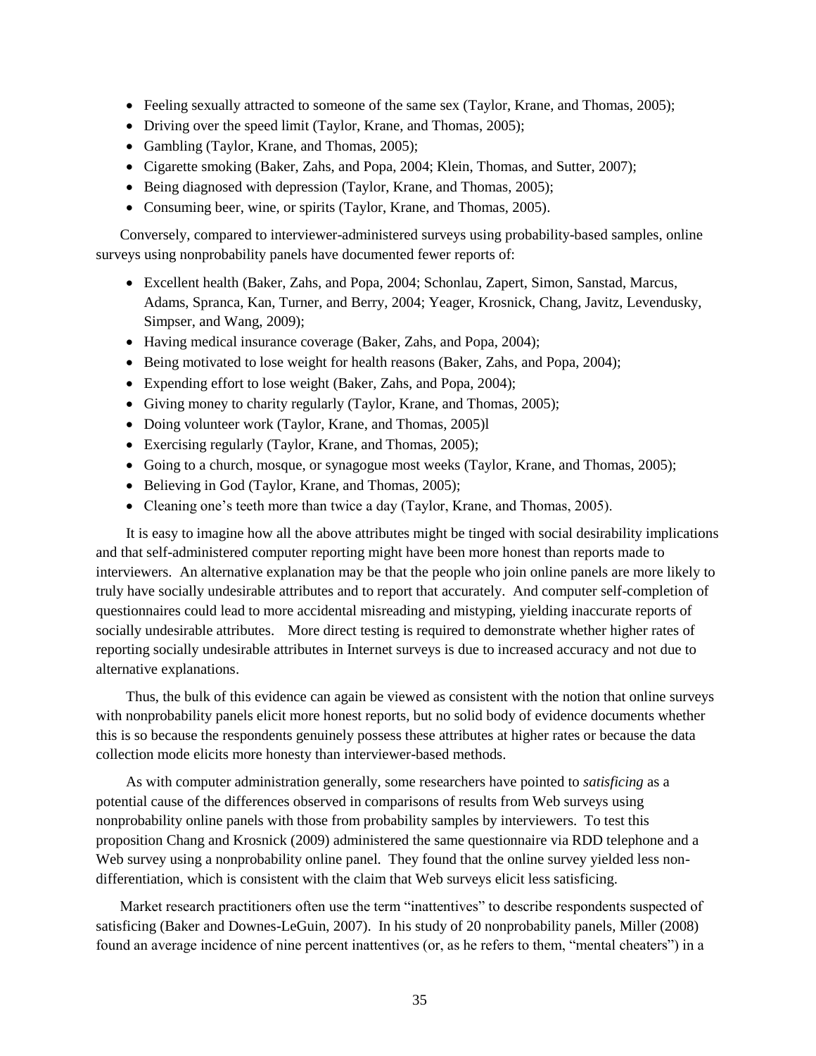- Feeling sexually attracted to someone of the same sex (Taylor, Krane, and Thomas, 2005);
- Driving over the speed limit (Taylor, Krane, and Thomas, 2005);
- Gambling (Taylor, Krane, and Thomas, 2005);
- Cigarette smoking (Baker, Zahs, and Popa, 2004; Klein, Thomas, and Sutter, 2007);
- Being diagnosed with depression (Taylor, Krane, and Thomas, 2005);
- Consuming beer, wine, or spirits (Taylor, Krane, and Thomas, 2005).

Conversely, compared to interviewer-administered surveys using probability-based samples, online surveys using nonprobability panels have documented fewer reports of:

- Excellent health (Baker, Zahs, and Popa, 2004; Schonlau, Zapert, Simon, Sanstad, Marcus, Adams, Spranca, Kan, Turner, and Berry, 2004; Yeager, Krosnick, Chang, Javitz, Levendusky, Simpser, and Wang, 2009);
- Having medical insurance coverage (Baker, Zahs, and Popa, 2004);
- Being motivated to lose weight for health reasons (Baker, Zahs, and Popa, 2004);
- Expending effort to lose weight (Baker, Zahs, and Popa, 2004);
- Giving money to charity regularly (Taylor, Krane, and Thomas, 2005);
- Doing volunteer work (Taylor, Krane, and Thomas, 2005)l
- Exercising regularly (Taylor, Krane, and Thomas, 2005);
- Going to a church, mosque, or synagogue most weeks (Taylor, Krane, and Thomas, 2005);
- Believing in God (Taylor, Krane, and Thomas, 2005);
- Cleaning one's teeth more than twice a day (Taylor, Krane, and Thomas, 2005).

It is easy to imagine how all the above attributes might be tinged with social desirability implications and that self-administered computer reporting might have been more honest than reports made to interviewers. An alternative explanation may be that the people who join online panels are more likely to truly have socially undesirable attributes and to report that accurately. And computer self-completion of questionnaires could lead to more accidental misreading and mistyping, yielding inaccurate reports of socially undesirable attributes. More direct testing is required to demonstrate whether higher rates of reporting socially undesirable attributes in Internet surveys is due to increased accuracy and not due to alternative explanations.

Thus, the bulk of this evidence can again be viewed as consistent with the notion that online surveys with nonprobability panels elicit more honest reports, but no solid body of evidence documents whether this is so because the respondents genuinely possess these attributes at higher rates or because the data collection mode elicits more honesty than interviewer-based methods.

As with computer administration generally, some researchers have pointed to *satisficing* as a potential cause of the differences observed in comparisons of results from Web surveys using nonprobability online panels with those from probability samples by interviewers. To test this proposition Chang and Krosnick (2009) administered the same questionnaire via RDD telephone and a Web survey using a nonprobability online panel. They found that the online survey yielded less non-differentiation, which is consistent with the claim that Web surveys elicit less satisficing.

Market research practitioners often use the term "inattentives" to describe respondents suspected of satisficing (Baker and Downes-LeGuin, 2007). In his study of 20 nonprobability panels, Miller (2008) found an average incidence of nine percent inattentives (or, as he refers to them, "mental cheaters") in a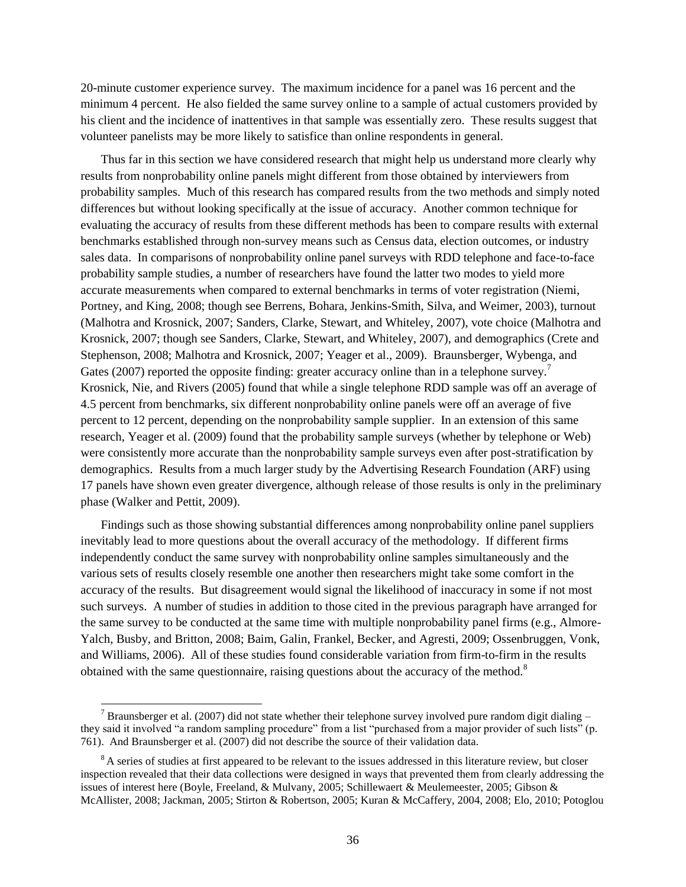20-minute customer experience survey. The maximum incidence for a panel was 16 percent and the minimum 4 percent. He also fielded the same survey online to a sample of actual customers provided by his client and the incidence of inattentives in that sample was essentially zero. These results suggest that volunteer panelists may be more likely to satisfice than online respondents in general.

Thus far in this section we have considered research that might help us understand more clearly why results from nonprobability online panels might different from those obtained by interviewers from probability samples. Much of this research has compared results from the two methods and simply noted differences but without looking specifically at the issue of accuracy. Another common technique for evaluating the accuracy of results from these different methods has been to compare results with external benchmarks established through non-survey means such as Census data, election outcomes, or industry sales data. In comparisons of nonprobability online panel surveys with RDD telephone and face-to-face probability sample studies, a number of researchers have found the latter two modes to yield more accurate measurements when compared to external benchmarks in terms of voter registration (Niemi, Portney, and King, 2008; though see Berrens, Bohara, Jenkins-Smith, Silva, and Weimer, 2003), turnout (Malhotra and Krosnick, 2007; Sanders, Clarke, Stewart, and Whiteley, 2007), vote choice (Malhotra and Krosnick, 2007; though see Sanders, Clarke, Stewart, and Whiteley, 2007), and demographics (Crete and Stephenson, 2008; Malhotra and Krosnick, 2007; Yeager et al., 2009). Braunsberger, Wybenga, and Gates (2007) reported the opposite finding: greater accuracy online than in a telephone survey.[7] Krosnick, Nie, and Rivers (2005) found that while a single telephone RDD sample was off an average of 4.5 percent from benchmarks, six different nonprobability online panels were off an average of five percent to 12 percent, depending on the nonprobability sample supplier. In an extension of this same research, Yeager et al. (2009) found that the probability sample surveys (whether by telephone or Web) were consistently more accurate than the nonprobability sample surveys even after post-stratification by demographics. Results from a much larger study by the Advertising Research Foundation (ARF) using 17 panels have shown even greater divergence, although release of those results is only in the preliminary phase (Walker and Pettit, 2009).

Findings such as those showing substantial differences among nonprobability online panel suppliers inevitably lead to more questions about the overall accuracy of the methodology. If different firms independently conduct the same survey with nonprobability online samples simultaneously and the various sets of results closely resemble one another then researchers might take some comfort in the accuracy of the results. But disagreement would signal the likelihood of inaccuracy in some if not most such surveys. A number of studies in addition to those cited in the previous paragraph have arranged for the same survey to be conducted at the same time with multiple nonprobability panel firms (e.g., Almore-Yalch, Busby, and Britton, 2008; Baim, Galin, Frankel, Becker, and Agresti, 2009; Ossenbruggen, Vonk, and Williams, 2006). All of these studies found considerable variation from firm-to-firm in the results obtained with the same questionnaire, raising questions about the accuracy of the method.[8]

---

[7] Braunsberger et al. (2007) did not state whether their telephone survey involved pure random digit dialing – they said it involved "a random sampling procedure" from a list "purchased from a major provider of such lists" (p. 761). And Braunsberger et al. (2007) did not describe the source of their validation data.

[8] A series of studies at first appeared to be relevant to the issues addressed in this literature review, but closer inspection revealed that their data collections were designed in ways that prevented them from clearly addressing the issues of interest here (Boyle, Freeland, & Mulvany, 2005; Schillewaert & Meulemeester, 2005; Gibson & McAllister, 2008; Jackman, 2005; Stirton & Robertson, 2005; Kuran & McCaffery, 2004, 2008; Elo, 2010; Potoglou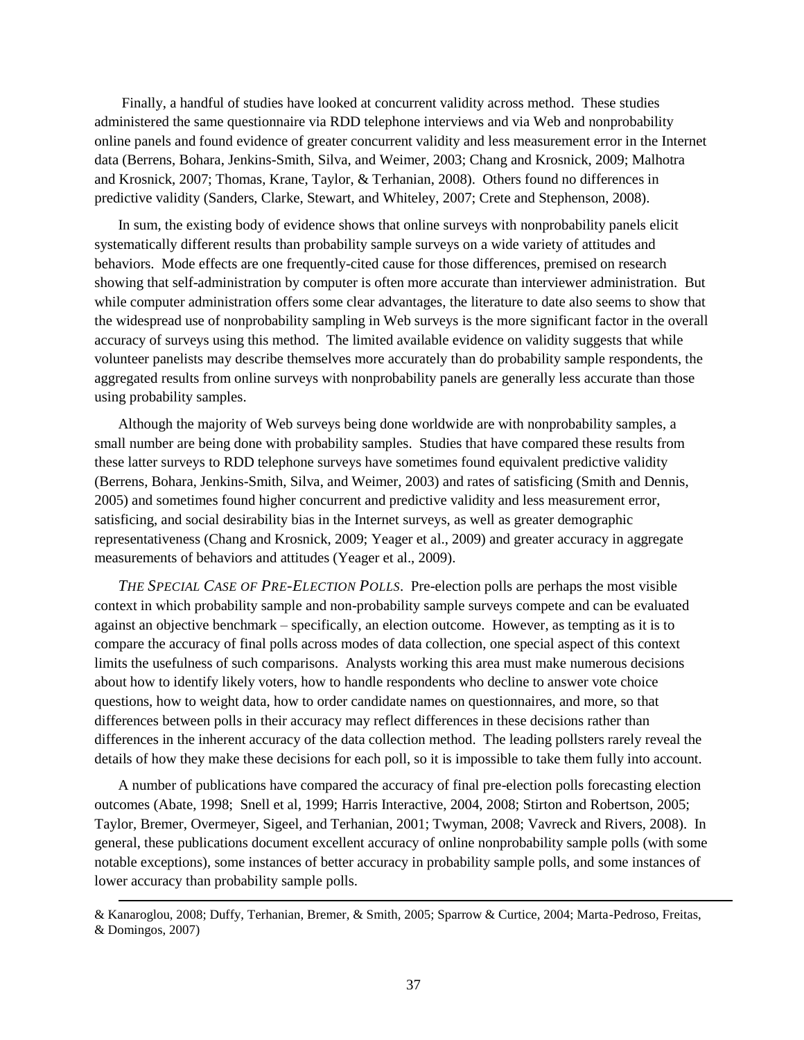Finally, a handful of studies have looked at concurrent validity across method. These studies administered the same questionnaire via RDD telephone interviews and via Web and nonprobability online panels and found evidence of greater concurrent validity and less measurement error in the Internet data (Berrens, Bohara, Jenkins-Smith, Silva, and Weimer, 2003; Chang and Krosnick, 2009; Malhotra and Krosnick, 2007; Thomas, Krane, Taylor, & Terhanian, 2008). Others found no differences in predictive validity (Sanders, Clarke, Stewart, and Whiteley, 2007; Crete and Stephenson, 2008).

In sum, the existing body of evidence shows that online surveys with nonprobability panels elicit systematically different results than probability sample surveys on a wide variety of attitudes and behaviors. Mode effects are one frequently-cited cause for those differences, premised on research showing that self-administration by computer is often more accurate than interviewer administration. But while computer administration offers some clear advantages, the literature to date also seems to show that the widespread use of nonprobability sampling in Web surveys is the more significant factor in the overall accuracy of surveys using this method. The limited available evidence on validity suggests that while volunteer panelists may describe themselves more accurately than do probability sample respondents, the aggregated results from online surveys with nonprobability panels are generally less accurate than those using probability samples.

Although the majority of Web surveys being done worldwide are with nonprobability samples, a small number are being done with probability samples. Studies that have compared these results from these latter surveys to RDD telephone surveys have sometimes found equivalent predictive validity (Berrens, Bohara, Jenkins-Smith, Silva, and Weimer, 2003) and rates of satisficing (Smith and Dennis, 2005) and sometimes found higher concurrent and predictive validity and less measurement error, satisficing, and social desirability bias in the Internet surveys, as well as greater demographic representativeness (Chang and Krosnick, 2009; Yeager et al., 2009) and greater accuracy in aggregate measurements of behaviors and attitudes (Yeager et al., 2009).

*THE SPECIAL CASE OF PRE-ELECTION POLLS*. Pre-election polls are perhaps the most visible context in which probability sample and non-probability sample surveys compete and can be evaluated against an objective benchmark – specifically, an election outcome. However, as tempting as it is to compare the accuracy of final polls across modes of data collection, one special aspect of this context limits the usefulness of such comparisons. Analysts working this area must make numerous decisions about how to identify likely voters, how to handle respondents who decline to answer vote choice questions, how to weight data, how to order candidate names on questionnaires, and more, so that differences between polls in their accuracy may reflect differences in these decisions rather than differences in the inherent accuracy of the data collection method. The leading pollsters rarely reveal the details of how they make these decisions for each poll, so it is impossible to take them fully into account.

A number of publications have compared the accuracy of final pre-election polls forecasting election outcomes (Abate, 1998; Snell et al, 1999; Harris Interactive, 2004, 2008; Stirton and Robertson, 2005; Taylor, Bremer, Overmeyer, Sigeel, and Terhanian, 2001; Twyman, 2008; Vavreck and Rivers, 2008). In general, these publications document excellent accuracy of online nonprobability sample polls (with some notable exceptions), some instances of better accuracy in probability sample polls, and some instances of lower accuracy than probability sample polls.

& Kanaroglou, 2008; Duffy, Terhanian, Bremer, & Smith, 2005; Sparrow & Curtice, 2004; Marta-Pedroso, Freitas, & Domingos, 2007)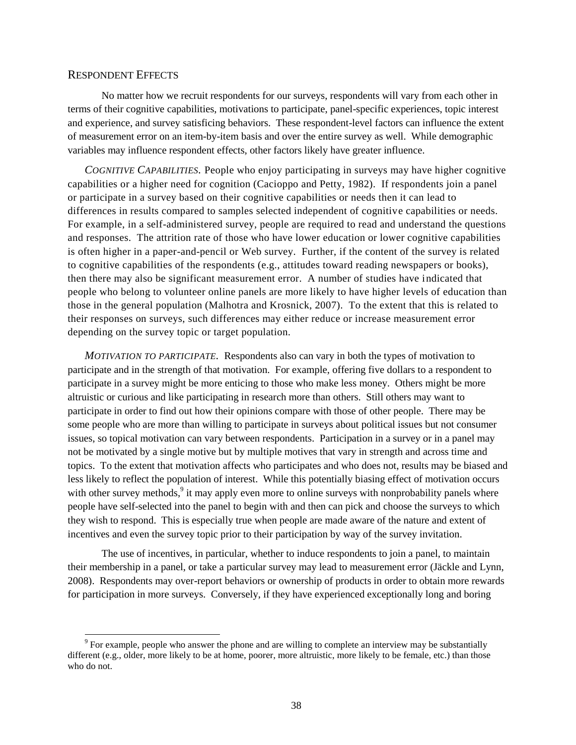## RESPONDENT EFFECTS

No matter how we recruit respondents for our surveys, respondents will vary from each other in terms of their cognitive capabilities, motivations to participate, panel-specific experiences, topic interest and experience, and survey satisficing behaviors. These respondent-level factors can influence the extent of measurement error on an item-by-item basis and over the entire survey as well. While demographic variables may influence respondent effects, other factors likely have greater influence.

*COGNITIVE CAPABILITIES.* People who enjoy participating in surveys may have higher cognitive capabilities or a higher need for cognition (Cacioppo and Petty, 1982). If respondents join a panel or participate in a survey based on their cognitive capabilities or needs then it can lead to differences in results compared to samples selected independent of cognitive capabilities or needs. For example, in a self-administered survey, people are required to read and understand the questions and responses. The attrition rate of those who have lower education or lower cognitive capabilities is often higher in a paper-and-pencil or Web survey. Further, if the content of the survey is related to cognitive capabilities of the respondents (e.g., attitudes toward reading newspapers or books), then there may also be significant measurement error. A number of studies have indicated that people who belong to volunteer online panels are more likely to have higher levels of education than those in the general population (Malhotra and Krosnick, 2007). To the extent that this is related to their responses on surveys, such differences may either reduce or increase measurement error depending on the survey topic or target population.

*MOTIVATION TO PARTICIPATE.* Respondents also can vary in both the types of motivation to participate and in the strength of that motivation. For example, offering five dollars to a respondent to participate in a survey might be more enticing to those who make less money. Others might be more altruistic or curious and like participating in research more than others. Still others may want to participate in order to find out how their opinions compare with those of other people. There may be some people who are more than willing to participate in surveys about political issues but not consumer issues, so topical motivation can vary between respondents. Participation in a survey or in a panel may not be motivated by a single motive but by multiple motives that vary in strength and across time and topics. To the extent that motivation affects who participates and who does not, results may be biased and less likely to reflect the population of interest. While this potentially biasing effect of motivation occurs with other survey methods,[9] it may apply even more to online surveys with nonprobability panels where people have self-selected into the panel to begin with and then can pick and choose the surveys to which they wish to respond. This is especially true when people are made aware of the nature and extent of incentives and even the survey topic prior to their participation by way of the survey invitation.

The use of incentives, in particular, whether to induce respondents to join a panel, to maintain their membership in a panel, or take a particular survey may lead to measurement error (Jäckle and Lynn, 2008). Respondents may over-report behaviors or ownership of products in order to obtain more rewards for participation in more surveys. Conversely, if they have experienced exceptionally long and boring

---

[9] For example, people who answer the phone and are willing to complete an interview may be substantially different (e.g., older, more likely to be at home, poorer, more altruistic, more likely to be female, etc.) than those who do not.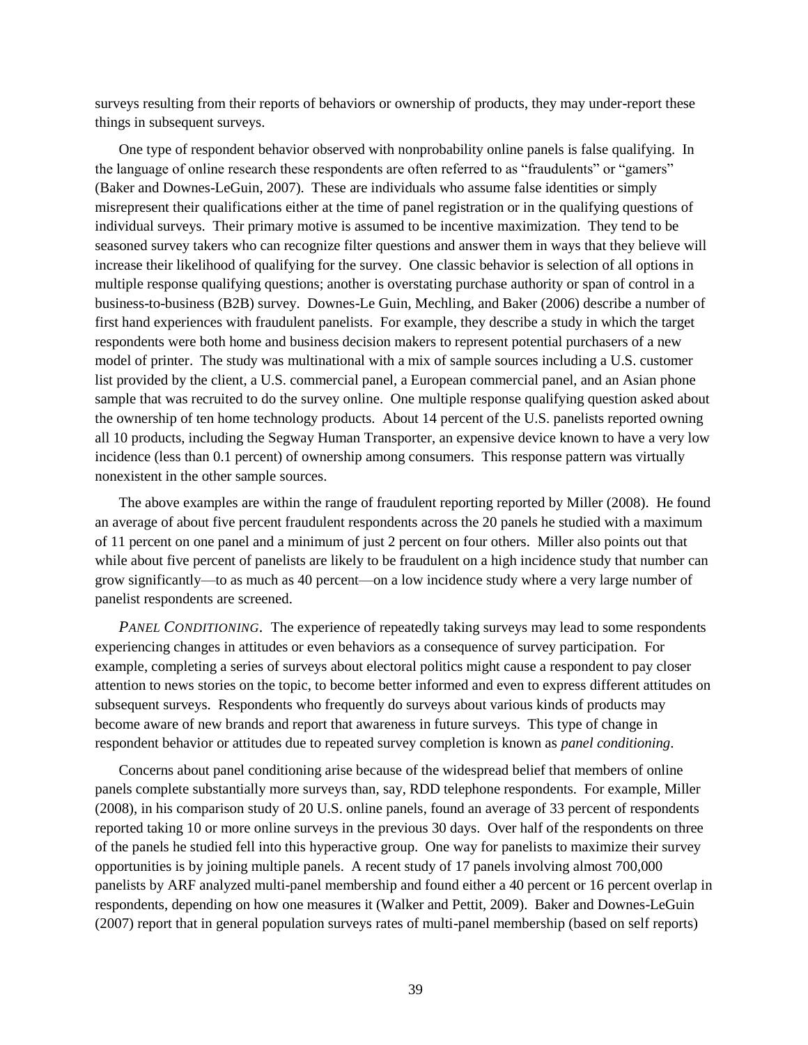surveys resulting from their reports of behaviors or ownership of products, they may under-report these things in subsequent surveys.

One type of respondent behavior observed with nonprobability online panels is false qualifying. In the language of online research these respondents are often referred to as "fraudulents" or "gamers" (Baker and Downes-LeGuin, 2007). These are individuals who assume false identities or simply misrepresent their qualifications either at the time of panel registration or in the qualifying questions of individual surveys. Their primary motive is assumed to be incentive maximization. They tend to be seasoned survey takers who can recognize filter questions and answer them in ways that they believe will increase their likelihood of qualifying for the survey. One classic behavior is selection of all options in multiple response qualifying questions; another is overstating purchase authority or span of control in a business-to-business (B2B) survey. Downes-Le Guin, Mechling, and Baker (2006) describe a number of first hand experiences with fraudulent panelists. For example, they describe a study in which the target respondents were both home and business decision makers to represent potential purchasers of a new model of printer. The study was multinational with a mix of sample sources including a U.S. customer list provided by the client, a U.S. commercial panel, a European commercial panel, and an Asian phone sample that was recruited to do the survey online. One multiple response qualifying question asked about the ownership of ten home technology products. About 14 percent of the U.S. panelists reported owning all 10 products, including the Segway Human Transporter, an expensive device known to have a very low incidence (less than 0.1 percent) of ownership among consumers. This response pattern was virtually nonexistent in the other sample sources.

The above examples are within the range of fraudulent reporting reported by Miller (2008). He found an average of about five percent fraudulent respondents across the 20 panels he studied with a maximum of 11 percent on one panel and a minimum of just 2 percent on four others. Miller also points out that while about five percent of panelists are likely to be fraudulent on a high incidence study that number can grow significantly—to as much as 40 percent—on a low incidence study where a very large number of panelist respondents are screened.

*PANEL CONDITIONING*. The experience of repeatedly taking surveys may lead to some respondents experiencing changes in attitudes or even behaviors as a consequence of survey participation. For example, completing a series of surveys about electoral politics might cause a respondent to pay closer attention to news stories on the topic, to become better informed and even to express different attitudes on subsequent surveys. Respondents who frequently do surveys about various kinds of products may become aware of new brands and report that awareness in future surveys. This type of change in respondent behavior or attitudes due to repeated survey completion is known as *panel conditioning*.

Concerns about panel conditioning arise because of the widespread belief that members of online panels complete substantially more surveys than, say, RDD telephone respondents. For example, Miller (2008), in his comparison study of 20 U.S. online panels, found an average of 33 percent of respondents reported taking 10 or more online surveys in the previous 30 days. Over half of the respondents on three of the panels he studied fell into this hyperactive group. One way for panelists to maximize their survey opportunities is by joining multiple panels. A recent study of 17 panels involving almost 700,000 panelists by ARF analyzed multi-panel membership and found either a 40 percent or 16 percent overlap in respondents, depending on how one measures it (Walker and Pettit, 2009). Baker and Downes-LeGuin (2007) report that in general population surveys rates of multi-panel membership (based on self reports)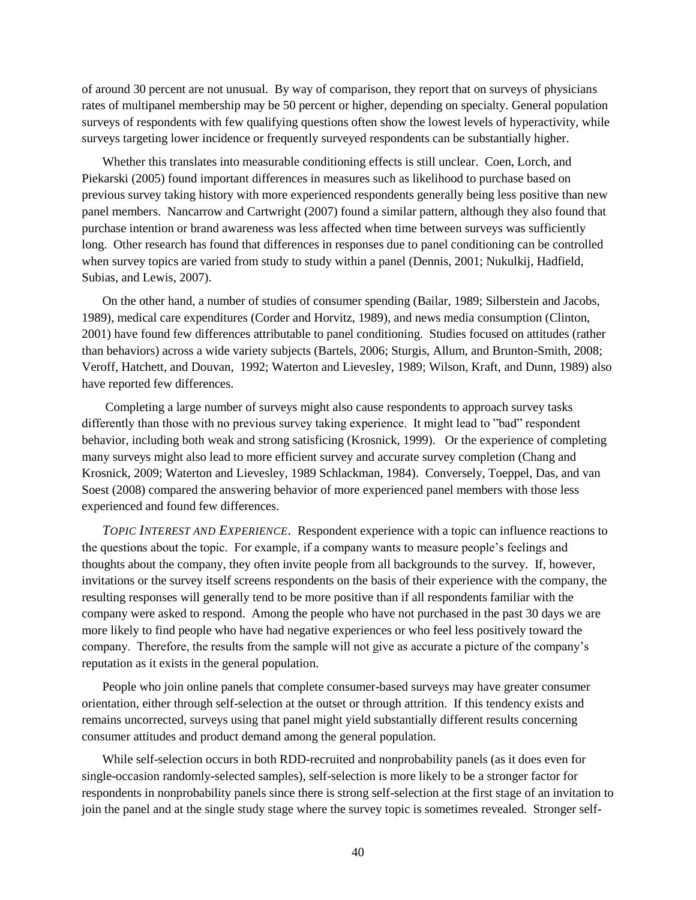of around 30 percent are not unusual. By way of comparison, they report that on surveys of physicians rates of multipanel membership may be 50 percent or higher, depending on specialty. General population surveys of respondents with few qualifying questions often show the lowest levels of hyperactivity, while surveys targeting lower incidence or frequently surveyed respondents can be substantially higher.

Whether this translates into measurable conditioning effects is still unclear. Coen, Lorch, and Piekarski (2005) found important differences in measures such as likelihood to purchase based on previous survey taking history with more experienced respondents generally being less positive than new panel members. Nancarrow and Cartwright (2007) found a similar pattern, although they also found that purchase intention or brand awareness was less affected when time between surveys was sufficiently long. Other research has found that differences in responses due to panel conditioning can be controlled when survey topics are varied from study to study within a panel (Dennis, 2001; Nukulkij, Hadfield, Subias, and Lewis, 2007).

On the other hand, a number of studies of consumer spending (Bailar, 1989; Silberstein and Jacobs, 1989), medical care expenditures (Corder and Horvitz, 1989), and news media consumption (Clinton, 2001) have found few differences attributable to panel conditioning. Studies focused on attitudes (rather than behaviors) across a wide variety subjects (Bartels, 2006; Sturgis, Allum, and Brunton-Smith, 2008; Veroff, Hatchett, and Douvan, 1992; Waterton and Lievesley, 1989; Wilson, Kraft, and Dunn, 1989) also have reported few differences.

Completing a large number of surveys might also cause respondents to approach survey tasks differently than those with no previous survey taking experience. It might lead to "bad" respondent behavior, including both weak and strong satisficing (Krosnick, 1999). Or the experience of completing many surveys might also lead to more efficient survey and accurate survey completion (Chang and Krosnick, 2009; Waterton and Lievesley, 1989 Schlackman, 1984). Conversely, Toeppel, Das, and van Soest (2008) compared the answering behavior of more experienced panel members with those less experienced and found few differences.

*TOPIC INTEREST AND EXPERIENCE*. Respondent experience with a topic can influence reactions to the questions about the topic. For example, if a company wants to measure people's feelings and thoughts about the company, they often invite people from all backgrounds to the survey. If, however, invitations or the survey itself screens respondents on the basis of their experience with the company, the resulting responses will generally tend to be more positive than if all respondents familiar with the company were asked to respond. Among the people who have not purchased in the past 30 days we are more likely to find people who have had negative experiences or who feel less positively toward the company. Therefore, the results from the sample will not give as accurate a picture of the company's reputation as it exists in the general population.

People who join online panels that complete consumer-based surveys may have greater consumer orientation, either through self-selection at the outset or through attrition. If this tendency exists and remains uncorrected, surveys using that panel might yield substantially different results concerning consumer attitudes and product demand among the general population.

While self-selection occurs in both RDD-recruited and nonprobability panels (as it does even for single-occasion randomly-selected samples), self-selection is more likely to be a stronger factor for respondents in nonprobability panels since there is strong self-selection at the first stage of an invitation to join the panel and at the single study stage where the survey topic is sometimes revealed. Stronger self-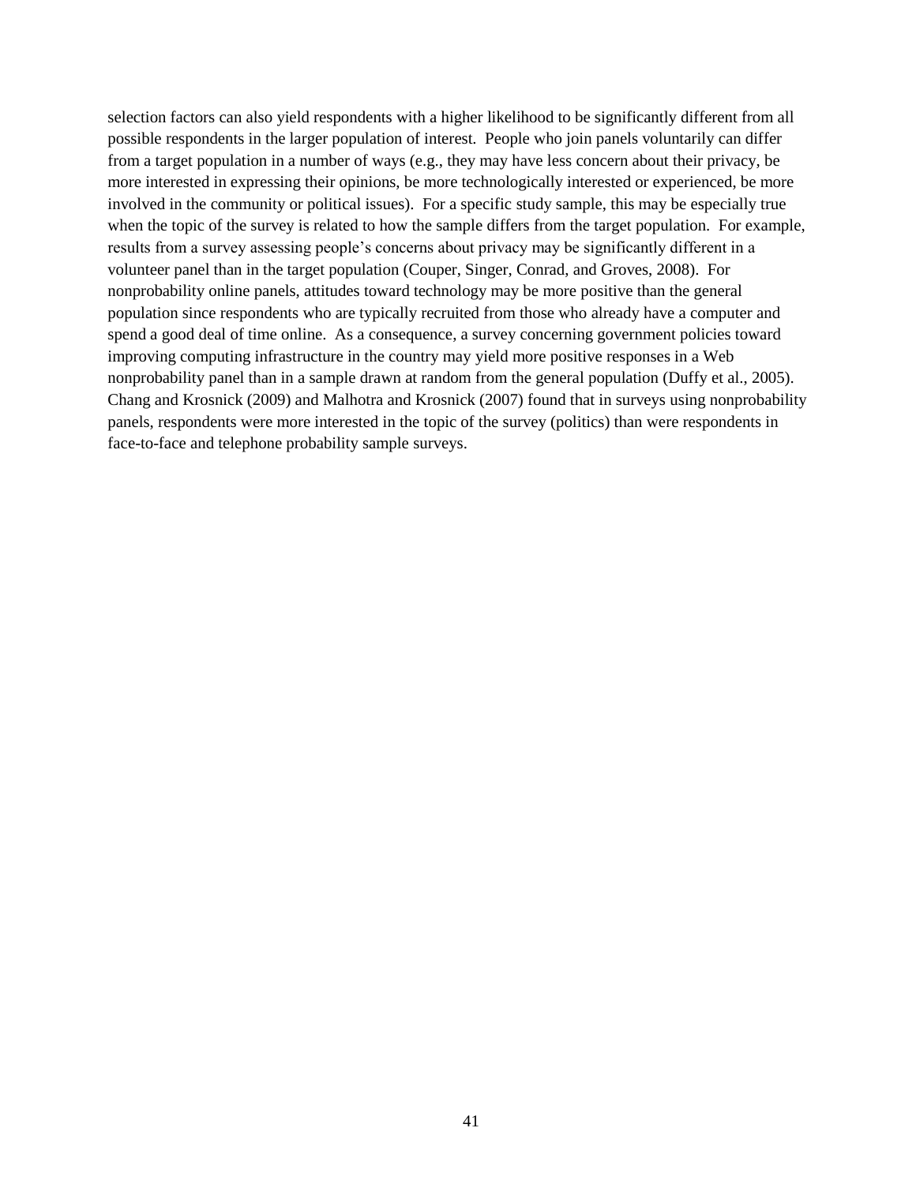selection factors can also yield respondents with a higher likelihood to be significantly different from all possible respondents in the larger population of interest. People who join panels voluntarily can differ from a target population in a number of ways (e.g., they may have less concern about their privacy, be more interested in expressing their opinions, be more technologically interested or experienced, be more involved in the community or political issues). For a specific study sample, this may be especially true when the topic of the survey is related to how the sample differs from the target population. For example, results from a survey assessing people's concerns about privacy may be significantly different in a volunteer panel than in the target population (Couper, Singer, Conrad, and Groves, 2008). For nonprobability online panels, attitudes toward technology may be more positive than the general population since respondents who are typically recruited from those who already have a computer and spend a good deal of time online. As a consequence, a survey concerning government policies toward improving computing infrastructure in the country may yield more positive responses in a Web nonprobability panel than in a sample drawn at random from the general population (Duffy et al., 2005). Chang and Krosnick (2009) and Malhotra and Krosnick (2007) found that in surveys using nonprobability panels, respondents were more interested in the topic of the survey (politics) than were respondents in face-to-face and telephone probability sample surveys.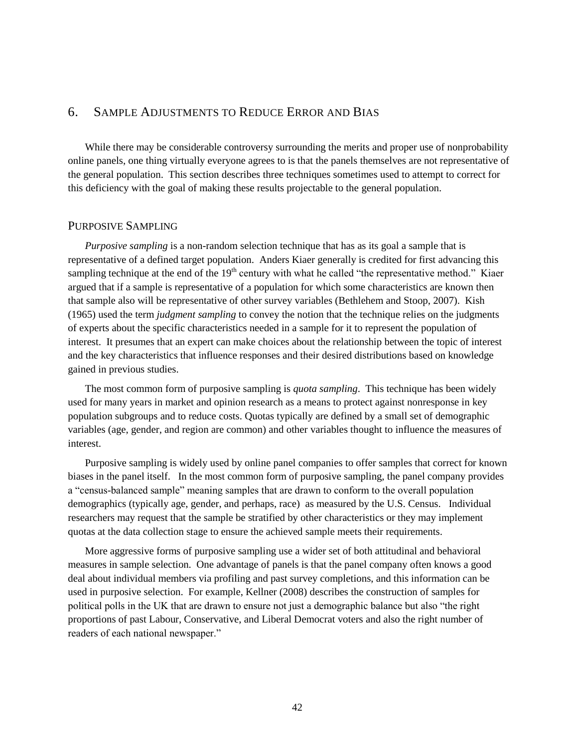## 6. Sample Adjustments to Reduce Error and Bias

While there may be considerable controversy surrounding the merits and proper use of nonprobability online panels, one thing virtually everyone agrees to is that the panels themselves are not representative of the general population. This section describes three techniques sometimes used to attempt to correct for this deficiency with the goal of making these results projectable to the general population.

### Purposive Sampling

*Purposive sampling* is a non-random selection technique that has as its goal a sample that is representative of a defined target population. Anders Kiaer generally is credited for first advancing this sampling technique at the end of the 19th century with what he called "the representative method." Kiaer argued that if a sample is representative of a population for which some characteristics are known then that sample also will be representative of other survey variables (Bethlehem and Stoop, 2007). Kish (1965) used the term *judgment sampling* to convey the notion that the technique relies on the judgments of experts about the specific characteristics needed in a sample for it to represent the population of interest. It presumes that an expert can make choices about the relationship between the topic of interest and the key characteristics that influence responses and their desired distributions based on knowledge gained in previous studies.

The most common form of purposive sampling is *quota sampling*. This technique has been widely used for many years in market and opinion research as a means to protect against nonresponse in key population subgroups and to reduce costs. Quotas typically are defined by a small set of demographic variables (age, gender, and region are common) and other variables thought to influence the measures of interest.

Purposive sampling is widely used by online panel companies to offer samples that correct for known biases in the panel itself. In the most common form of purposive sampling, the panel company provides a "census-balanced sample" meaning samples that are drawn to conform to the overall population demographics (typically age, gender, and perhaps, race) as measured by the U.S. Census. Individual researchers may request that the sample be stratified by other characteristics or they may implement quotas at the data collection stage to ensure the achieved sample meets their requirements.

More aggressive forms of purposive sampling use a wider set of both attitudinal and behavioral measures in sample selection. One advantage of panels is that the panel company often knows a good deal about individual members via profiling and past survey completions, and this information can be used in purposive selection. For example, Kellner (2008) describes the construction of samples for political polls in the UK that are drawn to ensure not just a demographic balance but also "the right proportions of past Labour, Conservative, and Liberal Democrat voters and also the right number of readers of each national newspaper."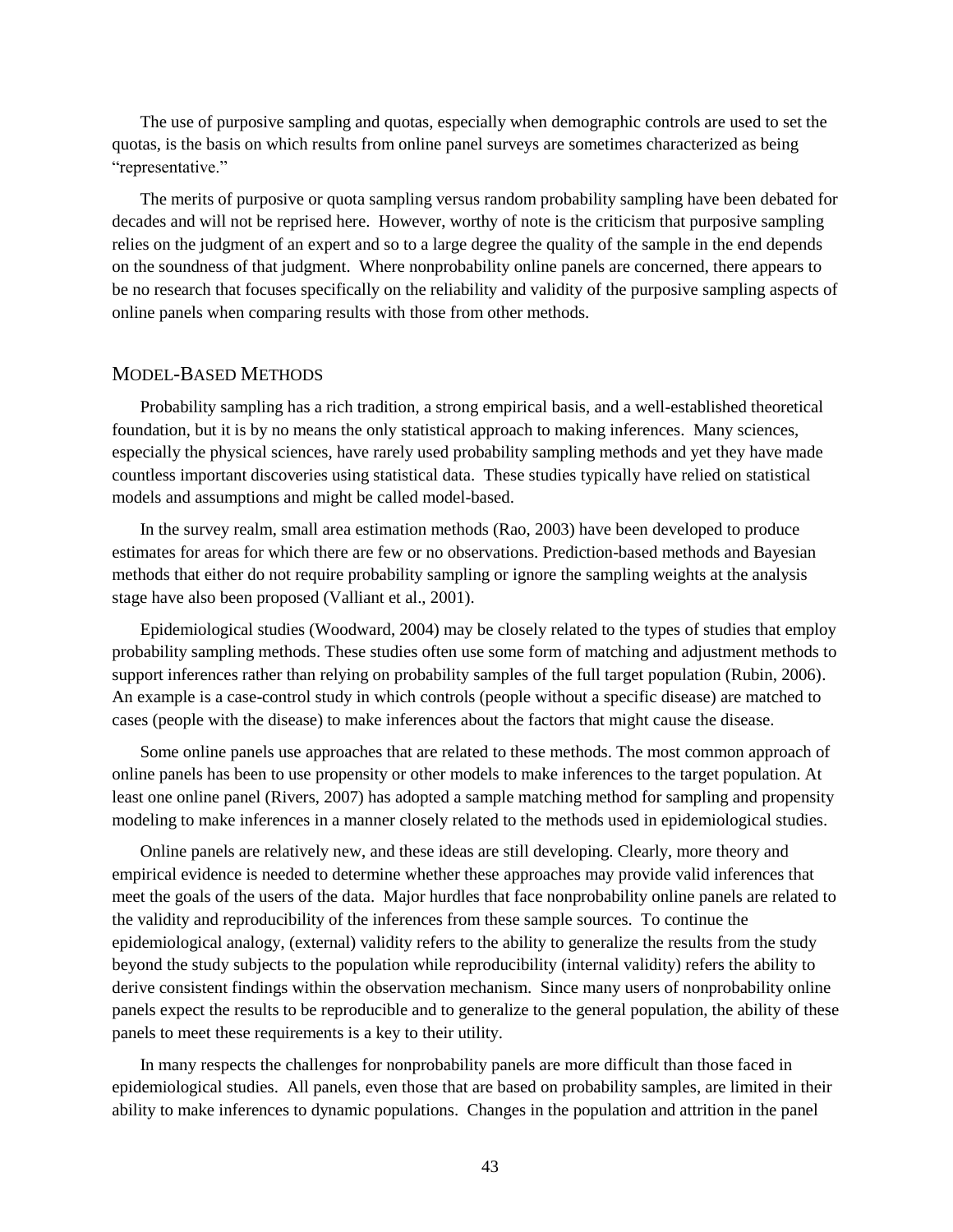The use of purposive sampling and quotas, especially when demographic controls are used to set the quotas, is the basis on which results from online panel surveys are sometimes characterized as being "representative."

The merits of purposive or quota sampling versus random probability sampling have been debated for decades and will not be reprised here. However, worthy of note is the criticism that purposive sampling relies on the judgment of an expert and so to a large degree the quality of the sample in the end depends on the soundness of that judgment. Where nonprobability online panels are concerned, there appears to be no research that focuses specifically on the reliability and validity of the purposive sampling aspects of online panels when comparing results with those from other methods.

## Model-Based Methods

Probability sampling has a rich tradition, a strong empirical basis, and a well-established theoretical foundation, but it is by no means the only statistical approach to making inferences. Many sciences, especially the physical sciences, have rarely used probability sampling methods and yet they have made countless important discoveries using statistical data. These studies typically have relied on statistical models and assumptions and might be called model-based.

In the survey realm, small area estimation methods (Rao, 2003) have been developed to produce estimates for areas for which there are few or no observations. Prediction-based methods and Bayesian methods that either do not require probability sampling or ignore the sampling weights at the analysis stage have also been proposed (Valliant et al., 2001).

Epidemiological studies (Woodward, 2004) may be closely related to the types of studies that employ probability sampling methods. These studies often use some form of matching and adjustment methods to support inferences rather than relying on probability samples of the full target population (Rubin, 2006). An example is a case-control study in which controls (people without a specific disease) are matched to cases (people with the disease) to make inferences about the factors that might cause the disease.

Some online panels use approaches that are related to these methods. The most common approach of online panels has been to use propensity or other models to make inferences to the target population. At least one online panel (Rivers, 2007) has adopted a sample matching method for sampling and propensity modeling to make inferences in a manner closely related to the methods used in epidemiological studies.

Online panels are relatively new, and these ideas are still developing. Clearly, more theory and empirical evidence is needed to determine whether these approaches may provide valid inferences that meet the goals of the users of the data. Major hurdles that face nonprobability online panels are related to the validity and reproducibility of the inferences from these sample sources. To continue the epidemiological analogy, (external) validity refers to the ability to generalize the results from the study beyond the study subjects to the population while reproducibility (internal validity) refers the ability to derive consistent findings within the observation mechanism. Since many users of nonprobability online panels expect the results to be reproducible and to generalize to the general population, the ability of these panels to meet these requirements is a key to their utility.

In many respects the challenges for nonprobability panels are more difficult than those faced in epidemiological studies. All panels, even those that are based on probability samples, are limited in their ability to make inferences to dynamic populations. Changes in the population and attrition in the panel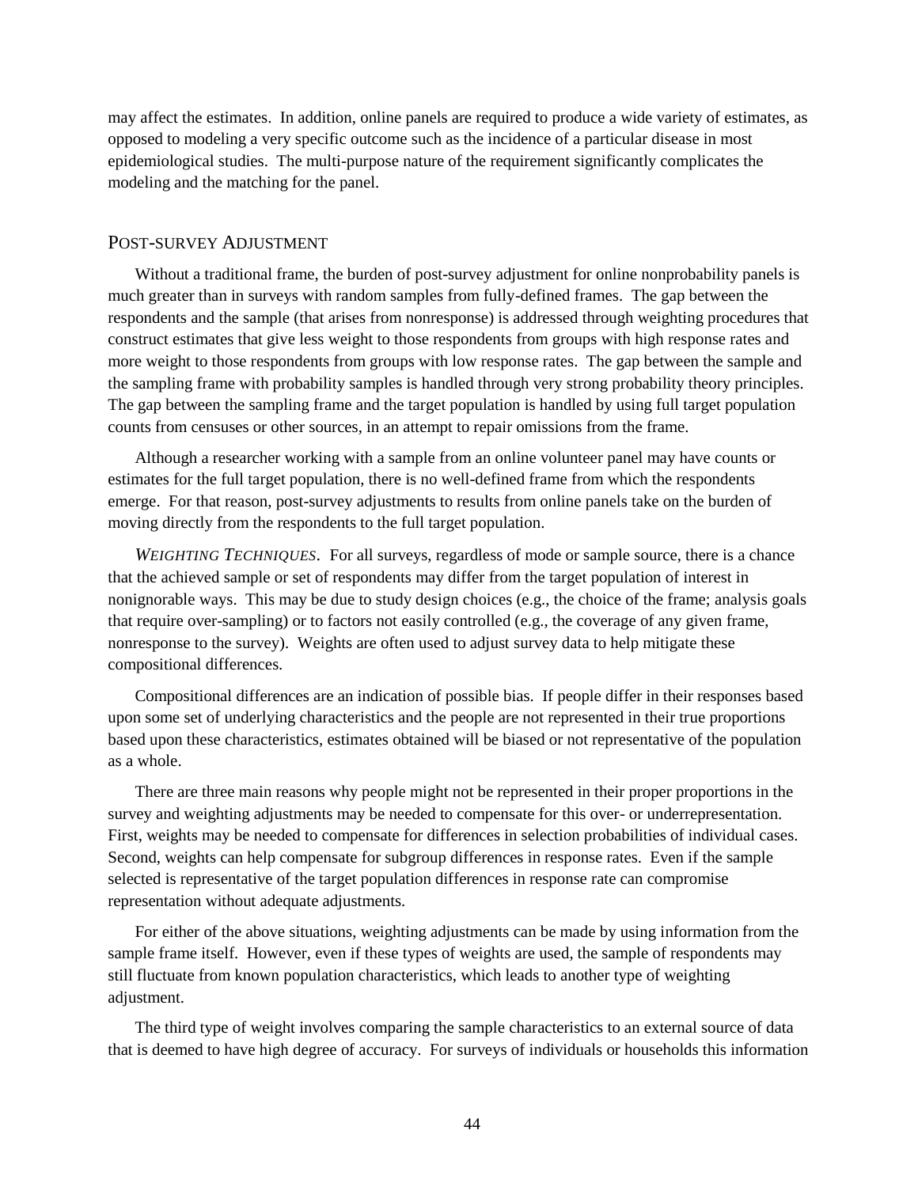may affect the estimates. In addition, online panels are required to produce a wide variety of estimates, as opposed to modeling a very specific outcome such as the incidence of a particular disease in most epidemiological studies. The multi-purpose nature of the requirement significantly complicates the modeling and the matching for the panel.

## POST-SURVEY ADJUSTMENT

Without a traditional frame, the burden of post-survey adjustment for online nonprobability panels is much greater than in surveys with random samples from fully-defined frames. The gap between the respondents and the sample (that arises from nonresponse) is addressed through weighting procedures that construct estimates that give less weight to those respondents from groups with high response rates and more weight to those respondents from groups with low response rates. The gap between the sample and the sampling frame with probability samples is handled through very strong probability theory principles. The gap between the sampling frame and the target population is handled by using full target population counts from censuses or other sources, in an attempt to repair omissions from the frame.

Although a researcher working with a sample from an online volunteer panel may have counts or estimates for the full target population, there is no well-defined frame from which the respondents emerge. For that reason, post-survey adjustments to results from online panels take on the burden of moving directly from the respondents to the full target population.

*WEIGHTING TECHNIQUES*. For all surveys, regardless of mode or sample source, there is a chance that the achieved sample or set of respondents may differ from the target population of interest in nonignorable ways. This may be due to study design choices (e.g., the choice of the frame; analysis goals that require over-sampling) or to factors not easily controlled (e.g., the coverage of any given frame, nonresponse to the survey). Weights are often used to adjust survey data to help mitigate these compositional differences.

Compositional differences are an indication of possible bias. If people differ in their responses based upon some set of underlying characteristics and the people are not represented in their true proportions based upon these characteristics, estimates obtained will be biased or not representative of the population as a whole.

There are three main reasons why people might not be represented in their proper proportions in the survey and weighting adjustments may be needed to compensate for this over- or underrepresentation. First, weights may be needed to compensate for differences in selection probabilities of individual cases. Second, weights can help compensate for subgroup differences in response rates. Even if the sample selected is representative of the target population differences in response rate can compromise representation without adequate adjustments.

For either of the above situations, weighting adjustments can be made by using information from the sample frame itself. However, even if these types of weights are used, the sample of respondents may still fluctuate from known population characteristics, which leads to another type of weighting adjustment.

The third type of weight involves comparing the sample characteristics to an external source of data that is deemed to have high degree of accuracy. For surveys of individuals or households this information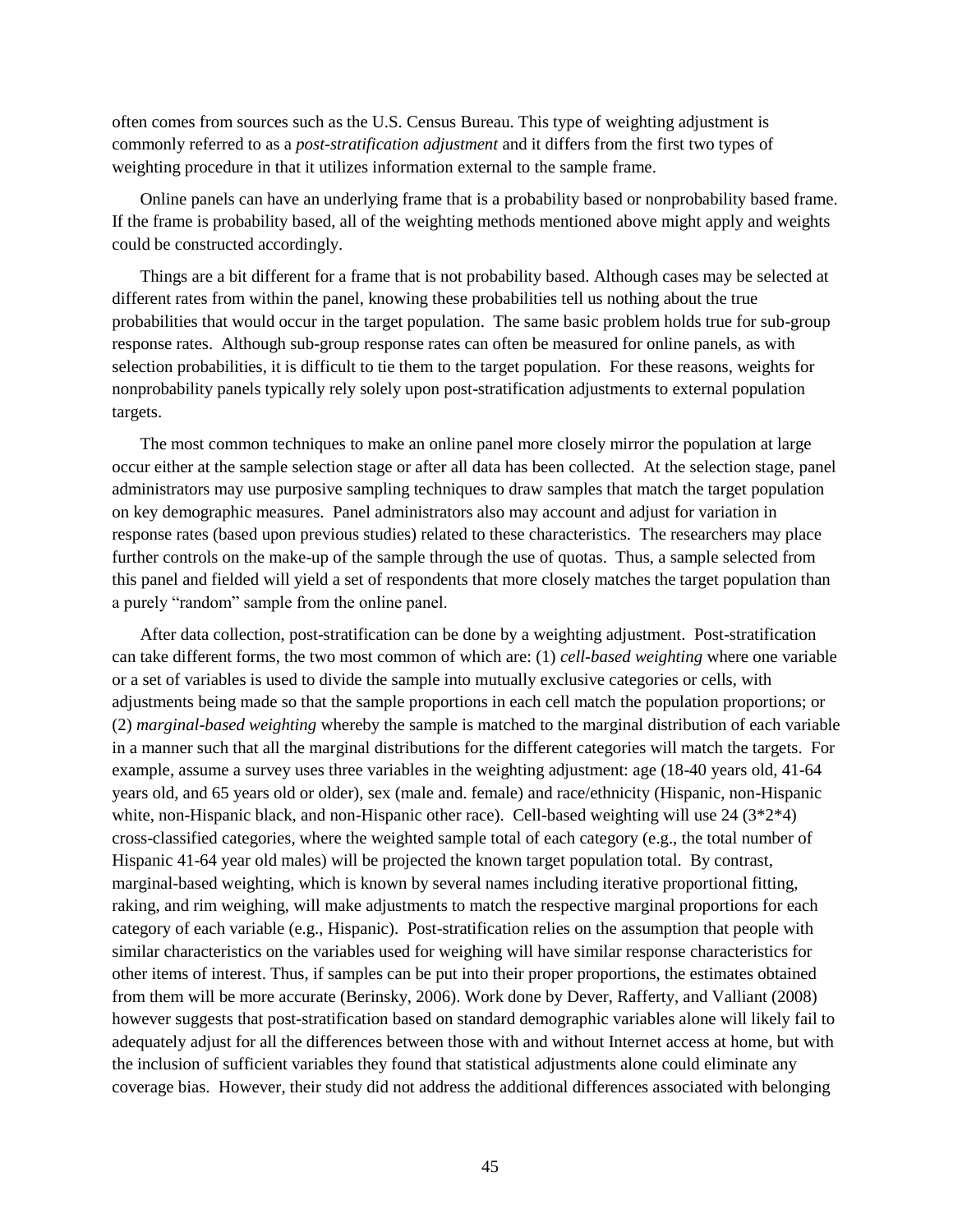often comes from sources such as the U.S. Census Bureau. This type of weighting adjustment is commonly referred to as a *post-stratification adjustment* and it differs from the first two types of weighting procedure in that it utilizes information external to the sample frame.

Online panels can have an underlying frame that is a probability based or nonprobability based frame. If the frame is probability based, all of the weighting methods mentioned above might apply and weights could be constructed accordingly.

Things are a bit different for a frame that is not probability based. Although cases may be selected at different rates from within the panel, knowing these probabilities tell us nothing about the true probabilities that would occur in the target population. The same basic problem holds true for sub-group response rates. Although sub-group response rates can often be measured for online panels, as with selection probabilities, it is difficult to tie them to the target population. For these reasons, weights for nonprobability panels typically rely solely upon post-stratification adjustments to external population targets.

The most common techniques to make an online panel more closely mirror the population at large occur either at the sample selection stage or after all data has been collected. At the selection stage, panel administrators may use purposive sampling techniques to draw samples that match the target population on key demographic measures. Panel administrators also may account and adjust for variation in response rates (based upon previous studies) related to these characteristics. The researchers may place further controls on the make-up of the sample through the use of quotas. Thus, a sample selected from this panel and fielded will yield a set of respondents that more closely matches the target population than a purely "random" sample from the online panel.

After data collection, post-stratification can be done by a weighting adjustment. Post-stratification can take different forms, the two most common of which are: (1) *cell-based weighting* where one variable or a set of variables is used to divide the sample into mutually exclusive categories or cells, with adjustments being made so that the sample proportions in each cell match the population proportions; or (2) *marginal-based weighting* whereby the sample is matched to the marginal distribution of each variable in a manner such that all the marginal distributions for the different categories will match the targets. For example, assume a survey uses three variables in the weighting adjustment: age (18-40 years old, 41-64 years old, and 65 years old or older), sex (male and. female) and race/ethnicity (Hispanic, non-Hispanic white, non-Hispanic black, and non-Hispanic other race). Cell-based weighting will use 24 (3*2*4) cross-classified categories, where the weighted sample total of each category (e.g., the total number of Hispanic 41-64 year old males) will be projected the known target population total. By contrast, marginal-based weighting, which is known by several names including iterative proportional fitting, raking, and rim weighing, will make adjustments to match the respective marginal proportions for each category of each variable (e.g., Hispanic). Post-stratification relies on the assumption that people with similar characteristics on the variables used for weighing will have similar response characteristics for other items of interest. Thus, if samples can be put into their proper proportions, the estimates obtained from them will be more accurate (Berinsky, 2006). Work done by Dever, Rafferty, and Valliant (2008) however suggests that post-stratification based on standard demographic variables alone will likely fail to adequately adjust for all the differences between those with and without Internet access at home, but with the inclusion of sufficient variables they found that statistical adjustments alone could eliminate any coverage bias. However, their study did not address the additional differences associated with belonging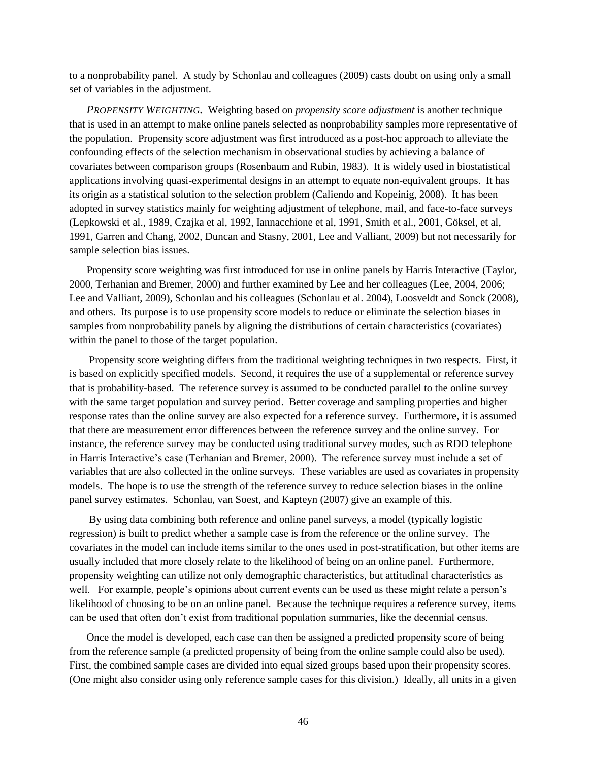to a nonprobability panel. A study by Schonlau and colleagues (2009) casts doubt on using only a small set of variables in the adjustment.

*PROPENSITY WEIGHTING*. Weighting based on *propensity score adjustment* is another technique that is used in an attempt to make online panels selected as nonprobability samples more representative of the population. Propensity score adjustment was first introduced as a post-hoc approach to alleviate the confounding effects of the selection mechanism in observational studies by achieving a balance of covariates between comparison groups (Rosenbaum and Rubin, 1983). It is widely used in biostatistical applications involving quasi-experimental designs in an attempt to equate non-equivalent groups. It has its origin as a statistical solution to the selection problem (Caliendo and Kopeinig, 2008). It has been adopted in survey statistics mainly for weighting adjustment of telephone, mail, and face-to-face surveys (Lepkowski et al., 1989, Czajka et al, 1992, Iannacchione et al, 1991, Smith et al., 2001, Göksel, et al, 1991, Garren and Chang, 2002, Duncan and Stasny, 2001, Lee and Valliant, 2009) but not necessarily for sample selection bias issues.

Propensity score weighting was first introduced for use in online panels by Harris Interactive (Taylor, 2000, Terhanian and Bremer, 2000) and further examined by Lee and her colleagues (Lee, 2004, 2006; Lee and Valliant, 2009), Schonlau and his colleagues (Schonlau et al. 2004), Loosveldt and Sonck (2008), and others. Its purpose is to use propensity score models to reduce or eliminate the selection biases in samples from nonprobability panels by aligning the distributions of certain characteristics (covariates) within the panel to those of the target population.

Propensity score weighting differs from the traditional weighting techniques in two respects. First, it is based on explicitly specified models. Second, it requires the use of a supplemental or reference survey that is probability-based. The reference survey is assumed to be conducted parallel to the online survey with the same target population and survey period. Better coverage and sampling properties and higher response rates than the online survey are also expected for a reference survey. Furthermore, it is assumed that there are measurement error differences between the reference survey and the online survey. For instance, the reference survey may be conducted using traditional survey modes, such as RDD telephone in Harris Interactive's case (Terhanian and Bremer, 2000). The reference survey must include a set of variables that are also collected in the online surveys. These variables are used as covariates in propensity models. The hope is to use the strength of the reference survey to reduce selection biases in the online panel survey estimates. Schonlau, van Soest, and Kapteyn (2007) give an example of this.

By using data combining both reference and online panel surveys, a model (typically logistic regression) is built to predict whether a sample case is from the reference or the online survey. The covariates in the model can include items similar to the ones used in post-stratification, but other items are usually included that more closely relate to the likelihood of being on an online panel. Furthermore, propensity weighting can utilize not only demographic characteristics, but attitudinal characteristics as well. For example, people's opinions about current events can be used as these might relate a person's likelihood of choosing to be on an online panel. Because the technique requires a reference survey, items can be used that often don't exist from traditional population summaries, like the decennial census.

Once the model is developed, each case can then be assigned a predicted propensity score of being from the reference sample (a predicted propensity of being from the online sample could also be used). First, the combined sample cases are divided into equal sized groups based upon their propensity scores. (One might also consider using only reference sample cases for this division.) Ideally, all units in a given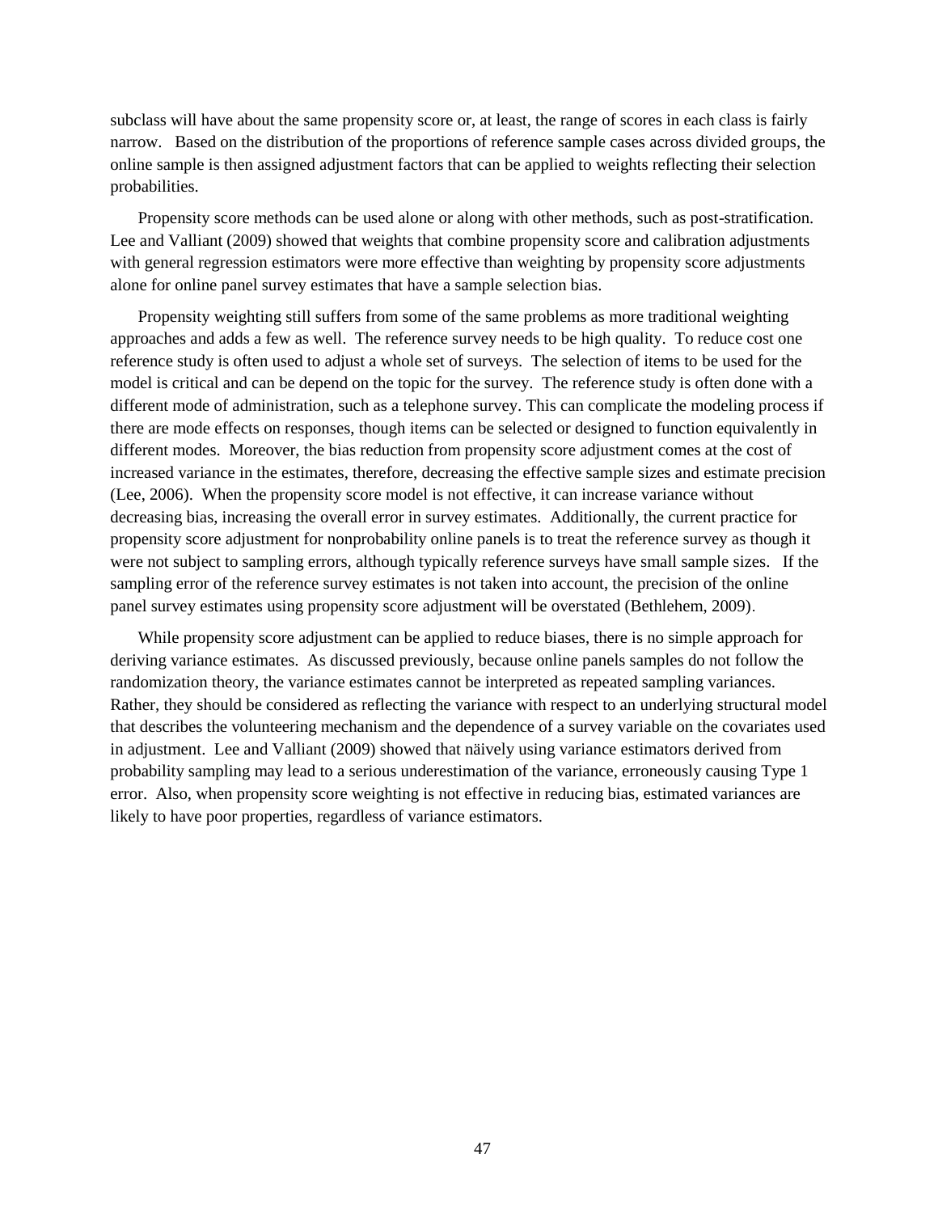subclass will have about the same propensity score or, at least, the range of scores in each class is fairly narrow. Based on the distribution of the proportions of reference sample cases across divided groups, the online sample is then assigned adjustment factors that can be applied to weights reflecting their selection probabilities.

Propensity score methods can be used alone or along with other methods, such as post-stratification. Lee and Valliant (2009) showed that weights that combine propensity score and calibration adjustments with general regression estimators were more effective than weighting by propensity score adjustments alone for online panel survey estimates that have a sample selection bias.

Propensity weighting still suffers from some of the same problems as more traditional weighting approaches and adds a few as well. The reference survey needs to be high quality. To reduce cost one reference study is often used to adjust a whole set of surveys. The selection of items to be used for the model is critical and can be depend on the topic for the survey. The reference study is often done with a different mode of administration, such as a telephone survey. This can complicate the modeling process if there are mode effects on responses, though items can be selected or designed to function equivalently in different modes. Moreover, the bias reduction from propensity score adjustment comes at the cost of increased variance in the estimates, therefore, decreasing the effective sample sizes and estimate precision (Lee, 2006). When the propensity score model is not effective, it can increase variance without decreasing bias, increasing the overall error in survey estimates. Additionally, the current practice for propensity score adjustment for nonprobability online panels is to treat the reference survey as though it were not subject to sampling errors, although typically reference surveys have small sample sizes. If the sampling error of the reference survey estimates is not taken into account, the precision of the online panel survey estimates using propensity score adjustment will be overstated (Bethlehem, 2009).

While propensity score adjustment can be applied to reduce biases, there is no simple approach for deriving variance estimates. As discussed previously, because online panels samples do not follow the randomization theory, the variance estimates cannot be interpreted as repeated sampling variances. Rather, they should be considered as reflecting the variance with respect to an underlying structural model that describes the volunteering mechanism and the dependence of a survey variable on the covariates used in adjustment. Lee and Valliant (2009) showed that näively using variance estimators derived from probability sampling may lead to a serious underestimation of the variance, erroneously causing Type 1 error. Also, when propensity score weighting is not effective in reducing bias, estimated variances are likely to have poor properties, regardless of variance estimators.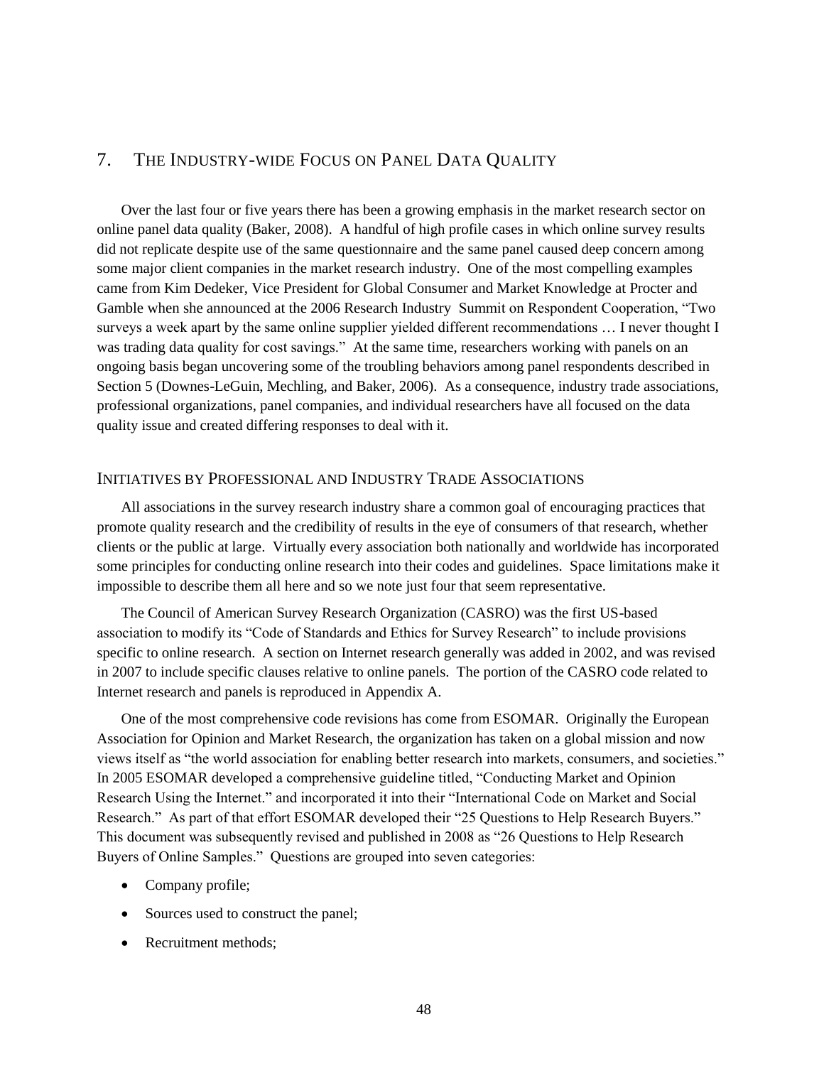## 7. The Industry-wide Focus on Panel Data Quality

Over the last four or five years there has been a growing emphasis in the market research sector on online panel data quality (Baker, 2008). A handful of high profile cases in which online survey results did not replicate despite use of the same questionnaire and the same panel caused deep concern among some major client companies in the market research industry. One of the most compelling examples came from Kim Dedeker, Vice President for Global Consumer and Market Knowledge at Procter and Gamble when she announced at the 2006 Research Industry Summit on Respondent Cooperation, "Two surveys a week apart by the same online supplier yielded different recommendations … I never thought I was trading data quality for cost savings." At the same time, researchers working with panels on an ongoing basis began uncovering some of the troubling behaviors among panel respondents described in Section 5 (Downes-LeGuin, Mechling, and Baker, 2006). As a consequence, industry trade associations, professional organizations, panel companies, and individual researchers have all focused on the data quality issue and created differing responses to deal with it.

### Initiatives by Professional and Industry Trade Associations

All associations in the survey research industry share a common goal of encouraging practices that promote quality research and the credibility of results in the eye of consumers of that research, whether clients or the public at large. Virtually every association both nationally and worldwide has incorporated some principles for conducting online research into their codes and guidelines. Space limitations make it impossible to describe them all here and so we note just four that seem representative.

The Council of American Survey Research Organization (CASRO) was the first US-based association to modify its "Code of Standards and Ethics for Survey Research" to include provisions specific to online research. A section on Internet research generally was added in 2002, and was revised in 2007 to include specific clauses relative to online panels. The portion of the CASRO code related to Internet research and panels is reproduced in Appendix A.

One of the most comprehensive code revisions has come from ESOMAR. Originally the European Association for Opinion and Market Research, the organization has taken on a global mission and now views itself as "the world association for enabling better research into markets, consumers, and societies." In 2005 ESOMAR developed a comprehensive guideline titled, "Conducting Market and Opinion Research Using the Internet." and incorporated it into their "International Code on Market and Social Research." As part of that effort ESOMAR developed their "25 Questions to Help Research Buyers." This document was subsequently revised and published in 2008 as "26 Questions to Help Research Buyers of Online Samples." Questions are grouped into seven categories:

- Company profile;
- Sources used to construct the panel;
- Recruitment methods;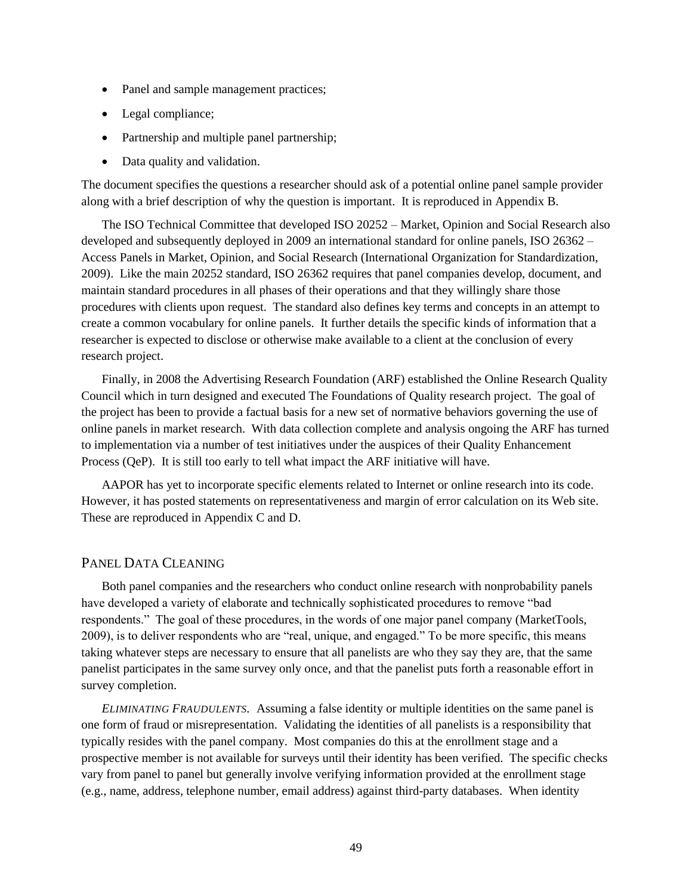- Panel and sample management practices;
- Legal compliance;
- Partnership and multiple panel partnership;
- Data quality and validation.

The document specifies the questions a researcher should ask of a potential online panel sample provider along with a brief description of why the question is important. It is reproduced in Appendix B.

The ISO Technical Committee that developed ISO 20252 – Market, Opinion and Social Research also developed and subsequently deployed in 2009 an international standard for online panels, ISO 26362 – Access Panels in Market, Opinion, and Social Research (International Organization for Standardization, 2009). Like the main 20252 standard, ISO 26362 requires that panel companies develop, document, and maintain standard procedures in all phases of their operations and that they willingly share those procedures with clients upon request. The standard also defines key terms and concepts in an attempt to create a common vocabulary for online panels. It further details the specific kinds of information that a researcher is expected to disclose or otherwise make available to a client at the conclusion of every research project.

Finally, in 2008 the Advertising Research Foundation (ARF) established the Online Research Quality Council which in turn designed and executed The Foundations of Quality research project. The goal of the project has been to provide a factual basis for a new set of normative behaviors governing the use of online panels in market research. With data collection complete and analysis ongoing the ARF has turned to implementation via a number of test initiatives under the auspices of their Quality Enhancement Process (QeP). It is still too early to tell what impact the ARF initiative will have.

AAPOR has yet to incorporate specific elements related to Internet or online research into its code. However, it has posted statements on representativeness and margin of error calculation on its Web site. These are reproduced in Appendix C and D.

## Panel Data Cleaning

Both panel companies and the researchers who conduct online research with nonprobability panels have developed a variety of elaborate and technically sophisticated procedures to remove "bad respondents." The goal of these procedures, in the words of one major panel company (MarketTools, 2009), is to deliver respondents who are "real, unique, and engaged." To be more specific, this means taking whatever steps are necessary to ensure that all panelists are who they say they are, that the same panelist participates in the same survey only once, and that the panelist puts forth a reasonable effort in survey completion.

*Eliminating Fraudulents*. Assuming a false identity or multiple identities on the same panel is one form of fraud or misrepresentation. Validating the identities of all panelists is a responsibility that typically resides with the panel company. Most companies do this at the enrollment stage and a prospective member is not available for surveys until their identity has been verified. The specific checks vary from panel to panel but generally involve verifying information provided at the enrollment stage (e.g., name, address, telephone number, email address) against third-party databases. When identity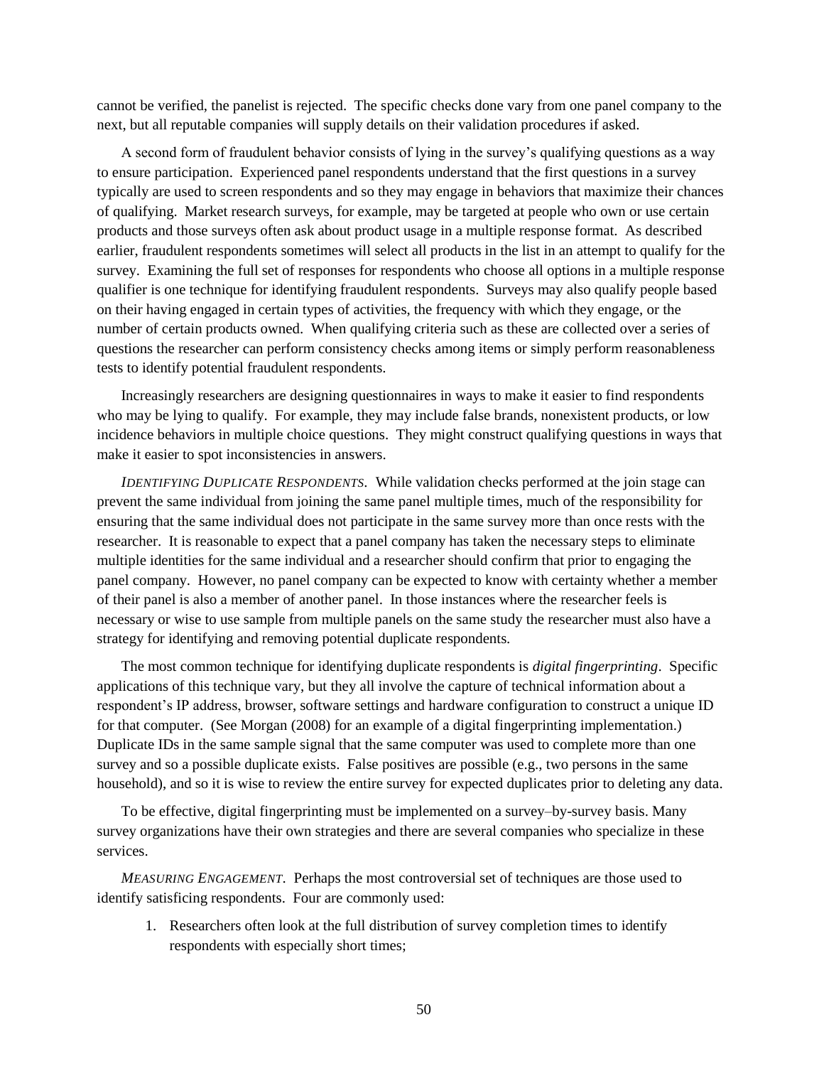cannot be verified, the panelist is rejected. The specific checks done vary from one panel company to the next, but all reputable companies will supply details on their validation procedures if asked.

A second form of fraudulent behavior consists of lying in the survey's qualifying questions as a way to ensure participation. Experienced panel respondents understand that the first questions in a survey typically are used to screen respondents and so they may engage in behaviors that maximize their chances of qualifying. Market research surveys, for example, may be targeted at people who own or use certain products and those surveys often ask about product usage in a multiple response format. As described earlier, fraudulent respondents sometimes will select all products in the list in an attempt to qualify for the survey. Examining the full set of responses for respondents who choose all options in a multiple response qualifier is one technique for identifying fraudulent respondents. Surveys may also qualify people based on their having engaged in certain types of activities, the frequency with which they engage, or the number of certain products owned. When qualifying criteria such as these are collected over a series of questions the researcher can perform consistency checks among items or simply perform reasonableness tests to identify potential fraudulent respondents.

Increasingly researchers are designing questionnaires in ways to make it easier to find respondents who may be lying to qualify. For example, they may include false brands, nonexistent products, or low incidence behaviors in multiple choice questions. They might construct qualifying questions in ways that make it easier to spot inconsistencies in answers.

*IDENTIFYING DUPLICATE RESPONDENTS*. While validation checks performed at the join stage can prevent the same individual from joining the same panel multiple times, much of the responsibility for ensuring that the same individual does not participate in the same survey more than once rests with the researcher. It is reasonable to expect that a panel company has taken the necessary steps to eliminate multiple identities for the same individual and a researcher should confirm that prior to engaging the panel company. However, no panel company can be expected to know with certainty whether a member of their panel is also a member of another panel. In those instances where the researcher feels is necessary or wise to use sample from multiple panels on the same study the researcher must also have a strategy for identifying and removing potential duplicate respondents.

The most common technique for identifying duplicate respondents is *digital fingerprinting*. Specific applications of this technique vary, but they all involve the capture of technical information about a respondent's IP address, browser, software settings and hardware configuration to construct a unique ID for that computer. (See Morgan (2008) for an example of a digital fingerprinting implementation.) Duplicate IDs in the same sample signal that the same computer was used to complete more than one survey and so a possible duplicate exists. False positives are possible (e.g., two persons in the same household), and so it is wise to review the entire survey for expected duplicates prior to deleting any data.

To be effective, digital fingerprinting must be implemented on a survey–by-survey basis. Many survey organizations have their own strategies and there are several companies who specialize in these services.

*MEASURING ENGAGEMENT*. Perhaps the most controversial set of techniques are those used to identify satisficing respondents. Four are commonly used:

1. Researchers often look at the full distribution of survey completion times to identify respondents with especially short times;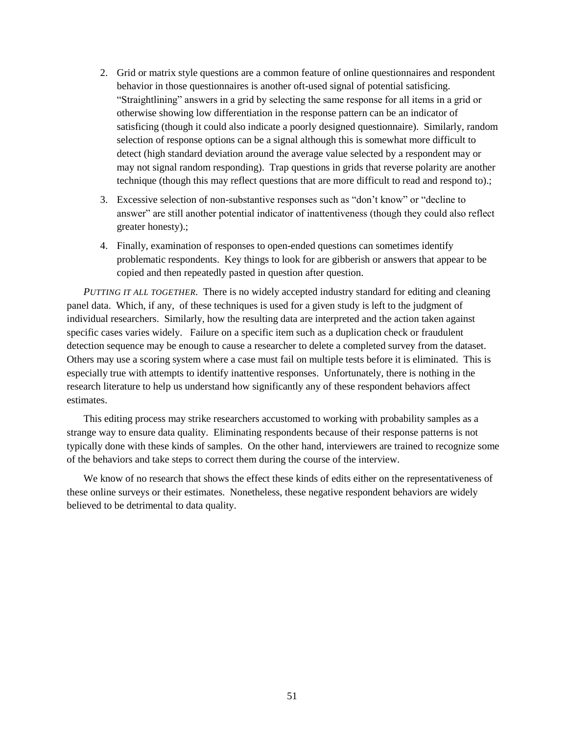2. Grid or matrix style questions are a common feature of online questionnaires and respondent behavior in those questionnaires is another oft-used signal of potential satisficing. “Straightlining” answers in a grid by selecting the same response for all items in a grid or otherwise showing low differentiation in the response pattern can be an indicator of satisficing (though it could also indicate a poorly designed questionnaire). Similarly, random selection of response options can be a signal although this is somewhat more difficult to detect (high standard deviation around the average value selected by a respondent may or may not signal random responding). Trap questions in grids that reverse polarity are another technique (though this may reflect questions that are more difficult to read and respond to).;
3. Excessive selection of non-substantive responses such as “don’t know” or “decline to answer” are still another potential indicator of inattentiveness (though they could also reflect greater honesty).;
4. Finally, examination of responses to open-ended questions can sometimes identify problematic respondents. Key things to look for are gibberish or answers that appear to be copied and then repeatedly pasted in question after question.

*PUTTING IT ALL TOGETHER*. There is no widely accepted industry standard for editing and cleaning panel data. Which, if any, of these techniques is used for a given study is left to the judgment of individual researchers. Similarly, how the resulting data are interpreted and the action taken against specific cases varies widely. Failure on a specific item such as a duplication check or fraudulent detection sequence may be enough to cause a researcher to delete a completed survey from the dataset. Others may use a scoring system where a case must fail on multiple tests before it is eliminated. This is especially true with attempts to identify inattentive responses. Unfortunately, there is nothing in the research literature to help us understand how significantly any of these respondent behaviors affect estimates.

This editing process may strike researchers accustomed to working with probability samples as a strange way to ensure data quality. Eliminating respondents because of their response patterns is not typically done with these kinds of samples. On the other hand, interviewers are trained to recognize some of the behaviors and take steps to correct them during the course of the interview.

We know of no research that shows the effect these kinds of edits either on the representativeness of these online surveys or their estimates. Nonetheless, these negative respondent behaviors are widely believed to be detrimental to data quality.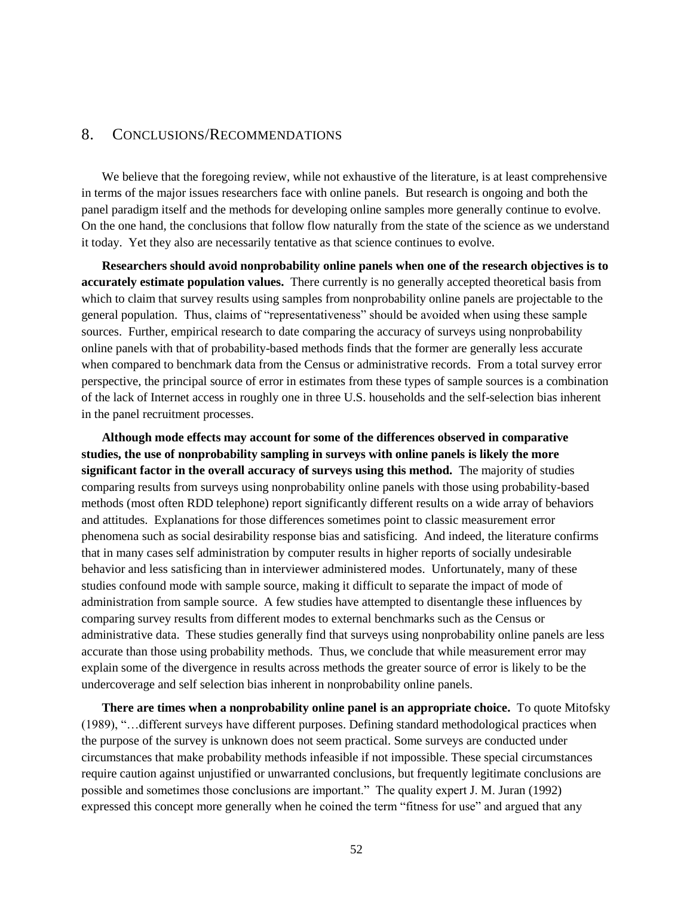## 8. CONCLUSIONS/RECOMMENDATIONS

We believe that the foregoing review, while not exhaustive of the literature, is at least comprehensive in terms of the major issues researchers face with online panels. But research is ongoing and both the panel paradigm itself and the methods for developing online samples more generally continue to evolve. On the one hand, the conclusions that follow flow naturally from the state of the science as we understand it today. Yet they also are necessarily tentative as that science continues to evolve.

**Researchers should avoid nonprobability online panels when one of the research objectives is to accurately estimate population values.** There currently is no generally accepted theoretical basis from which to claim that survey results using samples from nonprobability online panels are projectable to the general population. Thus, claims of "representativeness" should be avoided when using these sample sources. Further, empirical research to date comparing the accuracy of surveys using nonprobability online panels with that of probability-based methods finds that the former are generally less accurate when compared to benchmark data from the Census or administrative records. From a total survey error perspective, the principal source of error in estimates from these types of sample sources is a combination of the lack of Internet access in roughly one in three U.S. households and the self-selection bias inherent in the panel recruitment processes.

**Although mode effects may account for some of the differences observed in comparative studies, the use of nonprobability sampling in surveys with online panels is likely the more significant factor in the overall accuracy of surveys using this method.** The majority of studies comparing results from surveys using nonprobability online panels with those using probability-based methods (most often RDD telephone) report significantly different results on a wide array of behaviors and attitudes. Explanations for those differences sometimes point to classic measurement error phenomena such as social desirability response bias and satisficing. And indeed, the literature confirms that in many cases self administration by computer results in higher reports of socially undesirable behavior and less satisficing than in interviewer administered modes. Unfortunately, many of these studies confound mode with sample source, making it difficult to separate the impact of mode of administration from sample source. A few studies have attempted to disentangle these influences by comparing survey results from different modes to external benchmarks such as the Census or administrative data. These studies generally find that surveys using nonprobability online panels are less accurate than those using probability methods. Thus, we conclude that while measurement error may explain some of the divergence in results across methods the greater source of error is likely to be the undercoverage and self selection bias inherent in nonprobability online panels.

**There are times when a nonprobability online panel is an appropriate choice.** To quote Mitofsky (1989), "…different surveys have different purposes. Defining standard methodological practices when the purpose of the survey is unknown does not seem practical. Some surveys are conducted under circumstances that make probability methods infeasible if not impossible. These special circumstances require caution against unjustified or unwarranted conclusions, but frequently legitimate conclusions are possible and sometimes those conclusions are important." The quality expert J. M. Juran (1992) expressed this concept more generally when he coined the term "fitness for use" and argued that any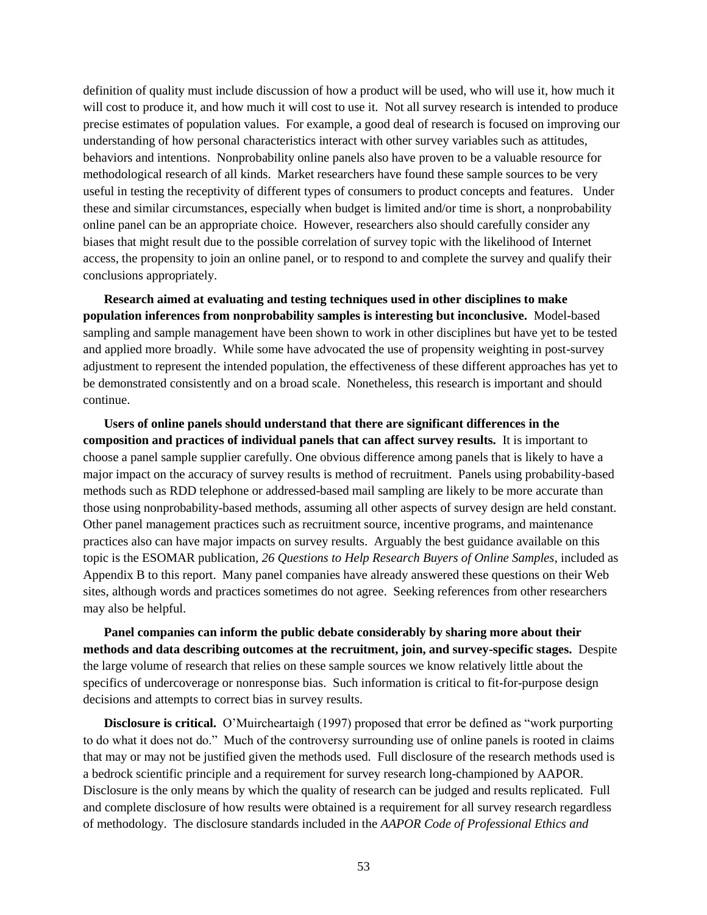definition of quality must include discussion of how a product will be used, who will use it, how much it will cost to produce it, and how much it will cost to use it. Not all survey research is intended to produce precise estimates of population values. For example, a good deal of research is focused on improving our understanding of how personal characteristics interact with other survey variables such as attitudes, behaviors and intentions. Nonprobability online panels also have proven to be a valuable resource for methodological research of all kinds. Market researchers have found these sample sources to be very useful in testing the receptivity of different types of consumers to product concepts and features. Under these and similar circumstances, especially when budget is limited and/or time is short, a nonprobability online panel can be an appropriate choice. However, researchers also should carefully consider any biases that might result due to the possible correlation of survey topic with the likelihood of Internet access, the propensity to join an online panel, or to respond to and complete the survey and qualify their conclusions appropriately.

**Research aimed at evaluating and testing techniques used in other disciplines to make population inferences from nonprobability samples is interesting but inconclusive.** Model-based sampling and sample management have been shown to work in other disciplines but have yet to be tested and applied more broadly. While some have advocated the use of propensity weighting in post-survey adjustment to represent the intended population, the effectiveness of these different approaches has yet to be demonstrated consistently and on a broad scale. Nonetheless, this research is important and should continue.

**Users of online panels should understand that there are significant differences in the composition and practices of individual panels that can affect survey results.** It is important to choose a panel sample supplier carefully. One obvious difference among panels that is likely to have a major impact on the accuracy of survey results is method of recruitment. Panels using probability-based methods such as RDD telephone or addressed-based mail sampling are likely to be more accurate than those using nonprobability-based methods, assuming all other aspects of survey design are held constant. Other panel management practices such as recruitment source, incentive programs, and maintenance practices also can have major impacts on survey results. Arguably the best guidance available on this topic is the ESOMAR publication, *26 Questions to Help Research Buyers of Online Samples*, included as Appendix B to this report. Many panel companies have already answered these questions on their Web sites, although words and practices sometimes do not agree. Seeking references from other researchers may also be helpful.

**Panel companies can inform the public debate considerably by sharing more about their methods and data describing outcomes at the recruitment, join, and survey-specific stages.** Despite the large volume of research that relies on these sample sources we know relatively little about the specifics of undercoverage or nonresponse bias. Such information is critical to fit-for-purpose design decisions and attempts to correct bias in survey results.

**Disclosure is critical.** O'Muircheartaigh (1997) proposed that error be defined as "work purporting to do what it does not do." Much of the controversy surrounding use of online panels is rooted in claims that may or may not be justified given the methods used. Full disclosure of the research methods used is a bedrock scientific principle and a requirement for survey research long-championed by AAPOR. Disclosure is the only means by which the quality of research can be judged and results replicated. Full and complete disclosure of how results were obtained is a requirement for all survey research regardless of methodology. The disclosure standards included in the *AAPOR Code of Professional Ethics and*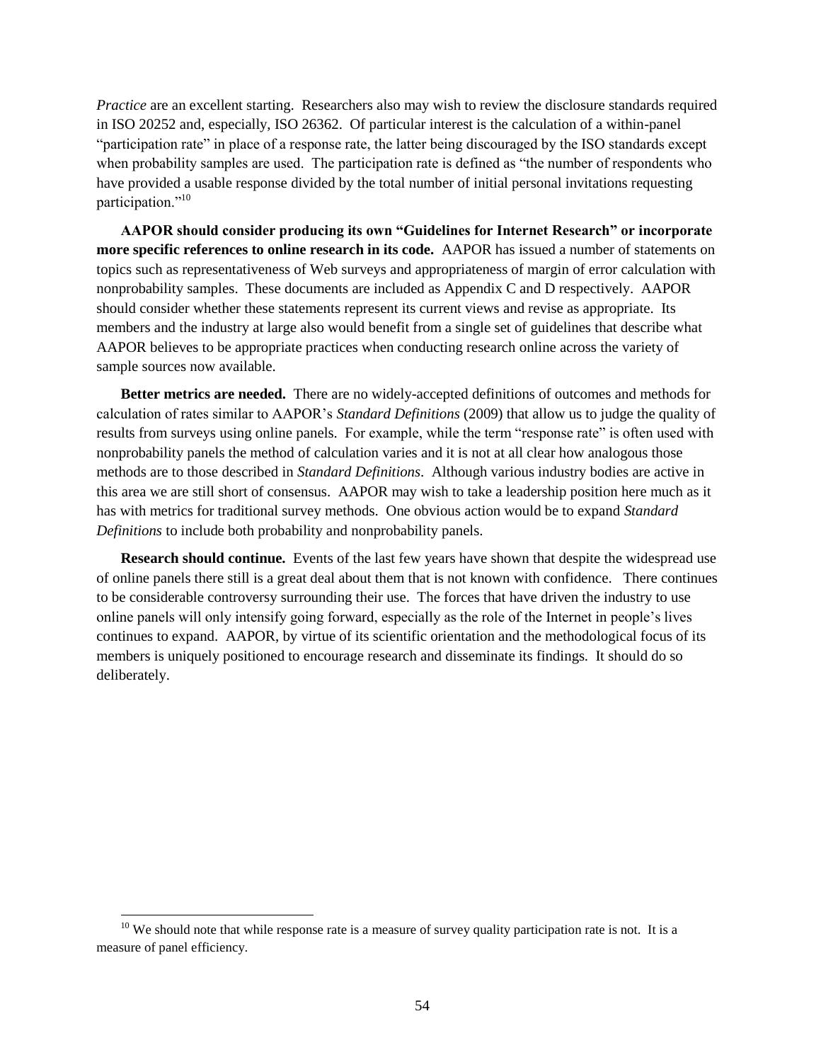*Practice* are an excellent starting. Researchers also may wish to review the disclosure standards required in ISO 20252 and, especially, ISO 26362. Of particular interest is the calculation of a within-panel "participation rate" in place of a response rate, the latter being discouraged by the ISO standards except when probability samples are used. The participation rate is defined as "the number of respondents who have provided a usable response divided by the total number of initial personal invitations requesting participation."[10]

**AAPOR should consider producing its own "Guidelines for Internet Research" or incorporate more specific references to online research in its code.** AAPOR has issued a number of statements on topics such as representativeness of Web surveys and appropriateness of margin of error calculation with nonprobability samples. These documents are included as Appendix C and D respectively. AAPOR should consider whether these statements represent its current views and revise as appropriate. Its members and the industry at large also would benefit from a single set of guidelines that describe what AAPOR believes to be appropriate practices when conducting research online across the variety of sample sources now available.

**Better metrics are needed.** There are no widely-accepted definitions of outcomes and methods for calculation of rates similar to AAPOR's *Standard Definitions* (2009) that allow us to judge the quality of results from surveys using online panels. For example, while the term "response rate" is often used with nonprobability panels the method of calculation varies and it is not at all clear how analogous those methods are to those described in *Standard Definitions*. Although various industry bodies are active in this area we are still short of consensus. AAPOR may wish to take a leadership position here much as it has with metrics for traditional survey methods. One obvious action would be to expand *Standard Definitions* to include both probability and nonprobability panels.

**Research should continue.** Events of the last few years have shown that despite the widespread use of online panels there still is a great deal about them that is not known with confidence. There continues to be considerable controversy surrounding their use. The forces that have driven the industry to use online panels will only intensify going forward, especially as the role of the Internet in people's lives continues to expand. AAPOR, by virtue of its scientific orientation and the methodological focus of its members is uniquely positioned to encourage research and disseminate its findings. It should do so deliberately.

[10] We should note that while response rate is a measure of survey quality participation rate is not. It is a measure of panel efficiency.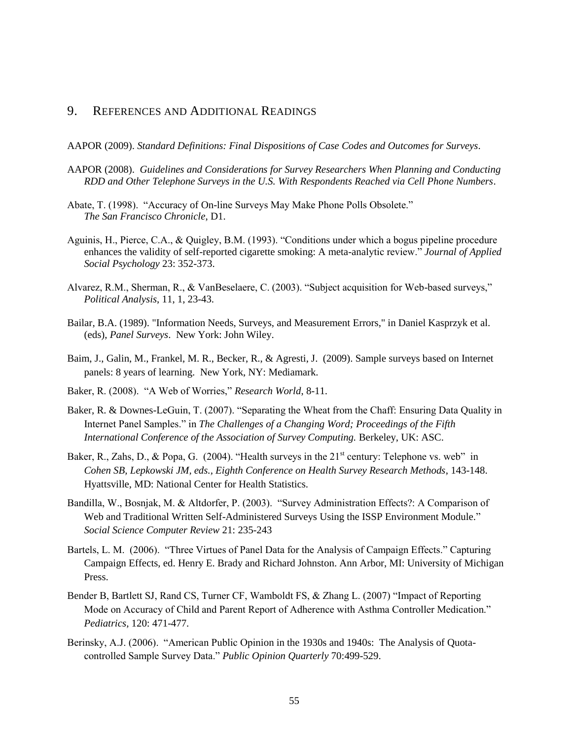## 9. REFERENCES AND ADDITIONAL READINGS

AAPOR (2009). *Standard Definitions: Final Dispositions of Case Codes and Outcomes for Surveys*.

AAPOR (2008). *Guidelines and Considerations for Survey Researchers When Planning and Conducting RDD and Other Telephone Surveys in the U.S. With Respondents Reached via Cell Phone Numbers*.

Abate, T. (1998). "Accuracy of On-line Surveys May Make Phone Polls Obsolete." *The San Francisco Chronicle*, D1.

Aguinis, H., Pierce, C.A., & Quigley, B.M. (1993). "Conditions under which a bogus pipeline procedure enhances the validity of self-reported cigarette smoking: A meta-analytic review." *Journal of Applied Social Psychology* 23: 352-373.

Alvarez, R.M., Sherman, R., & VanBeselaere, C. (2003). "Subject acquisition for Web-based surveys," *Political Analysis*, 11, 1, 23-43.

Bailar, B.A. (1989). "Information Needs, Surveys, and Measurement Errors," in Daniel Kasprzyk et al. (eds), *Panel Surveys*. New York: John Wiley.

Baim, J., Galin, M., Frankel, M. R., Becker, R., & Agresti, J. (2009). Sample surveys based on Internet panels: 8 years of learning. New York, NY: Mediamark.

Baker, R. (2008). "A Web of Worries," *Research World*, 8-11.

Baker, R. & Downes-LeGuin, T. (2007). "Separating the Wheat from the Chaff: Ensuring Data Quality in Internet Panel Samples." in *The Challenges of a Changing Word; Proceedings of the Fifth International Conference of the Association of Survey Computing.* Berkeley, UK: ASC.

Baker, R., Zahs, D., & Popa, G. (2004). "Health surveys in the 21st century: Telephone vs. web" in *Cohen SB, Lepkowski JM, eds., Eighth Conference on Health Survey Research Methods*, 143-148. Hyattsville, MD: National Center for Health Statistics.

Bandilla, W., Bosnjak, M. & Altdorfer, P. (2003). "Survey Administration Effects?: A Comparison of Web and Traditional Written Self-Administered Surveys Using the ISSP Environment Module." *Social Science Computer Review* 21: 235-243

Bartels, L. M. (2006). "Three Virtues of Panel Data for the Analysis of Campaign Effects." Capturing Campaign Effects, ed. Henry E. Brady and Richard Johnston. Ann Arbor, MI: University of Michigan Press.

Bender B, Bartlett SJ, Rand CS, Turner CF, Wamboldt FS, & Zhang L. (2007) "Impact of Reporting Mode on Accuracy of Child and Parent Report of Adherence with Asthma Controller Medication." *Pediatrics,* 120: 471-477.

Berinsky, A.J. (2006). "American Public Opinion in the 1930s and 1940s: The Analysis of Quota-controlled Sample Survey Data." *Public Opinion Quarterly* 70:499-529.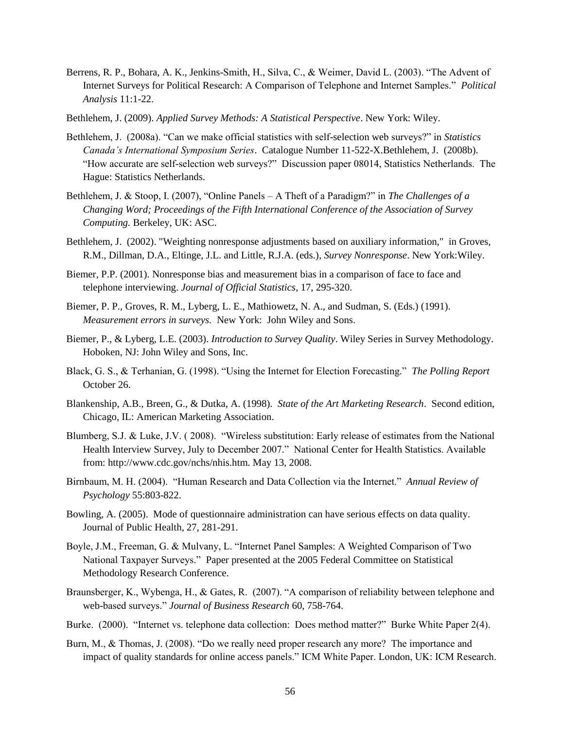Berrens, R. P., Bohara, A. K., Jenkins-Smith, H., Silva, C., & Weimer, David L. (2003). "The Advent of Internet Surveys for Political Research: A Comparison of Telephone and Internet Samples." *Political Analysis* 11:1-22.

Bethlehem, J. (2009). *Applied Survey Methods: A Statistical Perspective*. New York: Wiley.

Bethlehem, J. (2008a). "Can we make official statistics with self-selection web surveys?" in *Statistics Canada's International Symposium Series*. Catalogue Number 11-522-X.Bethlehem, J. (2008b). "How accurate are self-selection web surveys?" Discussion paper 08014, Statistics Netherlands. The Hague: Statistics Netherlands.

Bethlehem, J. & Stoop, I. (2007), "Online Panels – A Theft of a Paradigm?" in *The Challenges of a Changing Word; Proceedings of the Fifth International Conference of the Association of Survey Computing.* Berkeley, UK: ASC.

Bethlehem, J. (2002). "Weighting nonresponse adjustments based on auxiliary information," in Groves, R.M., Dillman, D.A., Eltinge, J.L. and Little, R.J.A. (eds.), *Survey Nonresponse*. New York:Wiley.

Biemer, P.P. (2001). Nonresponse bias and measurement bias in a comparison of face to face and telephone interviewing. *Journal of Official Statistics*, 17, 295-320.

Biemer, P. P., Groves, R. M., Lyberg, L. E., Mathiowetz, N. A., and Sudman, S. (Eds.) (1991). *Measurement errors in surveys.* New York: John Wiley and Sons.

Biemer, P., & Lyberg, L.E. (2003). *Introduction to Survey Quality*. Wiley Series in Survey Methodology. Hoboken, NJ: John Wiley and Sons, Inc.

Black, G. S., & Terhanian, G. (1998). "Using the Internet for Election Forecasting." *The Polling Report* October 26.

Blankenship, A.B., Breen, G., & Dutka, A. (1998). *State of the Art Marketing Research*. Second edition, Chicago, IL: American Marketing Association.

Blumberg, S.J. & Luke, J.V. ( 2008). "Wireless substitution: Early release of estimates from the National Health Interview Survey, July to December 2007." National Center for Health Statistics. Available from: http://www.cdc.gov/nchs/nhis.htm. May 13, 2008.

Birnbaum, M. H. (2004). "Human Research and Data Collection via the Internet." *Annual Review of Psychology* 55:803-822.

Bowling, A. (2005). Mode of questionnaire administration can have serious effects on data quality. Journal of Public Health, 27, 281-291.

Boyle, J.M., Freeman, G. & Mulvany, L. "Internet Panel Samples: A Weighted Comparison of Two National Taxpayer Surveys." Paper presented at the 2005 Federal Committee on Statistical Methodology Research Conference.

Braunsberger, K., Wybenga, H., & Gates, R. (2007). "A comparison of reliability between telephone and web-based surveys." *Journal of Business Research* 60, 758-764.

Burke. (2000). "Internet vs. telephone data collection: Does method matter?" Burke White Paper 2(4).

Burn, M., & Thomas, J. (2008). "Do we really need proper research any more? The importance and impact of quality standards for online access panels." ICM White Paper. London, UK: ICM Research.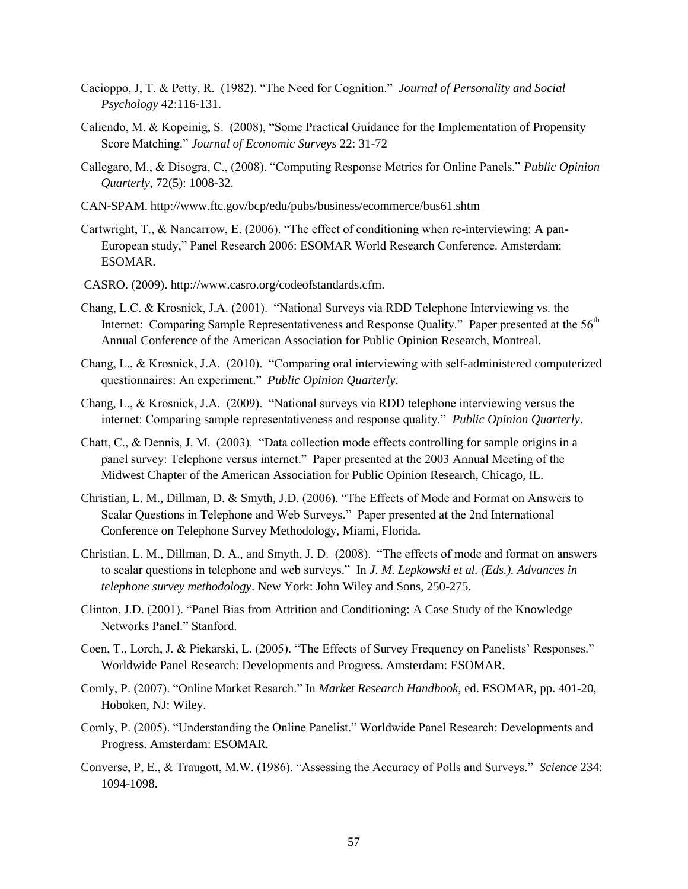Cacioppo, J, T. & Petty, R. (1982). "The Need for Cognition." *Journal of Personality and Social Psychology* 42:116-131.

Caliendo, M. & Kopeinig, S. (2008), "Some Practical Guidance for the Implementation of Propensity Score Matching." *Journal of Economic Surveys* 22: 31-72

Callegaro, M., & Disogra, C., (2008). "Computing Response Metrics for Online Panels." *Public Opinion Quarterly*, 72(5): 1008-32.

CAN-SPAM. http://www.ftc.gov/bcp/edu/pubs/business/ecommerce/bus61.shtm

Cartwright, T., & Nancarrow, E. (2006). "The effect of conditioning when re-interviewing: A pan-European study," Panel Research 2006: ESOMAR World Research Conference. Amsterdam: ESOMAR.

CASRO. (2009). http://www.casro.org/codeofstandards.cfm.

Chang, L.C. & Krosnick, J.A. (2001). "National Surveys via RDD Telephone Interviewing vs. the Internet: Comparing Sample Representativeness and Response Quality." Paper presented at the 56th Annual Conference of the American Association for Public Opinion Research, Montreal.

Chang, L., & Krosnick, J.A. (2010). "Comparing oral interviewing with self-administered computerized questionnaires: An experiment." *Public Opinion Quarterly*.

Chang, L., & Krosnick, J.A. (2009). "National surveys via RDD telephone interviewing versus the internet: Comparing sample representativeness and response quality." *Public Opinion Quarterly*.

Chatt, C., & Dennis, J. M. (2003). "Data collection mode effects controlling for sample origins in a panel survey: Telephone versus internet." Paper presented at the 2003 Annual Meeting of the Midwest Chapter of the American Association for Public Opinion Research, Chicago, IL.

Christian, L. M., Dillman, D. & Smyth, J.D. (2006). "The Effects of Mode and Format on Answers to Scalar Questions in Telephone and Web Surveys." Paper presented at the 2nd International Conference on Telephone Survey Methodology, Miami, Florida.

Christian, L. M., Dillman, D. A., and Smyth, J. D. (2008). "The effects of mode and format on answers to scalar questions in telephone and web surveys." In *J. M. Lepkowski et al. (Eds.). Advances in telephone survey methodology*. New York: John Wiley and Sons, 250-275.

Clinton, J.D. (2001). "Panel Bias from Attrition and Conditioning: A Case Study of the Knowledge Networks Panel." Stanford.

Coen, T., Lorch, J. & Piekarski, L. (2005). "The Effects of Survey Frequency on Panelists' Responses." Worldwide Panel Research: Developments and Progress. Amsterdam: ESOMAR.

Comly, P. (2007). "Online Market Resarch." In *Market Research Handbook*, ed. ESOMAR, pp. 401-20, Hoboken, NJ: Wiley.

Comly, P. (2005). "Understanding the Online Panelist." Worldwide Panel Research: Developments and Progress. Amsterdam: ESOMAR.

Converse, P, E., & Traugott, M.W. (1986). "Assessing the Accuracy of Polls and Surveys." *Science* 234: 1094-1098.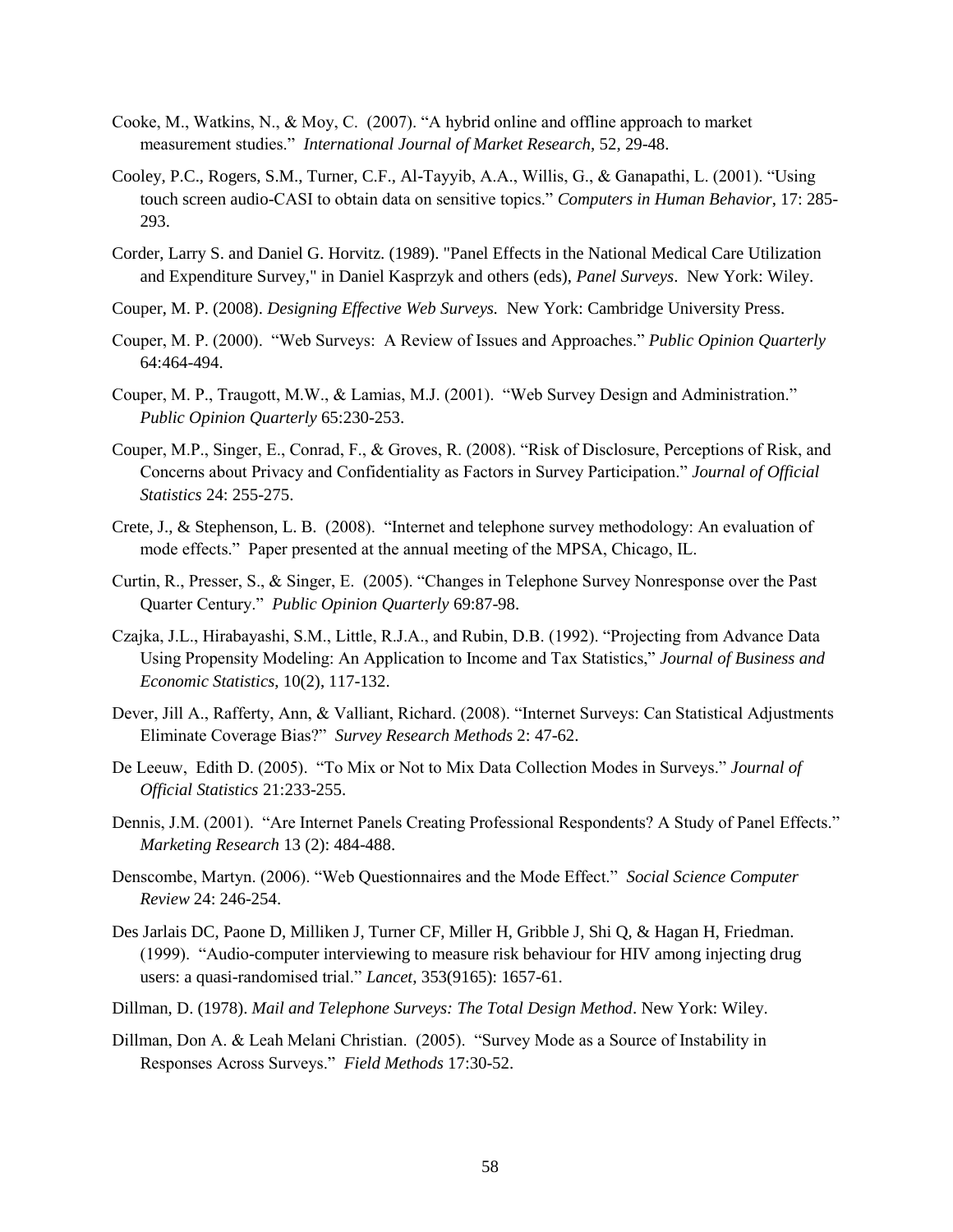Cooke, M., Watkins, N., & Moy, C. (2007). "A hybrid online and offline approach to market measurement studies." *International Journal of Market Research*, 52, 29-48.

Cooley, P.C., Rogers, S.M., Turner, C.F., Al-Tayyib, A.A., Willis, G., & Ganapathi, L. (2001). "Using touch screen audio-CASI to obtain data on sensitive topics." *Computers in Human Behavior*, 17: 285-293.

Corder, Larry S. and Daniel G. Horvitz. (1989). "Panel Effects in the National Medical Care Utilization and Expenditure Survey," in Daniel Kasprzyk and others (eds), *Panel Surveys*. New York: Wiley.

Couper, M. P. (2008). *Designing Effective Web Surveys.* New York: Cambridge University Press.

Couper, M. P. (2000). "Web Surveys: A Review of Issues and Approaches." *Public Opinion Quarterly* 64:464-494.

Couper, M. P., Traugott, M.W., & Lamias, M.J. (2001). "Web Survey Design and Administration." *Public Opinion Quarterly* 65:230-253.

Couper, M.P., Singer, E., Conrad, F., & Groves, R. (2008). "Risk of Disclosure, Perceptions of Risk, and Concerns about Privacy and Confidentiality as Factors in Survey Participation." *Journal of Official Statistics* 24: 255-275.

Crete, J., & Stephenson, L. B. (2008). "Internet and telephone survey methodology: An evaluation of mode effects." Paper presented at the annual meeting of the MPSA, Chicago, IL.

Curtin, R., Presser, S., & Singer, E. (2005). "Changes in Telephone Survey Nonresponse over the Past Quarter Century." *Public Opinion Quarterly* 69:87-98.

Czajka, J.L., Hirabayashi, S.M., Little, R.J.A., and Rubin, D.B. (1992). "Projecting from Advance Data Using Propensity Modeling: An Application to Income and Tax Statistics," *Journal of Business and Economic Statistics,* 10(2), 117-132.

Dever, Jill A., Rafferty, Ann, & Valliant, Richard. (2008). "Internet Surveys: Can Statistical Adjustments Eliminate Coverage Bias?" *Survey Research Methods* 2: 47-62.

De Leeuw, Edith D. (2005). "To Mix or Not to Mix Data Collection Modes in Surveys." *Journal of Official Statistics* 21:233-255.

Dennis, J.M. (2001). "Are Internet Panels Creating Professional Respondents? A Study of Panel Effects." *Marketing Research* 13 (2): 484-488.

Denscombe, Martyn. (2006). "Web Questionnaires and the Mode Effect." *Social Science Computer Review* 24: 246-254.

Des Jarlais DC, Paone D, Milliken J, Turner CF, Miller H, Gribble J, Shi Q, & Hagan H, Friedman. (1999). "Audio-computer interviewing to measure risk behaviour for HIV among injecting drug users: a quasi-randomised trial." *Lancet*, 353(9165): 1657-61.

Dillman, D. (1978). *Mail and Telephone Surveys: The Total Design Method*. New York: Wiley.

Dillman, Don A. & Leah Melani Christian. (2005). "Survey Mode as a Source of Instability in Responses Across Surveys." *Field Methods* 17:30-52.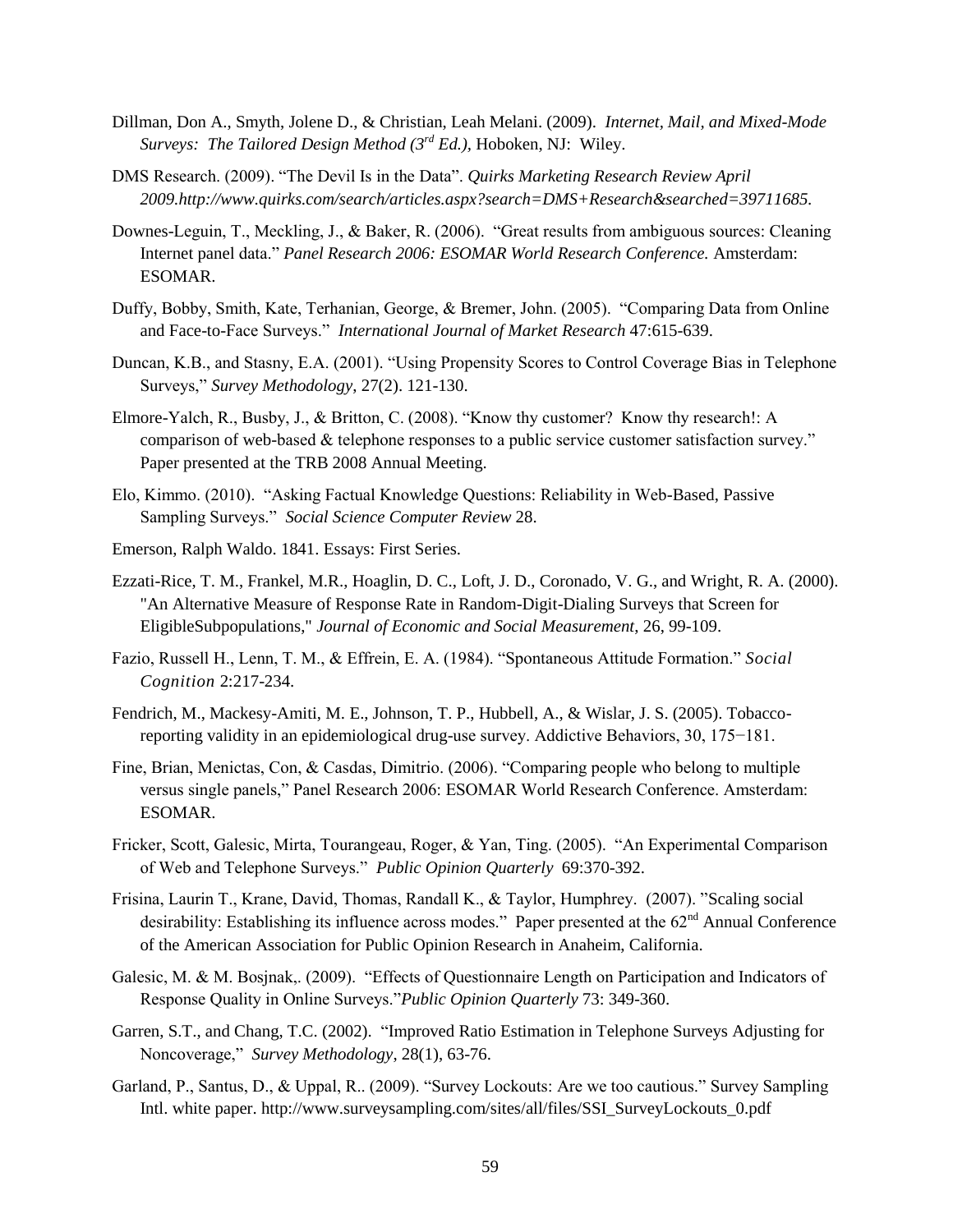Dillman, Don A., Smyth, Jolene D., & Christian, Leah Melani. (2009). *Internet, Mail, and Mixed-Mode Surveys: The Tailored Design Method (3rd Ed.)*, Hoboken, NJ: Wiley.

DMS Research. (2009). "The Devil Is in the Data". *Quirks Marketing Research Review April 2009.http://www.quirks.com/search/articles.aspx?search=DMS+Research&searched=39711685.*

Downes-Leguin, T., Meckling, J., & Baker, R. (2006). "Great results from ambiguous sources: Cleaning Internet panel data." *Panel Research 2006: ESOMAR World Research Conference.* Amsterdam: ESOMAR.

Duffy, Bobby, Smith, Kate, Terhanian, George, & Bremer, John. (2005). "Comparing Data from Online and Face-to-Face Surveys." *International Journal of Market Research* 47:615-639.

Duncan, K.B., and Stasny, E.A. (2001). "Using Propensity Scores to Control Coverage Bias in Telephone Surveys," *Survey Methodology*, 27(2). 121-130.

Elmore-Yalch, R., Busby, J., & Britton, C. (2008). "Know thy customer? Know thy research!: A comparison of web-based & telephone responses to a public service customer satisfaction survey." Paper presented at the TRB 2008 Annual Meeting.

Elo, Kimmo. (2010). "Asking Factual Knowledge Questions: Reliability in Web-Based, Passive Sampling Surveys." *Social Science Computer Review* 28.

Emerson, Ralph Waldo. 1841. Essays: First Series.

Ezzati-Rice, T. M., Frankel, M.R., Hoaglin, D. C., Loft, J. D., Coronado, V. G., and Wright, R. A. (2000). "An Alternative Measure of Response Rate in Random-Digit-Dialing Surveys that Screen for EligibleSubpopulations," *Journal of Economic and Social Measurement*, 26, 99-109.

Fazio, Russell H., Lenn, T. M., & Effrein, E. A. (1984). "Spontaneous Attitude Formation." *Social Cognition* 2:217-234.

Fendrich, M., Mackesy-Amiti, M. E., Johnson, T. P., Hubbell, A., & Wislar, J. S. (2005). Tobacco-reporting validity in an epidemiological drug-use survey. Addictive Behaviors, 30, 175−181.

Fine, Brian, Menictas, Con, & Casdas, Dimitrio. (2006). "Comparing people who belong to multiple versus single panels," Panel Research 2006: ESOMAR World Research Conference. Amsterdam: ESOMAR.

Fricker, Scott, Galesic, Mirta, Tourangeau, Roger, & Yan, Ting. (2005). "An Experimental Comparison of Web and Telephone Surveys." *Public Opinion Quarterly* 69:370-392.

Frisina, Laurin T., Krane, David, Thomas, Randall K., & Taylor, Humphrey. (2007). "Scaling social desirability: Establishing its influence across modes." Paper presented at the 62nd Annual Conference of the American Association for Public Opinion Research in Anaheim, California.

Galesic, M. & M. Bosjnak,. (2009). "Effects of Questionnaire Length on Participation and Indicators of Response Quality in Online Surveys."*Public Opinion Quarterly* 73: 349-360.

Garren, S.T., and Chang, T.C. (2002). "Improved Ratio Estimation in Telephone Surveys Adjusting for Noncoverage," *Survey Methodology*, 28(1), 63-76.

Garland, P., Santus, D., & Uppal, R.. (2009). "Survey Lockouts: Are we too cautious." Survey Sampling Intl. white paper. http://www.surveysampling.com/sites/all/files/SSI_SurveyLockouts_0.pdf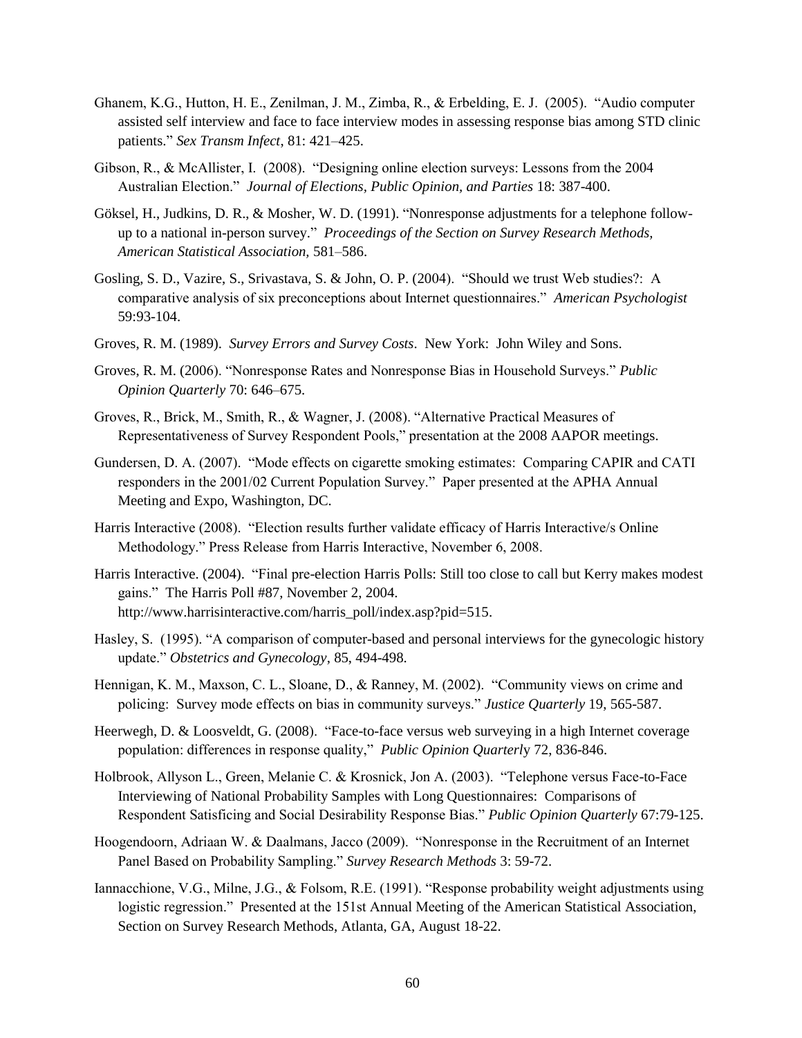Ghanem, K.G., Hutton, H. E., Zenilman, J. M., Zimba, R., & Erbelding, E. J. (2005). "Audio computer assisted self interview and face to face interview modes in assessing response bias among STD clinic patients." *Sex Transm Infect*, 81: 421–425.

Gibson, R., & McAllister, I. (2008). "Designing online election surveys: Lessons from the 2004 Australian Election." *Journal of Elections, Public Opinion, and Parties* 18: 387-400.

Göksel, H., Judkins, D. R., & Mosher, W. D. (1991). "Nonresponse adjustments for a telephone follow-up to a national in-person survey." *Proceedings of the Section on Survey Research Methods, American Statistical Association,* 581–586.

Gosling, S. D., Vazire, S., Srivastava, S. & John, O. P. (2004). "Should we trust Web studies?: A comparative analysis of six preconceptions about Internet questionnaires." *American Psychologist* 59:93-104.

Groves, R. M. (1989). *Survey Errors and Survey Costs*. New York: John Wiley and Sons.

Groves, R. M. (2006). "Nonresponse Rates and Nonresponse Bias in Household Surveys." *Public Opinion Quarterly* 70: 646–675.

Groves, R., Brick, M., Smith, R., & Wagner, J. (2008). "Alternative Practical Measures of Representativeness of Survey Respondent Pools," presentation at the 2008 AAPOR meetings.

Gundersen, D. A. (2007). "Mode effects on cigarette smoking estimates: Comparing CAPIR and CATI responders in the 2001/02 Current Population Survey." Paper presented at the APHA Annual Meeting and Expo, Washington, DC.

Harris Interactive (2008). "Election results further validate efficacy of Harris Interactive/s Online Methodology." Press Release from Harris Interactive, November 6, 2008.

Harris Interactive. (2004). "Final pre-election Harris Polls: Still too close to call but Kerry makes modest gains." The Harris Poll #87, November 2, 2004. http://www.harrisinteractive.com/harris_poll/index.asp?pid=515.

Hasley, S. (1995). "A comparison of computer-based and personal interviews for the gynecologic history update." *Obstetrics and Gynecology*, 85, 494-498.

Hennigan, K. M., Maxson, C. L., Sloane, D., & Ranney, M. (2002). "Community views on crime and policing: Survey mode effects on bias in community surveys." *Justice Quarterly* 19, 565-587.

Heerwegh, D. & Loosveldt, G. (2008). "Face-to-face versus web surveying in a high Internet coverage population: differences in response quality," *Public Opinion Quarterly* 72, 836-846.

Holbrook, Allyson L., Green, Melanie C. & Krosnick, Jon A. (2003). "Telephone versus Face-to-Face Interviewing of National Probability Samples with Long Questionnaires: Comparisons of Respondent Satisficing and Social Desirability Response Bias." *Public Opinion Quarterly* 67:79-125.

Hoogendoorn, Adriaan W. & Daalmans, Jacco (2009). "Nonresponse in the Recruitment of an Internet Panel Based on Probability Sampling." *Survey Research Methods* 3: 59-72.

Iannacchione, V.G., Milne, J.G., & Folsom, R.E. (1991). "Response probability weight adjustments using logistic regression." Presented at the 151st Annual Meeting of the American Statistical Association, Section on Survey Research Methods, Atlanta, GA, August 18-22.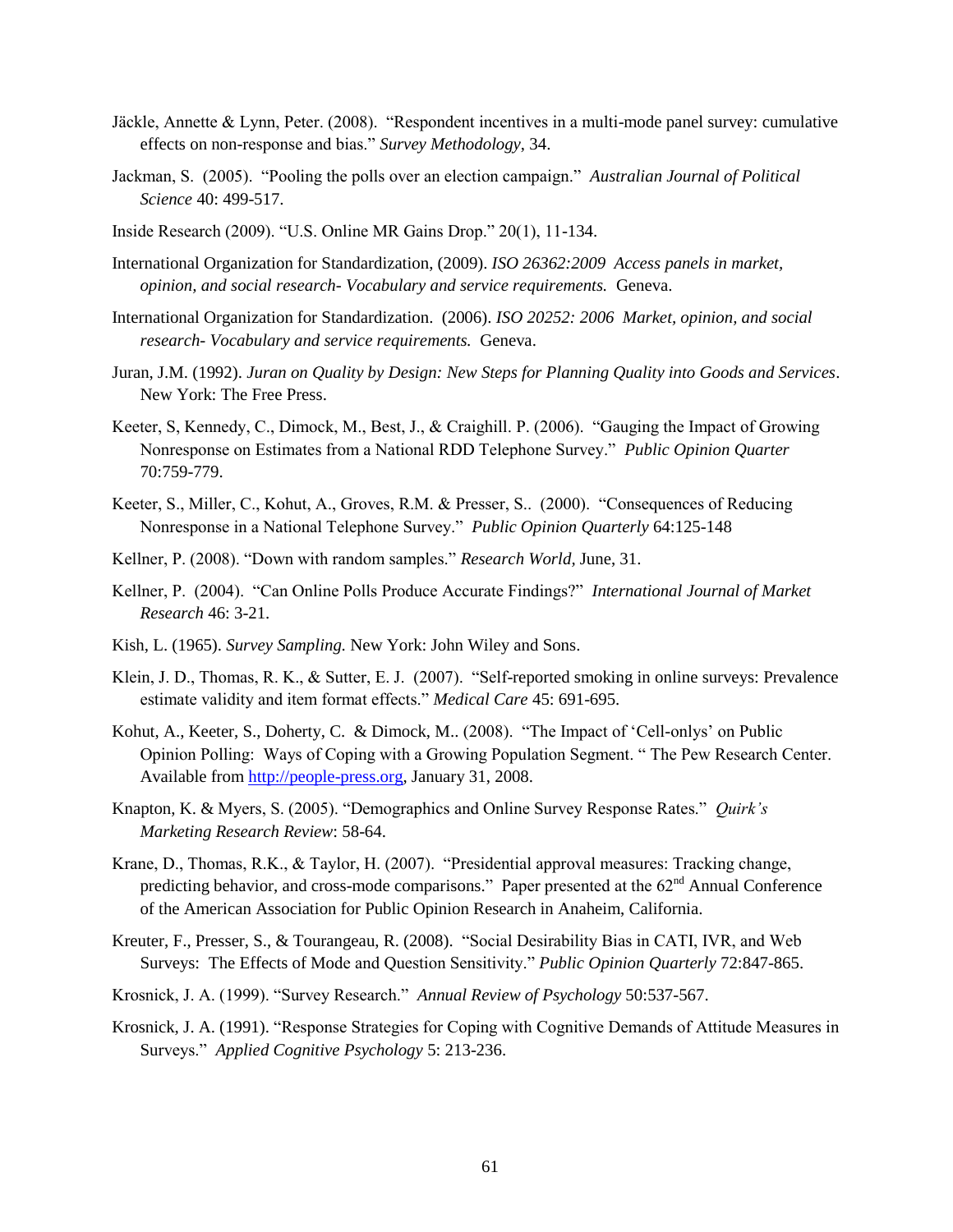Jäckle, Annette & Lynn, Peter. (2008). "Respondent incentives in a multi-mode panel survey: cumulative effects on non-response and bias." *Survey Methodology*, 34.

Jackman, S. (2005). "Pooling the polls over an election campaign." *Australian Journal of Political Science* 40: 499-517.

Inside Research (2009). "U.S. Online MR Gains Drop." 20(1), 11-134.

International Organization for Standardization, (2009). *ISO 26362:2009 Access panels in market, opinion, and social research- Vocabulary and service requirements.* Geneva.

International Organization for Standardization. (2006). *ISO 20252: 2006 Market, opinion, and social research- Vocabulary and service requirements.* Geneva.

Juran, J.M. (1992). *Juran on Quality by Design: New Steps for Planning Quality into Goods and Services*. New York: The Free Press.

Keeter, S, Kennedy, C., Dimock, M., Best, J., & Craighill. P. (2006). "Gauging the Impact of Growing Nonresponse on Estimates from a National RDD Telephone Survey." *Public Opinion Quarter* 70:759-779.

Keeter, S., Miller, C., Kohut, A., Groves, R.M. & Presser, S.. (2000). "Consequences of Reducing Nonresponse in a National Telephone Survey." *Public Opinion Quarterly* 64:125-148

Kellner, P. (2008). "Down with random samples." *Research World*, June, 31.

Kellner, P. (2004). "Can Online Polls Produce Accurate Findings?" *International Journal of Market Research* 46: 3-21.

Kish, L. (1965). *Survey Sampling.* New York: John Wiley and Sons.

Klein, J. D., Thomas, R. K., & Sutter, E. J. (2007). "Self-reported smoking in online surveys: Prevalence estimate validity and item format effects." *Medical Care* 45: 691-695.

Kohut, A., Keeter, S., Doherty, C. & Dimock, M.. (2008). "The Impact of 'Cell-onlys' on Public Opinion Polling: Ways of Coping with a Growing Population Segment. " The Pew Research Center. Available from http://people-press.org, January 31, 2008.

Knapton, K. & Myers, S. (2005). "Demographics and Online Survey Response Rates." *Quirk's Marketing Research Review*: 58-64.

Krane, D., Thomas, R.K., & Taylor, H. (2007). "Presidential approval measures: Tracking change, predicting behavior, and cross-mode comparisons." Paper presented at the 62nd Annual Conference of the American Association for Public Opinion Research in Anaheim, California.

Kreuter, F., Presser, S., & Tourangeau, R. (2008). "Social Desirability Bias in CATI, IVR, and Web Surveys: The Effects of Mode and Question Sensitivity." *Public Opinion Quarterly* 72:847-865.

Krosnick, J. A. (1999). "Survey Research." *Annual Review of Psychology* 50:537-567.

Krosnick, J. A. (1991). "Response Strategies for Coping with Cognitive Demands of Attitude Measures in Surveys." *Applied Cognitive Psychology* 5: 213-236.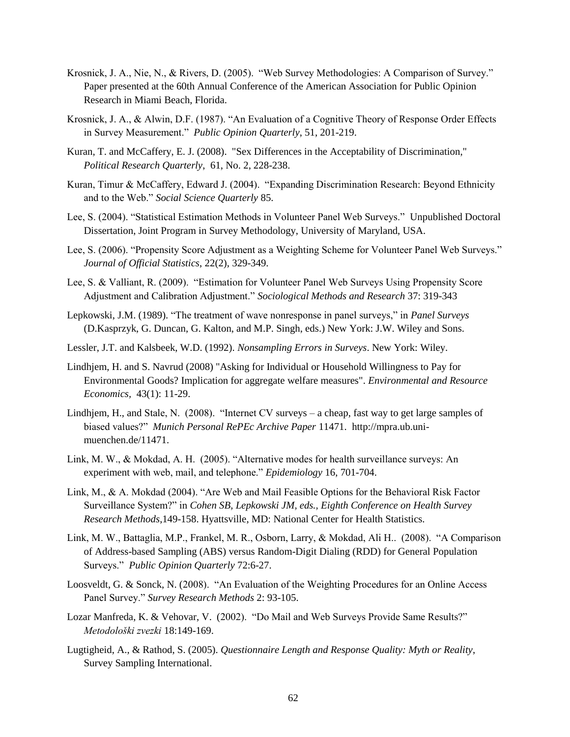Krosnick, J. A., Nie, N., & Rivers, D. (2005). "Web Survey Methodologies: A Comparison of Survey." Paper presented at the 60th Annual Conference of the American Association for Public Opinion Research in Miami Beach, Florida.

Krosnick, J. A., & Alwin, D.F. (1987). "An Evaluation of a Cognitive Theory of Response Order Effects in Survey Measurement." *Public Opinion Quarterly*, 51, 201-219.

Kuran, T. and McCaffery, E. J. (2008). "Sex Differences in the Acceptability of Discrimination," *Political Research Quarterly*, 61, No. 2, 228-238.

Kuran, Timur & McCaffery, Edward J. (2004). "Expanding Discrimination Research: Beyond Ethnicity and to the Web." *Social Science Quarterly* 85.

Lee, S. (2004). "Statistical Estimation Methods in Volunteer Panel Web Surveys." Unpublished Doctoral Dissertation, Joint Program in Survey Methodology, University of Maryland, USA.

Lee, S. (2006). "Propensity Score Adjustment as a Weighting Scheme for Volunteer Panel Web Surveys." *Journal of Official Statistics*, 22(2), 329-349.

Lee, S. & Valliant, R. (2009). "Estimation for Volunteer Panel Web Surveys Using Propensity Score Adjustment and Calibration Adjustment." *Sociological Methods and Research* 37: 319-343

Lepkowski, J.M. (1989). "The treatment of wave nonresponse in panel surveys," in *Panel Surveys* (D.Kasprzyk, G. Duncan, G. Kalton, and M.P. Singh, eds.) New York: J.W. Wiley and Sons.

Lessler, J.T. and Kalsbeek, W.D. (1992). *Nonsampling Errors in Surveys*. New York: Wiley.

Lindhjem, H. and S. Navrud (2008) "Asking for Individual or Household Willingness to Pay for Environmental Goods? Implication for aggregate welfare measures". *Environmental and Resource Economics*, 43(1): 11-29.

Lindhjem, H., and Stale, N. (2008). "Internet CV surveys – a cheap, fast way to get large samples of biased values?" *Munich Personal RePEc Archive Paper* 11471. http://mpra.ub.uni-muenchen.de/11471.

Link, M. W., & Mokdad, A. H. (2005). "Alternative modes for health surveillance surveys: An experiment with web, mail, and telephone." *Epidemiology* 16, 701-704.

Link, M., & A. Mokdad (2004). "Are Web and Mail Feasible Options for the Behavioral Risk Factor Surveillance System?" in *Cohen SB, Lepkowski JM, eds., Eighth Conference on Health Survey Research Methods*,149-158. Hyattsville, MD: National Center for Health Statistics.

Link, M. W., Battaglia, M.P., Frankel, M. R., Osborn, Larry, & Mokdad, Ali H.. (2008). "A Comparison of Address-based Sampling (ABS) versus Random-Digit Dialing (RDD) for General Population Surveys." *Public Opinion Quarterly* 72:6-27.

Loosveldt, G. & Sonck, N. (2008). "An Evaluation of the Weighting Procedures for an Online Access Panel Survey." *Survey Research Methods* 2: 93-105.

Lozar Manfreda, K. & Vehovar, V. (2002). "Do Mail and Web Surveys Provide Same Results?" *Metodološki zvezki* 18:149-169.

Lugtigheid, A., & Rathod, S. (2005). *Questionnaire Length and Response Quality: Myth or Reality*, Survey Sampling International.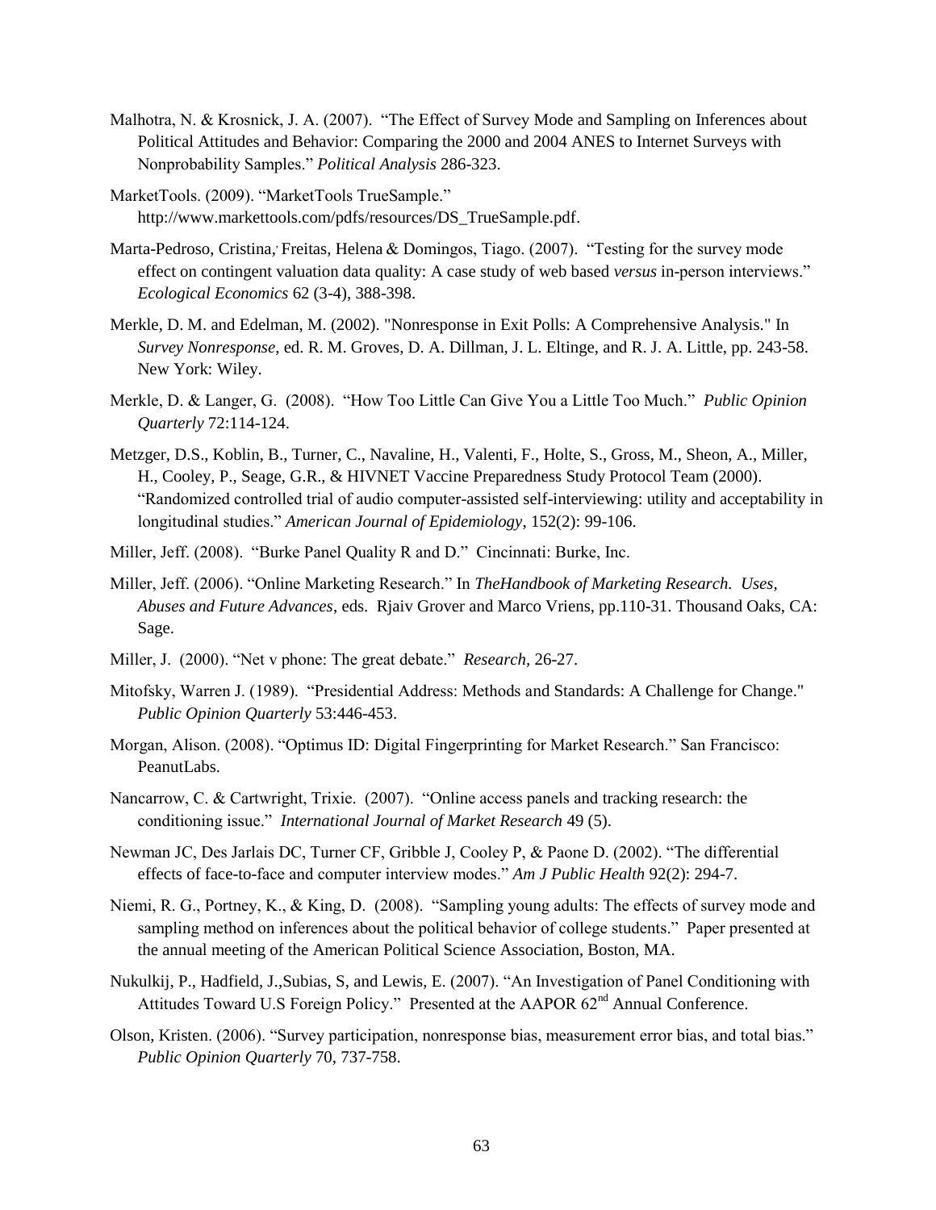Malhotra, N. & Krosnick, J. A. (2007). "The Effect of Survey Mode and Sampling on Inferences about Political Attitudes and Behavior: Comparing the 2000 and 2004 ANES to Internet Surveys with Nonprobability Samples." *Political Analysis* 286-323.

MarketTools. (2009). "MarketTools TrueSample." http://www.markettools.com/pdfs/resources/DS_TrueSample.pdf.

Marta-Pedroso, Cristina, Freitas, Helena & Domingos, Tiago. (2007). "Testing for the survey mode effect on contingent valuation data quality: A case study of web based *versus* in-person interviews." *Ecological Economics* 62 (3-4), 388-398.

Merkle, D. M. and Edelman, M. (2002). "Nonresponse in Exit Polls: A Comprehensive Analysis." In *Survey Nonresponse*, ed. R. M. Groves, D. A. Dillman, J. L. Eltinge, and R. J. A. Little, pp. 243-58. New York: Wiley.

Merkle, D. & Langer, G. (2008). "How Too Little Can Give You a Little Too Much." *Public Opinion Quarterly* 72:114-124.

Metzger, D.S., Koblin, B., Turner, C., Navaline, H., Valenti, F., Holte, S., Gross, M., Sheon, A., Miller, H., Cooley, P., Seage, G.R., & HIVNET Vaccine Preparedness Study Protocol Team (2000). "Randomized controlled trial of audio computer-assisted self-interviewing: utility and acceptability in longitudinal studies." *American Journal of Epidemiology*, 152(2): 99-106.

Miller, Jeff. (2008). "Burke Panel Quality R and D." Cincinnati: Burke, Inc.

Miller, Jeff. (2006). "Online Marketing Research." In *TheHandbook of Marketing Research. Uses, Abuses and Future Advances*, eds. Rjaiv Grover and Marco Vriens, pp.110-31. Thousand Oaks, CA: Sage.

Miller, J. (2000). "Net v phone: The great debate." *Research*, 26-27.

Mitofsky, Warren J. (1989). "Presidential Address: Methods and Standards: A Challenge for Change." *Public Opinion Quarterly* 53:446-453.

Morgan, Alison. (2008). "Optimus ID: Digital Fingerprinting for Market Research." San Francisco: PeanutLabs.

Nancarrow, C. & Cartwright, Trixie. (2007). "Online access panels and tracking research: the conditioning issue." *International Journal of Market Research* 49 (5).

Newman JC, Des Jarlais DC, Turner CF, Gribble J, Cooley P, & Paone D. (2002). "The differential effects of face-to-face and computer interview modes." *Am J Public Health* 92(2): 294-7.

Niemi, R. G., Portney, K., & King, D. (2008). "Sampling young adults: The effects of survey mode and sampling method on inferences about the political behavior of college students." Paper presented at the annual meeting of the American Political Science Association, Boston, MA.

Nukulkij, P., Hadfield, J.,Subias, S, and Lewis, E. (2007). "An Investigation of Panel Conditioning with Attitudes Toward U.S Foreign Policy." Presented at the AAPOR 62nd Annual Conference.

Olson, Kristen. (2006). "Survey participation, nonresponse bias, measurement error bias, and total bias." *Public Opinion Quarterly* 70, 737-758.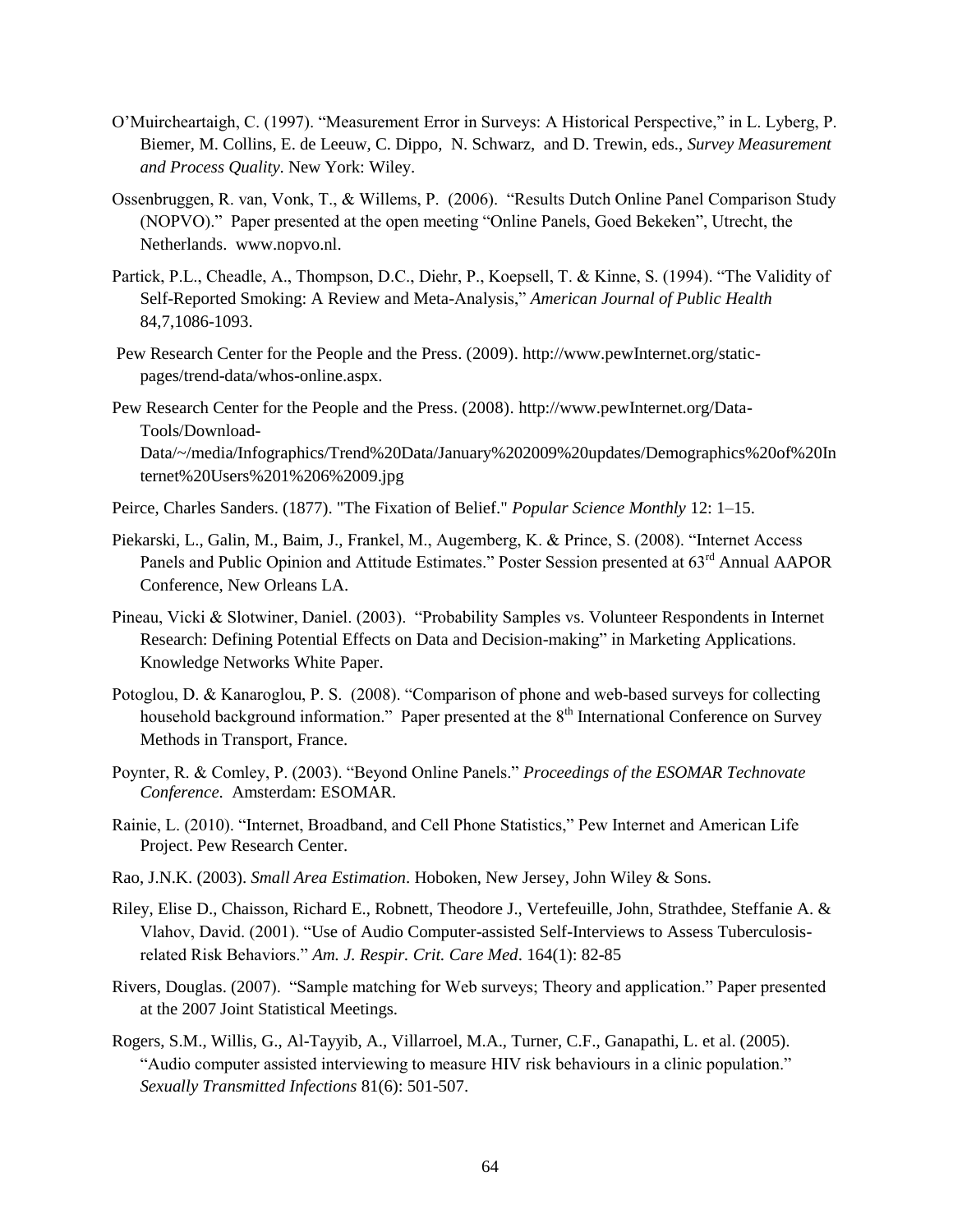O'Muircheartaigh, C. (1997). "Measurement Error in Surveys: A Historical Perspective," in L. Lyberg, P. Biemer, M. Collins, E. de Leeuw, C. Dippo, N. Schwarz, and D. Trewin, eds., *Survey Measurement and Process Quality*. New York: Wiley.

Ossenbruggen, R. van, Vonk, T., & Willems, P. (2006). "Results Dutch Online Panel Comparison Study (NOPVO)." Paper presented at the open meeting "Online Panels, Goed Bekeken", Utrecht, the Netherlands. www.nopvo.nl.

Partick, P.L., Cheadle, A., Thompson, D.C., Diehr, P., Koepsell, T. & Kinne, S. (1994). "The Validity of Self-Reported Smoking: A Review and Meta-Analysis," *American Journal of Public Health* 84,7,1086-1093.

Pew Research Center for the People and the Press. (2009). http://www.pewInternet.org/static-pages/trend-data/whos-online.aspx.

Pew Research Center for the People and the Press. (2008). http://www.pewInternet.org/Data-Tools/Download-Data/~/media/Infographics/Trend%20Data/January%202009%20updates/Demographics%20of%20Internet%20Users%201%206%2009.jpg

Peirce, Charles Sanders. (1877). "The Fixation of Belief." *Popular Science Monthly* 12: 1–15.

Piekarski, L., Galin, M., Baim, J., Frankel, M., Augemberg, K. & Prince, S. (2008). "Internet Access Panels and Public Opinion and Attitude Estimates." Poster Session presented at 63rd Annual AAPOR Conference, New Orleans LA.

Pineau, Vicki & Slotwiner, Daniel. (2003). "Probability Samples vs. Volunteer Respondents in Internet Research: Defining Potential Effects on Data and Decision-making" in Marketing Applications. Knowledge Networks White Paper.

Potoglou, D. & Kanaroglou, P. S. (2008). "Comparison of phone and web-based surveys for collecting household background information." Paper presented at the 8th International Conference on Survey Methods in Transport, France.

Poynter, R. & Comley, P. (2003). "Beyond Online Panels." *Proceedings of the ESOMAR Technovate Conference*. Amsterdam: ESOMAR.

Rainie, L. (2010). "Internet, Broadband, and Cell Phone Statistics," Pew Internet and American Life Project. Pew Research Center.

Rao, J.N.K. (2003). *Small Area Estimation*. Hoboken, New Jersey, John Wiley & Sons.

Riley, Elise D., Chaisson, Richard E., Robnett, Theodore J., Vertefeuille, John, Strathdee, Steffanie A. & Vlahov, David. (2001). "Use of Audio Computer-assisted Self-Interviews to Assess Tuberculosis-related Risk Behaviors." *Am. J. Respir. Crit. Care Med*. 164(1): 82-85

Rivers, Douglas. (2007). "Sample matching for Web surveys; Theory and application." Paper presented at the 2007 Joint Statistical Meetings.

Rogers, S.M., Willis, G., Al-Tayyib, A., Villarroel, M.A., Turner, C.F., Ganapathi, L. et al. (2005). "Audio computer assisted interviewing to measure HIV risk behaviours in a clinic population." *Sexually Transmitted Infections* 81(6): 501-507.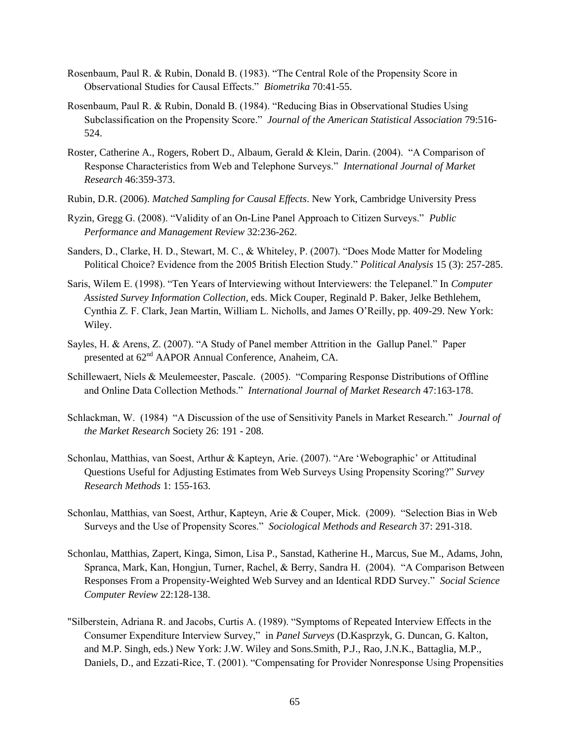Rosenbaum, Paul R. & Rubin, Donald B. (1983). "The Central Role of the Propensity Score in Observational Studies for Causal Effects." *Biometrika* 70:41-55.

Rosenbaum, Paul R. & Rubin, Donald B. (1984). "Reducing Bias in Observational Studies Using Subclassification on the Propensity Score." *Journal of the American Statistical Association* 79:516-524.

Roster, Catherine A., Rogers, Robert D., Albaum, Gerald & Klein, Darin. (2004). "A Comparison of Response Characteristics from Web and Telephone Surveys." *International Journal of Market Research* 46:359-373.

Rubin, D.R. (2006). *Matched Sampling for Causal Effects*. New York, Cambridge University Press

Ryzin, Gregg G. (2008). "Validity of an On-Line Panel Approach to Citizen Surveys." *Public Performance and Management Review* 32:236-262.

Sanders, D., Clarke, H. D., Stewart, M. C., & Whiteley, P. (2007). "Does Mode Matter for Modeling Political Choice? Evidence from the 2005 British Election Study." *Political Analysis* 15 (3): 257-285.

Saris, Wilem E. (1998). "Ten Years of Interviewing without Interviewers: the Telepanel." In *Computer Assisted Survey Information Collection*, eds. Mick Couper, Reginald P. Baker, Jelke Bethlehem, Cynthia Z. F. Clark, Jean Martin, William L. Nicholls, and James O'Reilly, pp. 409-29. New York: Wiley.

Sayles, H. & Arens, Z. (2007). "A Study of Panel member Attrition in the Gallup Panel." Paper presented at 62nd AAPOR Annual Conference, Anaheim, CA.

Schillewaert, Niels & Meulemeester, Pascale. (2005). "Comparing Response Distributions of Offline and Online Data Collection Methods." *International Journal of Market Research* 47:163-178.

Schlackman, W. (1984) "A Discussion of the use of Sensitivity Panels in Market Research." *Journal of the Market Research* Society 26: 191 - 208.

Schonlau, Matthias, van Soest, Arthur & Kapteyn, Arie. (2007). "Are 'Webographic' or Attitudinal Questions Useful for Adjusting Estimates from Web Surveys Using Propensity Scoring?" *Survey Research Methods* 1: 155-163.

Schonlau, Matthias, van Soest, Arthur, Kapteyn, Arie & Couper, Mick. (2009). "Selection Bias in Web Surveys and the Use of Propensity Scores." *Sociological Methods and Research* 37: 291-318.

Schonlau, Matthias, Zapert, Kinga, Simon, Lisa P., Sanstad, Katherine H., Marcus, Sue M., Adams, John, Spranca, Mark, Kan, Hongjun, Turner, Rachel, & Berry, Sandra H. (2004). "A Comparison Between Responses From a Propensity-Weighted Web Survey and an Identical RDD Survey." *Social Science Computer Review* 22:128-138.

"Silberstein, Adriana R. and Jacobs, Curtis A. (1989). "Symptoms of Repeated Interview Effects in the Consumer Expenditure Interview Survey," in *Panel Surveys* (D.Kasprzyk, G. Duncan, G. Kalton, and M.P. Singh, eds.) New York: J.W. Wiley and Sons.Smith, P.J., Rao, J.N.K., Battaglia, M.P., Daniels, D., and Ezzati-Rice, T. (2001). "Compensating for Provider Nonresponse Using Propensities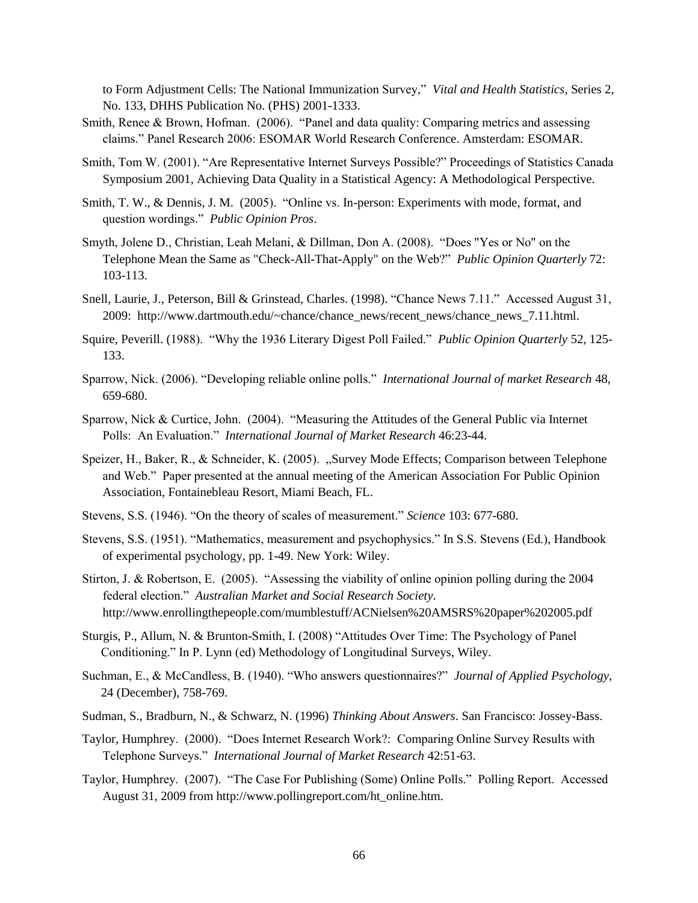to Form Adjustment Cells: The National Immunization Survey," *Vital and Health Statistics*, Series 2, No. 133, DHHS Publication No. (PHS) 2001-1333.

Smith, Renee & Brown, Hofman. (2006). "Panel and data quality: Comparing metrics and assessing claims." Panel Research 2006: ESOMAR World Research Conference. Amsterdam: ESOMAR.

Smith, Tom W. (2001). "Are Representative Internet Surveys Possible?" Proceedings of Statistics Canada Symposium 2001, Achieving Data Quality in a Statistical Agency: A Methodological Perspective.

Smith, T. W., & Dennis, J. M. (2005). "Online vs. In-person: Experiments with mode, format, and question wordings." *Public Opinion Pros*.

Smyth, Jolene D., Christian, Leah Melani, & Dillman, Don A. (2008). "Does "Yes or No" on the Telephone Mean the Same as "Check-All-That-Apply" on the Web?" *Public Opinion Quarterly* 72: 103-113.

Snell, Laurie, J., Peterson, Bill & Grinstead, Charles. (1998). "Chance News 7.11." Accessed August 31, 2009: http://www.dartmouth.edu/~chance/chance_news/recent_news/chance_news_7.11.html.

Squire, Peverill. (1988). "Why the 1936 Literary Digest Poll Failed." *Public Opinion Quarterly* 52, 125-133.

Sparrow, Nick. (2006). "Developing reliable online polls." *International Journal of market Research* 48, 659-680.

Sparrow, Nick & Curtice, John. (2004). "Measuring the Attitudes of the General Public via Internet Polls: An Evaluation." *International Journal of Market Research* 46:23-44.

Speizer, H., Baker, R., & Schneider, K. (2005). „Survey Mode Effects; Comparison between Telephone and Web." Paper presented at the annual meeting of the American Association For Public Opinion Association, Fontainebleau Resort, Miami Beach, FL.

Stevens, S.S. (1946). "On the theory of scales of measurement." *Science* 103: 677-680.

Stevens, S.S. (1951). "Mathematics, measurement and psychophysics." In S.S. Stevens (Ed.), Handbook of experimental psychology, pp. 1-49. New York: Wiley.

Stirton, J. & Robertson, E. (2005). "Assessing the viability of online opinion polling during the 2004 federal election." *Australian Market and Social Research Society*. http://www.enrollingthepeople.com/mumblestuff/ACNielsen%20AMSRS%20paper%202005.pdf

Sturgis, P., Allum, N. & Brunton-Smith, I. (2008) "Attitudes Over Time: The Psychology of Panel Conditioning." In P. Lynn (ed) Methodology of Longitudinal Surveys, Wiley.

Suchman, E., & McCandless, B. (1940). "Who answers questionnaires?" *Journal of Applied Psychology*, 24 (December), 758-769.

Sudman, S., Bradburn, N., & Schwarz, N. (1996) *Thinking About Answers*. San Francisco: Jossey-Bass.

Taylor, Humphrey. (2000). "Does Internet Research Work?: Comparing Online Survey Results with Telephone Surveys." *International Journal of Market Research* 42:51-63.

Taylor, Humphrey. (2007). "The Case For Publishing (Some) Online Polls." Polling Report. Accessed August 31, 2009 from http://www.pollingreport.com/ht_online.htm.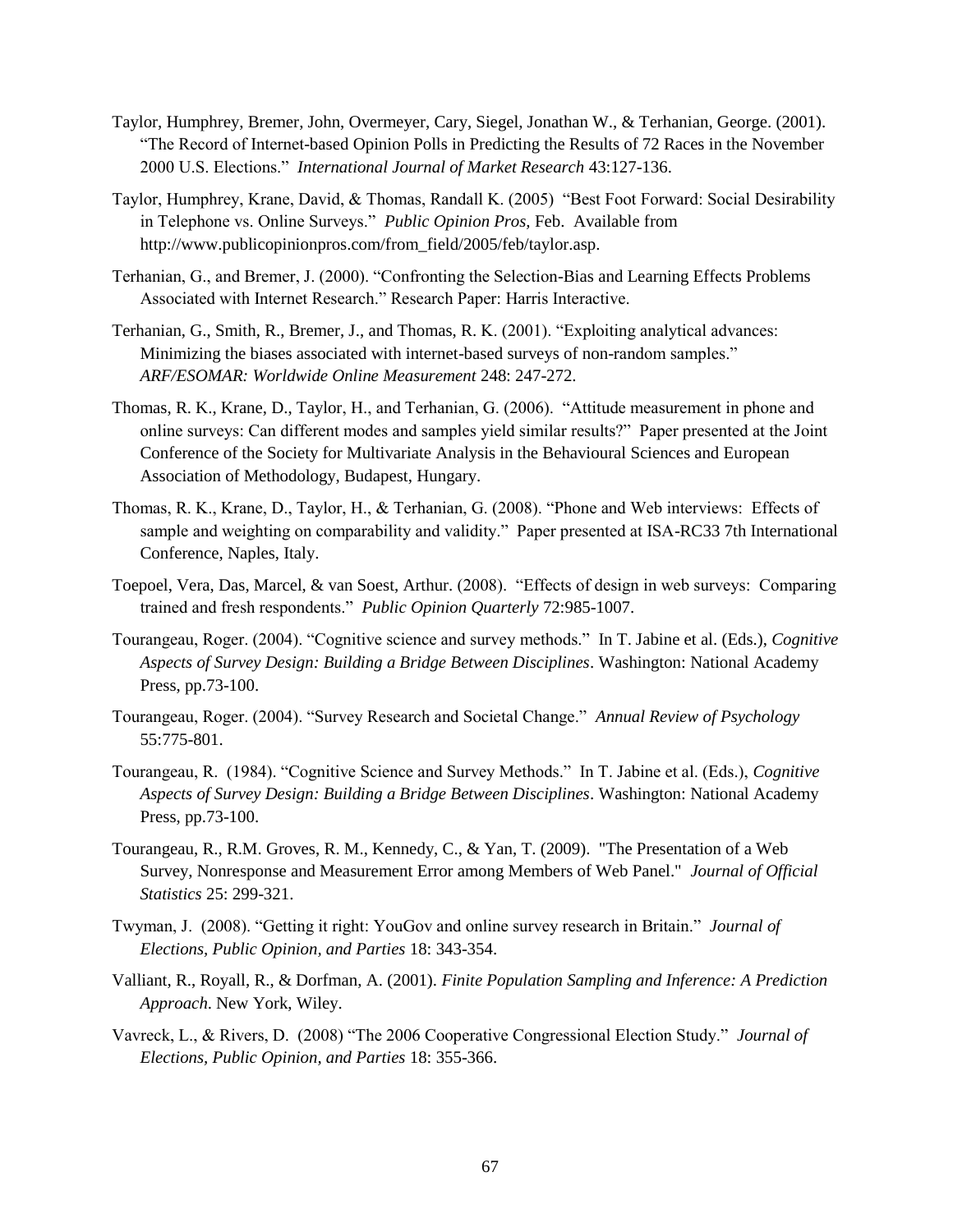Taylor, Humphrey, Bremer, John, Overmeyer, Cary, Siegel, Jonathan W., & Terhanian, George. (2001). "The Record of Internet-based Opinion Polls in Predicting the Results of 72 Races in the November 2000 U.S. Elections." *International Journal of Market Research* 43:127-136.

Taylor, Humphrey, Krane, David, & Thomas, Randall K. (2005) "Best Foot Forward: Social Desirability in Telephone vs. Online Surveys." *Public Opinion Pros,* Feb. Available from http://www.publicopinionpros.com/from_field/2005/feb/taylor.asp.

Terhanian, G., and Bremer, J. (2000). "Confronting the Selection-Bias and Learning Effects Problems Associated with Internet Research." Research Paper: Harris Interactive.

Terhanian, G., Smith, R., Bremer, J., and Thomas, R. K. (2001). "Exploiting analytical advances: Minimizing the biases associated with internet-based surveys of non-random samples." *ARF/ESOMAR: Worldwide Online Measurement* 248: 247-272.

Thomas, R. K., Krane, D., Taylor, H., and Terhanian, G. (2006). "Attitude measurement in phone and online surveys: Can different modes and samples yield similar results?" Paper presented at the Joint Conference of the Society for Multivariate Analysis in the Behavioural Sciences and European Association of Methodology, Budapest, Hungary.

Thomas, R. K., Krane, D., Taylor, H., & Terhanian, G. (2008). "Phone and Web interviews: Effects of sample and weighting on comparability and validity." Paper presented at ISA-RC33 7th International Conference, Naples, Italy.

Toepoel, Vera, Das, Marcel, & van Soest, Arthur. (2008). "Effects of design in web surveys: Comparing trained and fresh respondents." *Public Opinion Quarterly* 72:985-1007.

Tourangeau, Roger. (2004). "Cognitive science and survey methods." In T. Jabine et al. (Eds.), *Cognitive Aspects of Survey Design: Building a Bridge Between Disciplines*. Washington: National Academy Press, pp.73-100.

Tourangeau, Roger. (2004). "Survey Research and Societal Change." *Annual Review of Psychology* 55:775-801.

Tourangeau, R. (1984). "Cognitive Science and Survey Methods." In T. Jabine et al. (Eds.), *Cognitive Aspects of Survey Design: Building a Bridge Between Disciplines*. Washington: National Academy Press, pp.73-100.

Tourangeau, R., R.M. Groves, R. M., Kennedy, C., & Yan, T. (2009). "The Presentation of a Web Survey, Nonresponse and Measurement Error among Members of Web Panel." *Journal of Official Statistics* 25: 299-321.

Twyman, J. (2008). "Getting it right: YouGov and online survey research in Britain." *Journal of Elections, Public Opinion, and Parties* 18: 343-354.

Valliant, R., Royall, R., & Dorfman, A. (2001). *Finite Population Sampling and Inference: A Prediction Approach*. New York, Wiley.

Vavreck, L., & Rivers, D. (2008) "The 2006 Cooperative Congressional Election Study." *Journal of Elections, Public Opinion, and Parties* 18: 355-366.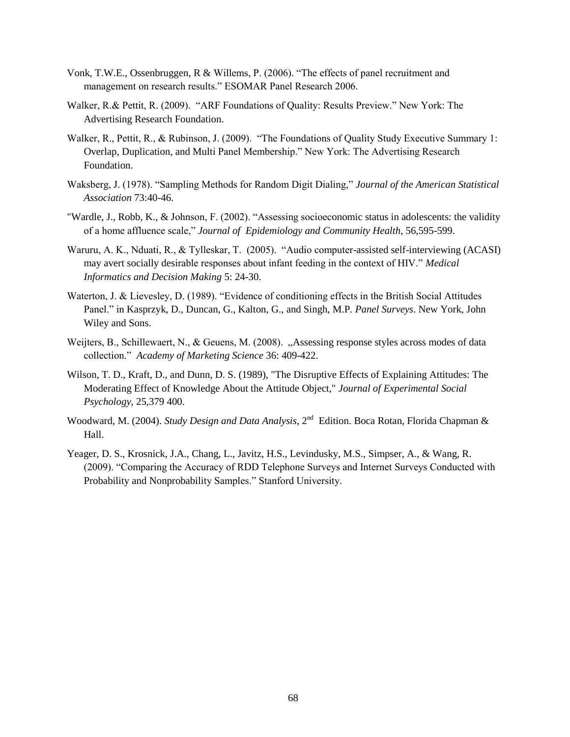Vonk, T.W.E., Ossenbruggen, R & Willems, P. (2006). "The effects of panel recruitment and management on research results." ESOMAR Panel Research 2006.

Walker, R.& Pettit, R. (2009). "ARF Foundations of Quality: Results Preview." New York: The Advertising Research Foundation.

Walker, R., Pettit, R., & Rubinson, J. (2009). "The Foundations of Quality Study Executive Summary 1: Overlap, Duplication, and Multi Panel Membership." New York: The Advertising Research Foundation.

Waksberg, J. (1978). "Sampling Methods for Random Digit Dialing," *Journal of the American Statistical Association* 73:40-46.

"Wardle, J., Robb, K., & Johnson, F. (2002). "Assessing socioeconomic status in adolescents: the validity of a home affluence scale," *Journal of Epidemiology and Community Health*, 56,595-599.

Waruru, A. K., Nduati, R., & Tylleskar, T. (2005). "Audio computer-assisted self-interviewing (ACASI) may avert socially desirable responses about infant feeding in the context of HIV." *Medical Informatics and Decision Making* 5: 24-30.

Waterton, J. & Lievesley, D. (1989). "Evidence of conditioning effects in the British Social Attitudes Panel." in Kasprzyk, D., Duncan, G., Kalton, G., and Singh, M.P. *Panel Surveys*. New York, John Wiley and Sons.

Weijters, B., Schillewaert, N., & Geuens, M. (2008). „Assessing response styles across modes of data collection." *Academy of Marketing Science* 36: 409-422.

Wilson, T. D., Kraft, D., and Dunn, D. S. (1989), "The Disruptive Effects of Explaining Attitudes: The Moderating Effect of Knowledge About the Attitude Object," *Journal of Experimental Social Psychology*, 25,379 400.

Woodward, M. (2004). *Study Design and Data Analysis*, 2nd Edition. Boca Rotan, Florida Chapman & Hall.

Yeager, D. S., Krosnick, J.A., Chang, L., Javitz, H.S., Levindusky, M.S., Simpser, A., & Wang, R. (2009). "Comparing the Accuracy of RDD Telephone Surveys and Internet Surveys Conducted with Probability and Nonprobability Samples." Stanford University.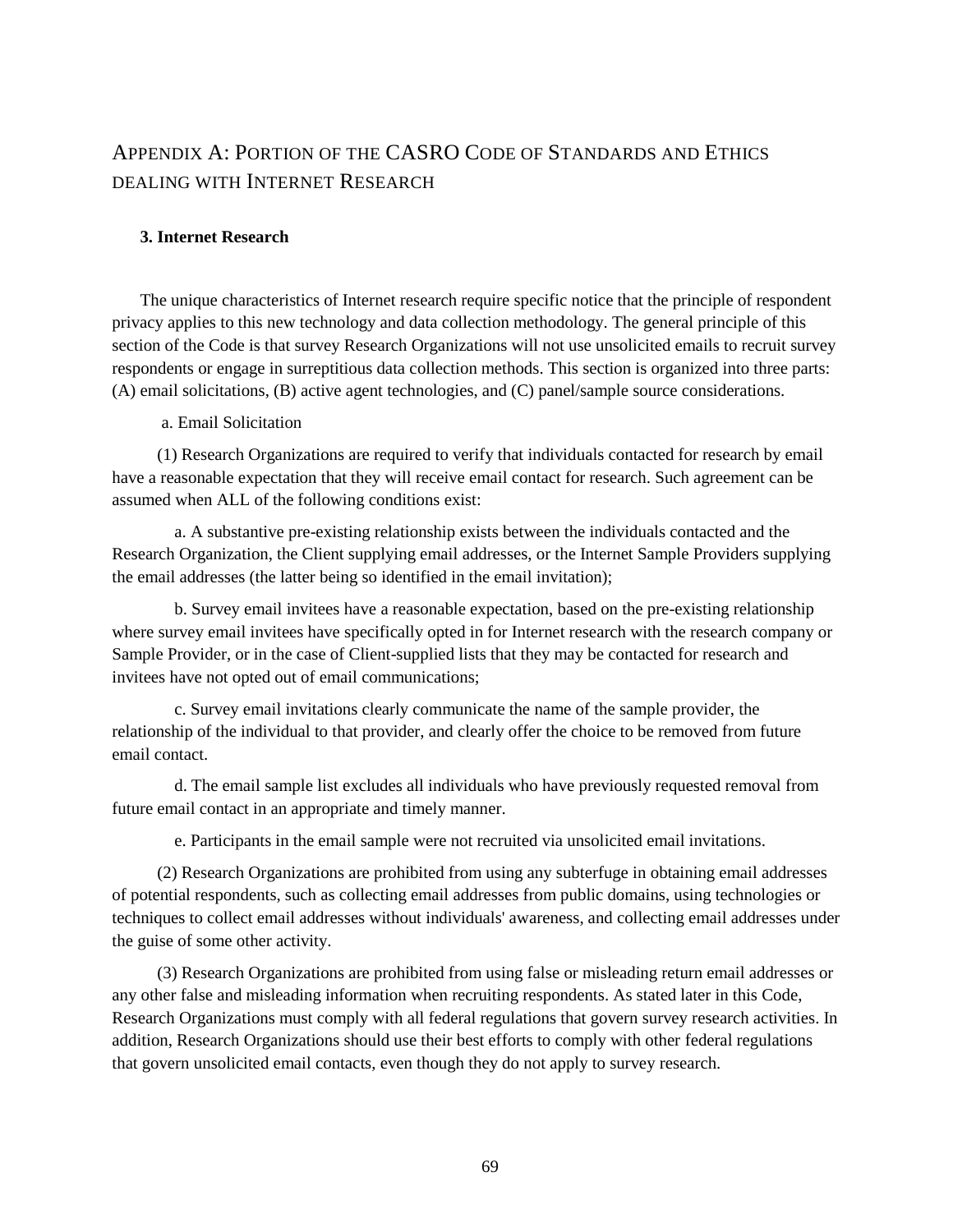# Appendix A: Portion of the CASRO Code of Standards and Ethics dealing with Internet Research

**3. Internet Research**

The unique characteristics of Internet research require specific notice that the principle of respondent privacy applies to this new technology and data collection methodology. The general principle of this section of the Code is that survey Research Organizations will not use unsolicited emails to recruit survey respondents or engage in surreptitious data collection methods. This section is organized into three parts: (A) email solicitations, (B) active agent technologies, and (C) panel/sample source considerations.

a. Email Solicitation

(1) Research Organizations are required to verify that individuals contacted for research by email have a reasonable expectation that they will receive email contact for research. Such agreement can be assumed when ALL of the following conditions exist:

a. A substantive pre-existing relationship exists between the individuals contacted and the Research Organization, the Client supplying email addresses, or the Internet Sample Providers supplying the email addresses (the latter being so identified in the email invitation);

b. Survey email invitees have a reasonable expectation, based on the pre-existing relationship where survey email invitees have specifically opted in for Internet research with the research company or Sample Provider, or in the case of Client-supplied lists that they may be contacted for research and invitees have not opted out of email communications;

c. Survey email invitations clearly communicate the name of the sample provider, the relationship of the individual to that provider, and clearly offer the choice to be removed from future email contact.

d. The email sample list excludes all individuals who have previously requested removal from future email contact in an appropriate and timely manner.

e. Participants in the email sample were not recruited via unsolicited email invitations.

(2) Research Organizations are prohibited from using any subterfuge in obtaining email addresses of potential respondents, such as collecting email addresses from public domains, using technologies or techniques to collect email addresses without individuals' awareness, and collecting email addresses under the guise of some other activity.

(3) Research Organizations are prohibited from using false or misleading return email addresses or any other false and misleading information when recruiting respondents. As stated later in this Code, Research Organizations must comply with all federal regulations that govern survey research activities. In addition, Research Organizations should use their best efforts to comply with other federal regulations that govern unsolicited email contacts, even though they do not apply to survey research.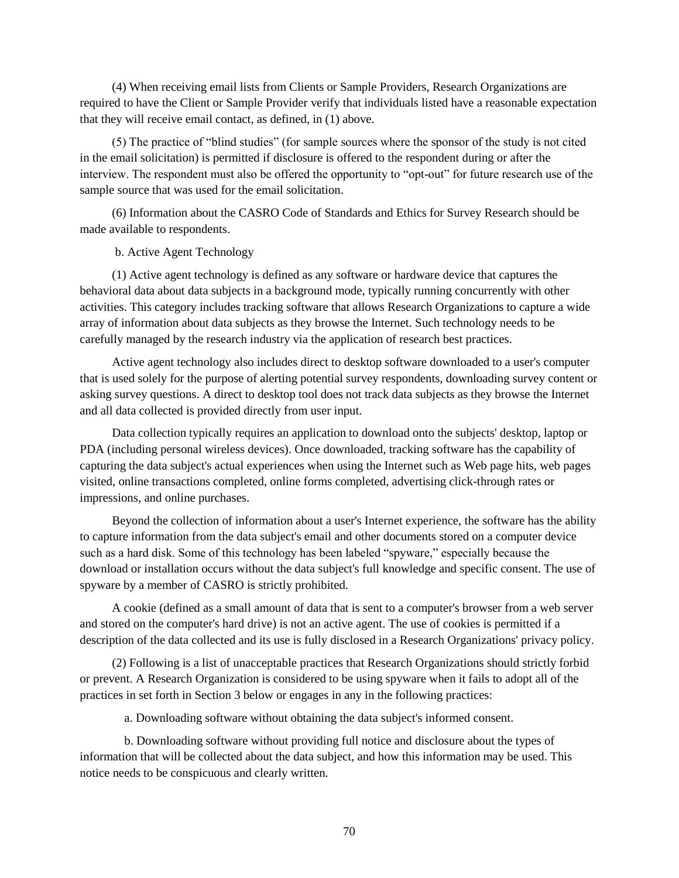(4) When receiving email lists from Clients or Sample Providers, Research Organizations are required to have the Client or Sample Provider verify that individuals listed have a reasonable expectation that they will receive email contact, as defined, in (1) above.

(5) The practice of "blind studies" (for sample sources where the sponsor of the study is not cited in the email solicitation) is permitted if disclosure is offered to the respondent during or after the interview. The respondent must also be offered the opportunity to "opt-out" for future research use of the sample source that was used for the email solicitation.

(6) Information about the CASRO Code of Standards and Ethics for Survey Research should be made available to respondents.

b. Active Agent Technology

(1) Active agent technology is defined as any software or hardware device that captures the behavioral data about data subjects in a background mode, typically running concurrently with other activities. This category includes tracking software that allows Research Organizations to capture a wide array of information about data subjects as they browse the Internet. Such technology needs to be carefully managed by the research industry via the application of research best practices.

Active agent technology also includes direct to desktop software downloaded to a user's computer that is used solely for the purpose of alerting potential survey respondents, downloading survey content or asking survey questions. A direct to desktop tool does not track data subjects as they browse the Internet and all data collected is provided directly from user input.

Data collection typically requires an application to download onto the subjects' desktop, laptop or PDA (including personal wireless devices). Once downloaded, tracking software has the capability of capturing the data subject's actual experiences when using the Internet such as Web page hits, web pages visited, online transactions completed, online forms completed, advertising click-through rates or impressions, and online purchases.

Beyond the collection of information about a user's Internet experience, the software has the ability to capture information from the data subject's email and other documents stored on a computer device such as a hard disk. Some of this technology has been labeled "spyware," especially because the download or installation occurs without the data subject's full knowledge and specific consent. The use of spyware by a member of CASRO is strictly prohibited.

A cookie (defined as a small amount of data that is sent to a computer's browser from a web server and stored on the computer's hard drive) is not an active agent. The use of cookies is permitted if a description of the data collected and its use is fully disclosed in a Research Organizations' privacy policy.

(2) Following is a list of unacceptable practices that Research Organizations should strictly forbid or prevent. A Research Organization is considered to be using spyware when it fails to adopt all of the practices in set forth in Section 3 below or engages in any in the following practices:

a. Downloading software without obtaining the data subject's informed consent.

b. Downloading software without providing full notice and disclosure about the types of information that will be collected about the data subject, and how this information may be used. This notice needs to be conspicuous and clearly written.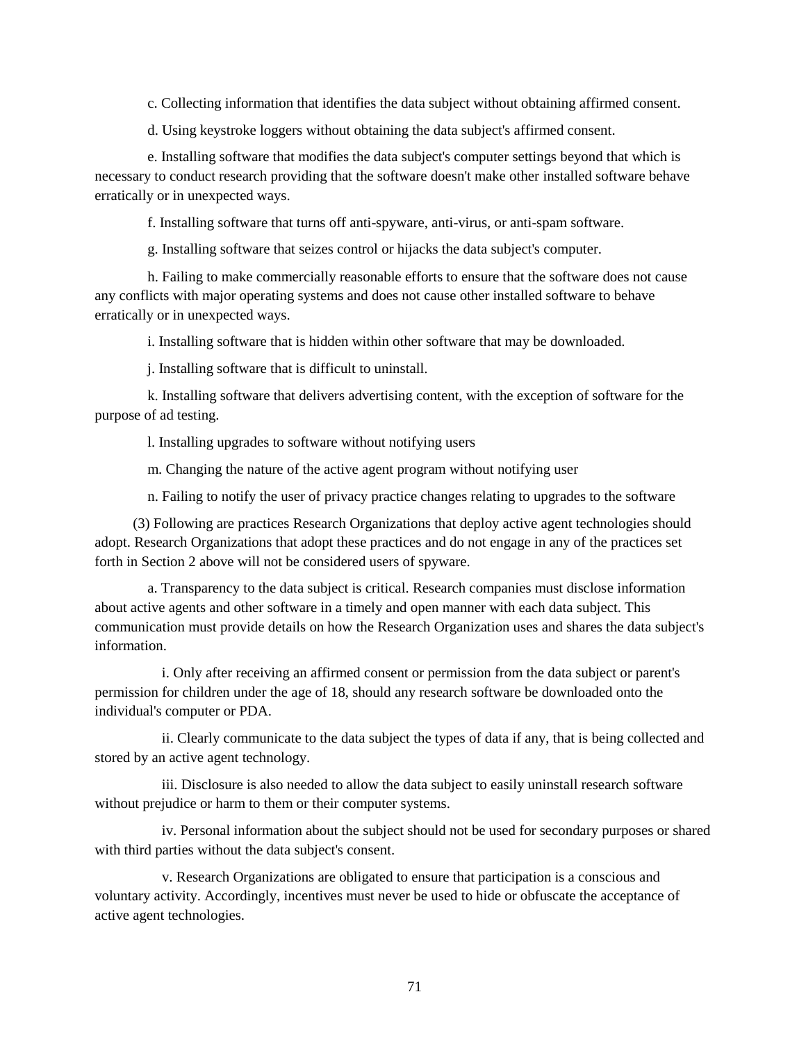c. Collecting information that identifies the data subject without obtaining affirmed consent.

d. Using keystroke loggers without obtaining the data subject's affirmed consent.

e. Installing software that modifies the data subject's computer settings beyond that which is necessary to conduct research providing that the software doesn't make other installed software behave erratically or in unexpected ways.

f. Installing software that turns off anti-spyware, anti-virus, or anti-spam software.

g. Installing software that seizes control or hijacks the data subject's computer.

h. Failing to make commercially reasonable efforts to ensure that the software does not cause any conflicts with major operating systems and does not cause other installed software to behave erratically or in unexpected ways.

i. Installing software that is hidden within other software that may be downloaded.

j. Installing software that is difficult to uninstall.

k. Installing software that delivers advertising content, with the exception of software for the purpose of ad testing.

l. Installing upgrades to software without notifying users

m. Changing the nature of the active agent program without notifying user

n. Failing to notify the user of privacy practice changes relating to upgrades to the software

(3) Following are practices Research Organizations that deploy active agent technologies should adopt. Research Organizations that adopt these practices and do not engage in any of the practices set forth in Section 2 above will not be considered users of spyware.

a. Transparency to the data subject is critical. Research companies must disclose information about active agents and other software in a timely and open manner with each data subject. This communication must provide details on how the Research Organization uses and shares the data subject's information.

i. Only after receiving an affirmed consent or permission from the data subject or parent's permission for children under the age of 18, should any research software be downloaded onto the individual's computer or PDA.

ii. Clearly communicate to the data subject the types of data if any, that is being collected and stored by an active agent technology.

iii. Disclosure is also needed to allow the data subject to easily uninstall research software without prejudice or harm to them or their computer systems.

iv. Personal information about the subject should not be used for secondary purposes or shared with third parties without the data subject's consent.

v. Research Organizations are obligated to ensure that participation is a conscious and voluntary activity. Accordingly, incentives must never be used to hide or obfuscate the acceptance of active agent technologies.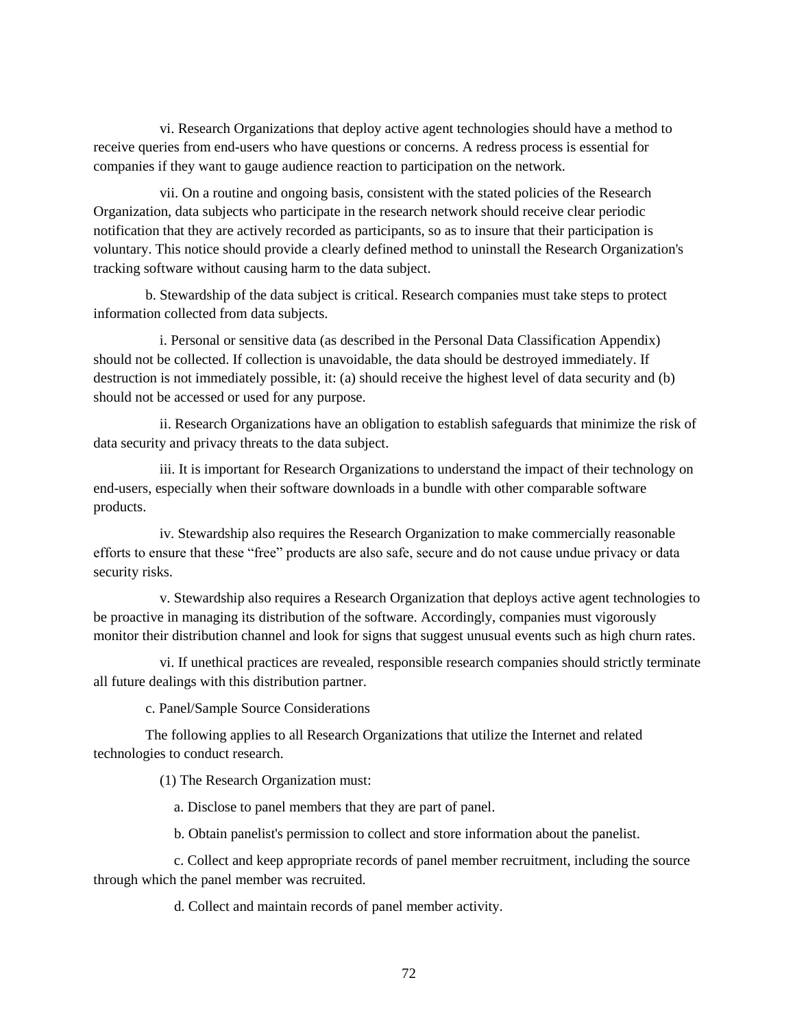vi. Research Organizations that deploy active agent technologies should have a method to receive queries from end-users who have questions or concerns. A redress process is essential for companies if they want to gauge audience reaction to participation on the network.

vii. On a routine and ongoing basis, consistent with the stated policies of the Research Organization, data subjects who participate in the research network should receive clear periodic notification that they are actively recorded as participants, so as to insure that their participation is voluntary. This notice should provide a clearly defined method to uninstall the Research Organization's tracking software without causing harm to the data subject.

b. Stewardship of the data subject is critical. Research companies must take steps to protect information collected from data subjects.

i. Personal or sensitive data (as described in the Personal Data Classification Appendix) should not be collected. If collection is unavoidable, the data should be destroyed immediately. If destruction is not immediately possible, it: (a) should receive the highest level of data security and (b) should not be accessed or used for any purpose.

ii. Research Organizations have an obligation to establish safeguards that minimize the risk of data security and privacy threats to the data subject.

iii. It is important for Research Organizations to understand the impact of their technology on end-users, especially when their software downloads in a bundle with other comparable software products.

iv. Stewardship also requires the Research Organization to make commercially reasonable efforts to ensure that these "free" products are also safe, secure and do not cause undue privacy or data security risks.

v. Stewardship also requires a Research Organization that deploys active agent technologies to be proactive in managing its distribution of the software. Accordingly, companies must vigorously monitor their distribution channel and look for signs that suggest unusual events such as high churn rates.

vi. If unethical practices are revealed, responsible research companies should strictly terminate all future dealings with this distribution partner.

c. Panel/Sample Source Considerations

The following applies to all Research Organizations that utilize the Internet and related technologies to conduct research.

(1) The Research Organization must:

a. Disclose to panel members that they are part of panel.

b. Obtain panelist's permission to collect and store information about the panelist.

c. Collect and keep appropriate records of panel member recruitment, including the source through which the panel member was recruited.

d. Collect and maintain records of panel member activity.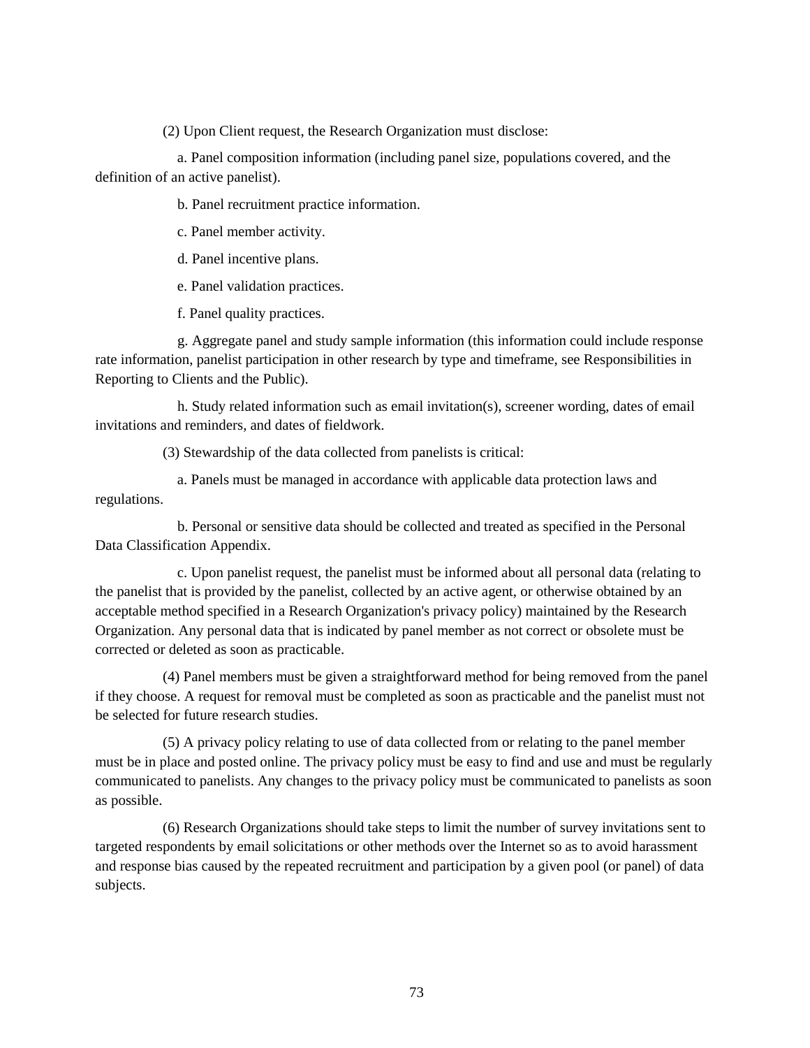(2) Upon Client request, the Research Organization must disclose:

a. Panel composition information (including panel size, populations covered, and the definition of an active panelist).

b. Panel recruitment practice information.

c. Panel member activity.

d. Panel incentive plans.

e. Panel validation practices.

f. Panel quality practices.

g. Aggregate panel and study sample information (this information could include response rate information, panelist participation in other research by type and timeframe, see Responsibilities in Reporting to Clients and the Public).

h. Study related information such as email invitation(s), screener wording, dates of email invitations and reminders, and dates of fieldwork.

(3) Stewardship of the data collected from panelists is critical:

a. Panels must be managed in accordance with applicable data protection laws and regulations.

b. Personal or sensitive data should be collected and treated as specified in the Personal Data Classification Appendix.

c. Upon panelist request, the panelist must be informed about all personal data (relating to the panelist that is provided by the panelist, collected by an active agent, or otherwise obtained by an acceptable method specified in a Research Organization's privacy policy) maintained by the Research Organization. Any personal data that is indicated by panel member as not correct or obsolete must be corrected or deleted as soon as practicable.

(4) Panel members must be given a straightforward method for being removed from the panel if they choose. A request for removal must be completed as soon as practicable and the panelist must not be selected for future research studies.

(5) A privacy policy relating to use of data collected from or relating to the panel member must be in place and posted online. The privacy policy must be easy to find and use and must be regularly communicated to panelists. Any changes to the privacy policy must be communicated to panelists as soon as possible.

(6) Research Organizations should take steps to limit the number of survey invitations sent to targeted respondents by email solicitations or other methods over the Internet so as to avoid harassment and response bias caused by the repeated recruitment and participation by a given pool (or panel) of data subjects.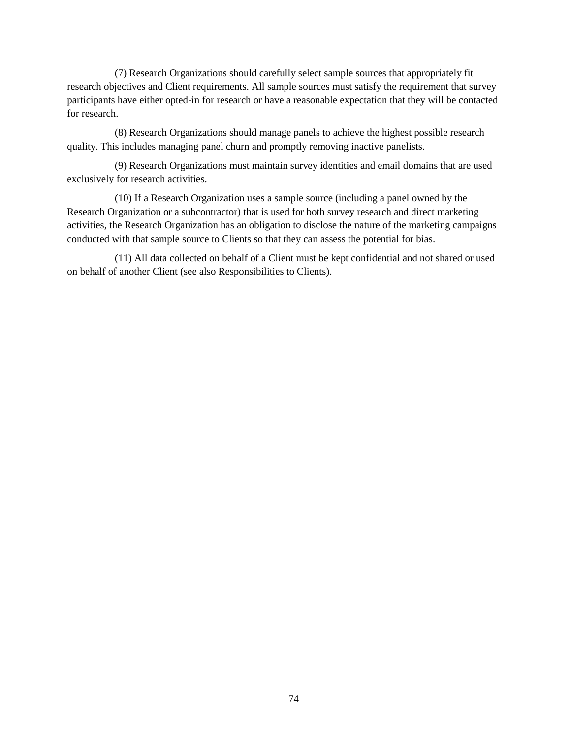(7) Research Organizations should carefully select sample sources that appropriately fit research objectives and Client requirements. All sample sources must satisfy the requirement that survey participants have either opted-in for research or have a reasonable expectation that they will be contacted for research.

(8) Research Organizations should manage panels to achieve the highest possible research quality. This includes managing panel churn and promptly removing inactive panelists.

(9) Research Organizations must maintain survey identities and email domains that are used exclusively for research activities.

(10) If a Research Organization uses a sample source (including a panel owned by the Research Organization or a subcontractor) that is used for both survey research and direct marketing activities, the Research Organization has an obligation to disclose the nature of the marketing campaigns conducted with that sample source to Clients so that they can assess the potential for bias.

(11) All data collected on behalf of a Client must be kept confidential and not shared or used on behalf of another Client (see also Responsibilities to Clients).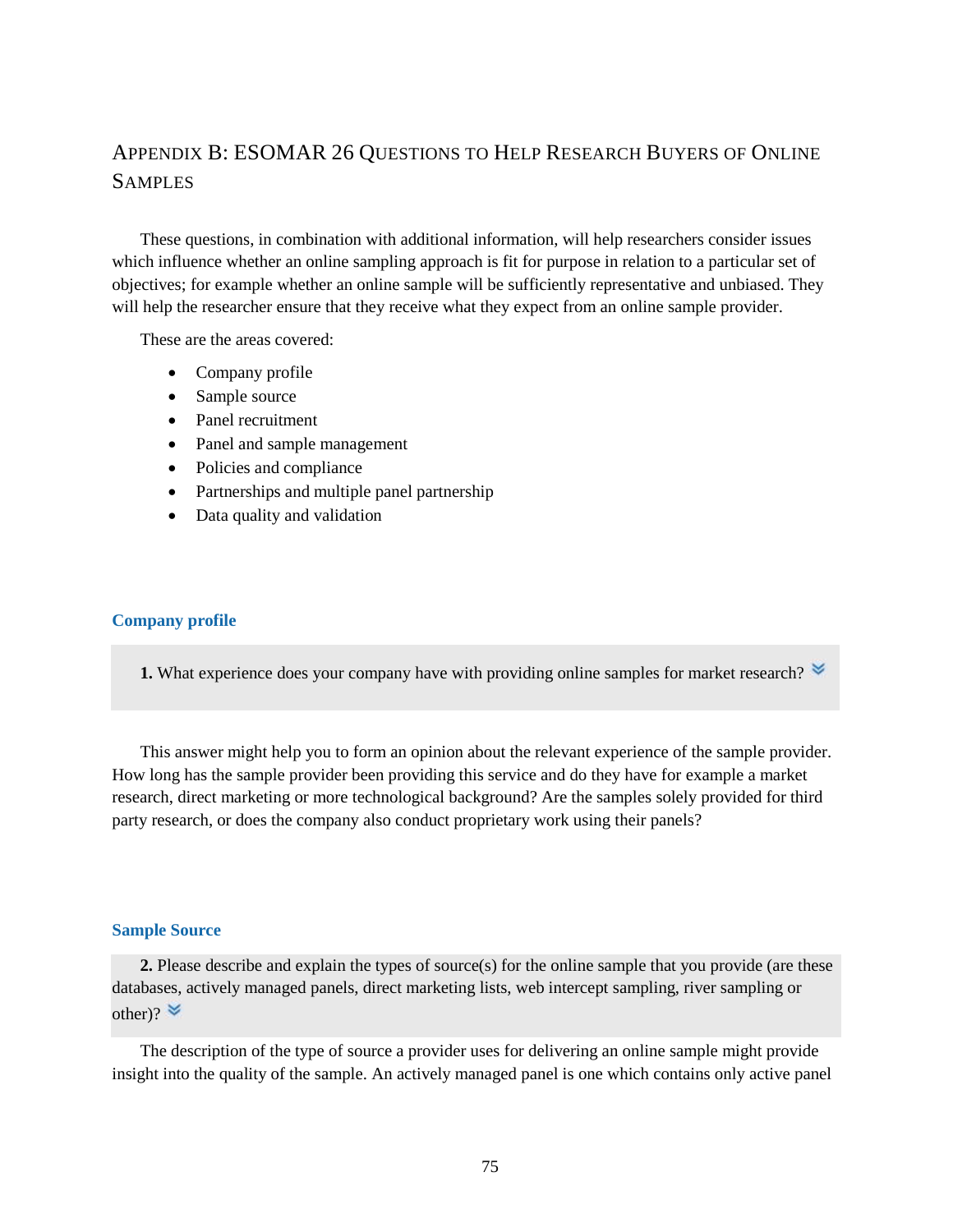# Appendix B: ESOMAR 26 Questions to Help Research Buyers of Online Samples

These questions, in combination with additional information, will help researchers consider issues which influence whether an online sampling approach is fit for purpose in relation to a particular set of objectives; for example whether an online sample will be sufficiently representative and unbiased. They will help the researcher ensure that they receive what they expect from an online sample provider.

These are the areas covered:

- Company profile
- Sample source
- Panel recruitment
- Panel and sample management
- Policies and compliance
- Partnerships and multiple panel partnership
- Data quality and validation

## Company profile

**1.** What experience does your company have with providing online samples for market research?

This answer might help you to form an opinion about the relevant experience of the sample provider. How long has the sample provider been providing this service and do they have for example a market research, direct marketing or more technological background? Are the samples solely provided for third party research, or does the company also conduct proprietary work using their panels?

## Sample Source

**2.** Please describe and explain the types of source(s) for the online sample that you provide (are these databases, actively managed panels, direct marketing lists, web intercept sampling, river sampling or other)?

The description of the type of source a provider uses for delivering an online sample might provide insight into the quality of the sample. An actively managed panel is one which contains only active panel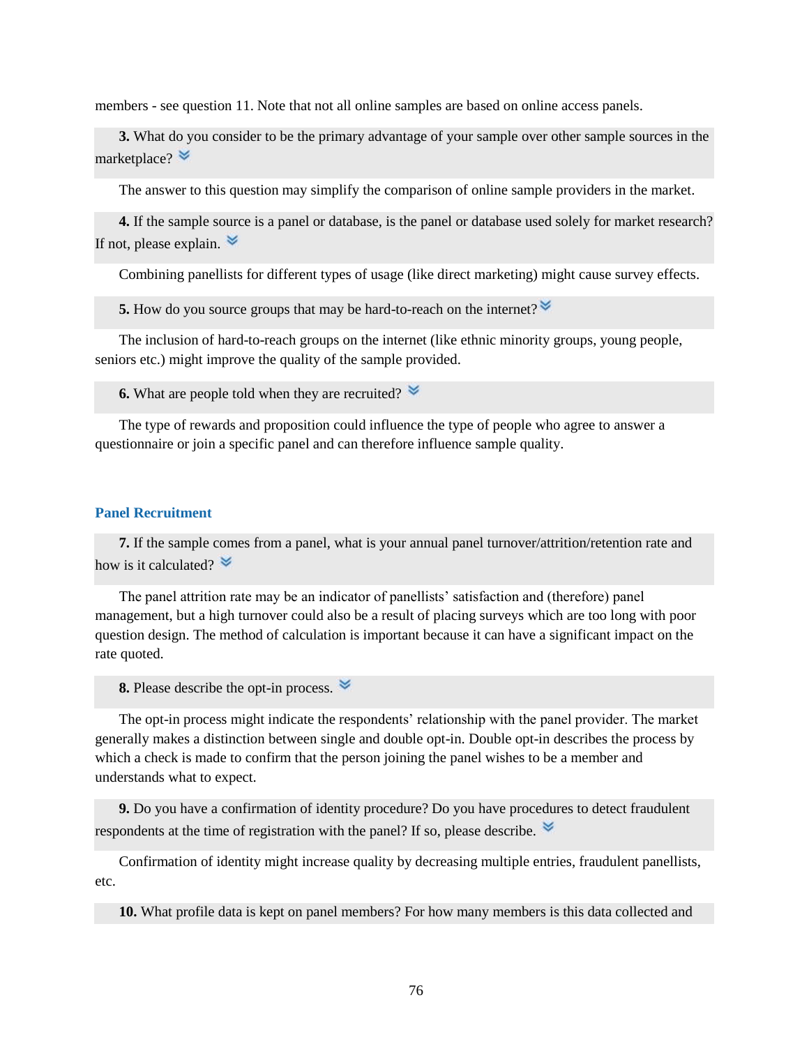members - see question 11. Note that not all online samples are based on online access panels.

**3.** What do you consider to be the primary advantage of your sample over other sample sources in the marketplace?

The answer to this question may simplify the comparison of online sample providers in the market.

**4.** If the sample source is a panel or database, is the panel or database used solely for market research? If not, please explain.

Combining panellists for different types of usage (like direct marketing) might cause survey effects.

**5.** How do you source groups that may be hard-to-reach on the internet?

The inclusion of hard-to-reach groups on the internet (like ethnic minority groups, young people, seniors etc.) might improve the quality of the sample provided.

**6.** What are people told when they are recruited?

The type of rewards and proposition could influence the type of people who agree to answer a questionnaire or join a specific panel and can therefore influence sample quality.

### Panel Recruitment

**7.** If the sample comes from a panel, what is your annual panel turnover/attrition/retention rate and how is it calculated?

The panel attrition rate may be an indicator of panellists' satisfaction and (therefore) panel management, but a high turnover could also be a result of placing surveys which are too long with poor question design. The method of calculation is important because it can have a significant impact on the rate quoted.

**8.** Please describe the opt-in process.

The opt-in process might indicate the respondents' relationship with the panel provider. The market generally makes a distinction between single and double opt-in. Double opt-in describes the process by which a check is made to confirm that the person joining the panel wishes to be a member and understands what to expect.

**9.** Do you have a confirmation of identity procedure? Do you have procedures to detect fraudulent respondents at the time of registration with the panel? If so, please describe.

Confirmation of identity might increase quality by decreasing multiple entries, fraudulent panellists, etc.

**10.** What profile data is kept on panel members? For how many members is this data collected and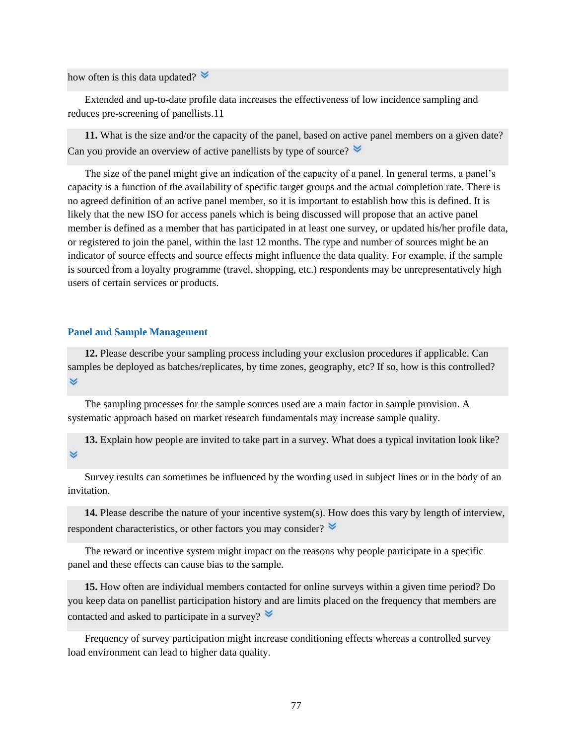how often is this data updated?

Extended and up-to-date profile data increases the effectiveness of low incidence sampling and reduces pre-screening of panellists.11

**11.** What is the size and/or the capacity of the panel, based on active panel members on a given date? Can you provide an overview of active panellists by type of source?

The size of the panel might give an indication of the capacity of a panel. In general terms, a panel's capacity is a function of the availability of specific target groups and the actual completion rate. There is no agreed definition of an active panel member, so it is important to establish how this is defined. It is likely that the new ISO for access panels which is being discussed will propose that an active panel member is defined as a member that has participated in at least one survey, or updated his/her profile data, or registered to join the panel, within the last 12 months. The type and number of sources might be an indicator of source effects and source effects might influence the data quality. For example, if the sample is sourced from a loyalty programme (travel, shopping, etc.) respondents may be unrepresentatively high users of certain services or products.

## Panel and Sample Management

**12.** Please describe your sampling process including your exclusion procedures if applicable. Can samples be deployed as batches/replicates, by time zones, geography, etc? If so, how is this controlled?

The sampling processes for the sample sources used are a main factor in sample provision. A systematic approach based on market research fundamentals may increase sample quality.

**13.** Explain how people are invited to take part in a survey. What does a typical invitation look like?

Survey results can sometimes be influenced by the wording used in subject lines or in the body of an invitation.

**14.** Please describe the nature of your incentive system(s). How does this vary by length of interview, respondent characteristics, or other factors you may consider?

The reward or incentive system might impact on the reasons why people participate in a specific panel and these effects can cause bias to the sample.

**15.** How often are individual members contacted for online surveys within a given time period? Do you keep data on panellist participation history and are limits placed on the frequency that members are contacted and asked to participate in a survey?

Frequency of survey participation might increase conditioning effects whereas a controlled survey load environment can lead to higher data quality.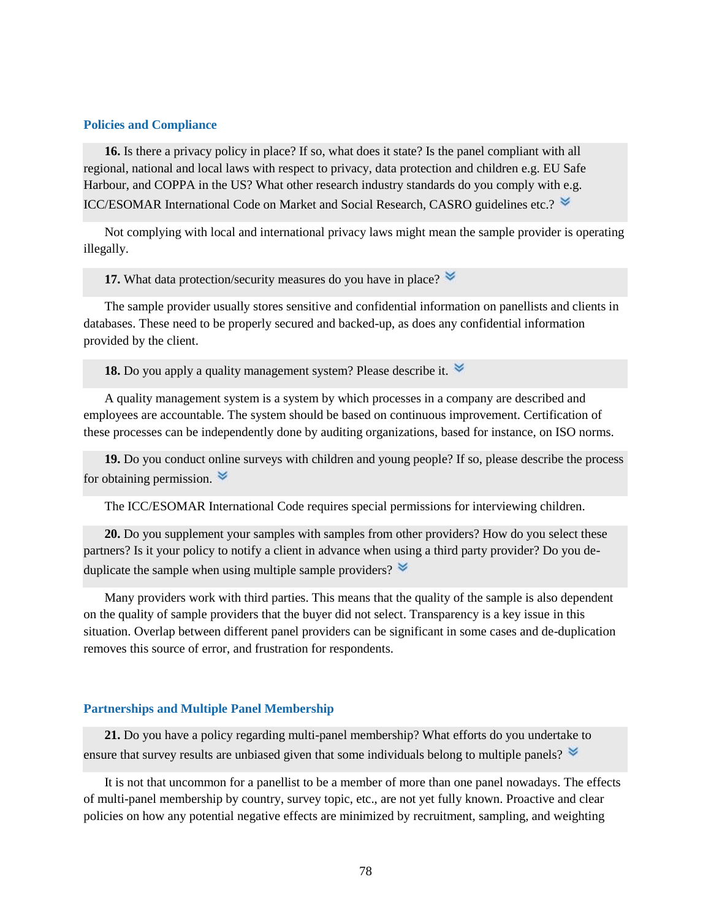### Policies and Compliance

**16.** Is there a privacy policy in place? If so, what does it state? Is the panel compliant with all regional, national and local laws with respect to privacy, data protection and children e.g. EU Safe Harbour, and COPPA in the US? What other research industry standards do you comply with e.g. ICC/ESOMAR International Code on Market and Social Research, CASRO guidelines etc.?

Not complying with local and international privacy laws might mean the sample provider is operating illegally.

**17.** What data protection/security measures do you have in place?

The sample provider usually stores sensitive and confidential information on panellists and clients in databases. These need to be properly secured and backed-up, as does any confidential information provided by the client.

**18.** Do you apply a quality management system? Please describe it.

A quality management system is a system by which processes in a company are described and employees are accountable. The system should be based on continuous improvement. Certification of these processes can be independently done by auditing organizations, based for instance, on ISO norms.

**19.** Do you conduct online surveys with children and young people? If so, please describe the process for obtaining permission.

The ICC/ESOMAR International Code requires special permissions for interviewing children.

**20.** Do you supplement your samples with samples from other providers? How do you select these partners? Is it your policy to notify a client in advance when using a third party provider? Do you de-duplicate the sample when using multiple sample providers?

Many providers work with third parties. This means that the quality of the sample is also dependent on the quality of sample providers that the buyer did not select. Transparency is a key issue in this situation. Overlap between different panel providers can be significant in some cases and de-duplication removes this source of error, and frustration for respondents.

### Partnerships and Multiple Panel Membership

**21.** Do you have a policy regarding multi-panel membership? What efforts do you undertake to ensure that survey results are unbiased given that some individuals belong to multiple panels?

It is not that uncommon for a panellist to be a member of more than one panel nowadays. The effects of multi-panel membership by country, survey topic, etc., are not yet fully known. Proactive and clear policies on how any potential negative effects are minimized by recruitment, sampling, and weighting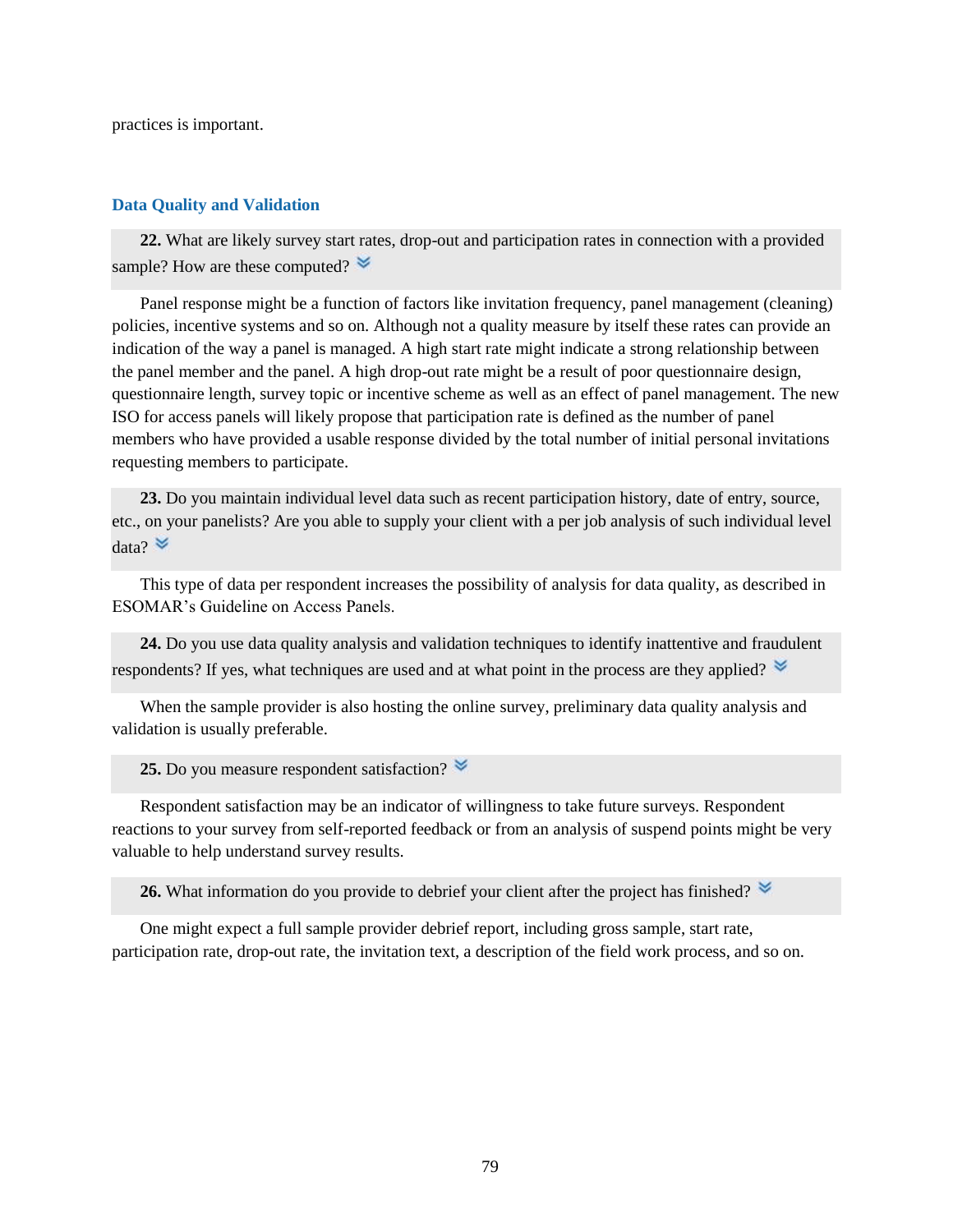practices is important.

### Data Quality and Validation

**22.** What are likely survey start rates, drop-out and participation rates in connection with a provided sample? How are these computed?

Panel response might be a function of factors like invitation frequency, panel management (cleaning) policies, incentive systems and so on. Although not a quality measure by itself these rates can provide an indication of the way a panel is managed. A high start rate might indicate a strong relationship between the panel member and the panel. A high drop-out rate might be a result of poor questionnaire design, questionnaire length, survey topic or incentive scheme as well as an effect of panel management. The new ISO for access panels will likely propose that participation rate is defined as the number of panel members who have provided a usable response divided by the total number of initial personal invitations requesting members to participate.

**23.** Do you maintain individual level data such as recent participation history, date of entry, source, etc., on your panelists? Are you able to supply your client with a per job analysis of such individual level data?

This type of data per respondent increases the possibility of analysis for data quality, as described in ESOMAR's Guideline on Access Panels.

**24.** Do you use data quality analysis and validation techniques to identify inattentive and fraudulent respondents? If yes, what techniques are used and at what point in the process are they applied?

When the sample provider is also hosting the online survey, preliminary data quality analysis and validation is usually preferable.

**25.** Do you measure respondent satisfaction?

Respondent satisfaction may be an indicator of willingness to take future surveys. Respondent reactions to your survey from self-reported feedback or from an analysis of suspend points might be very valuable to help understand survey results.

**26.** What information do you provide to debrief your client after the project has finished?

One might expect a full sample provider debrief report, including gross sample, start rate, participation rate, drop-out rate, the invitation text, a description of the field work process, and so on.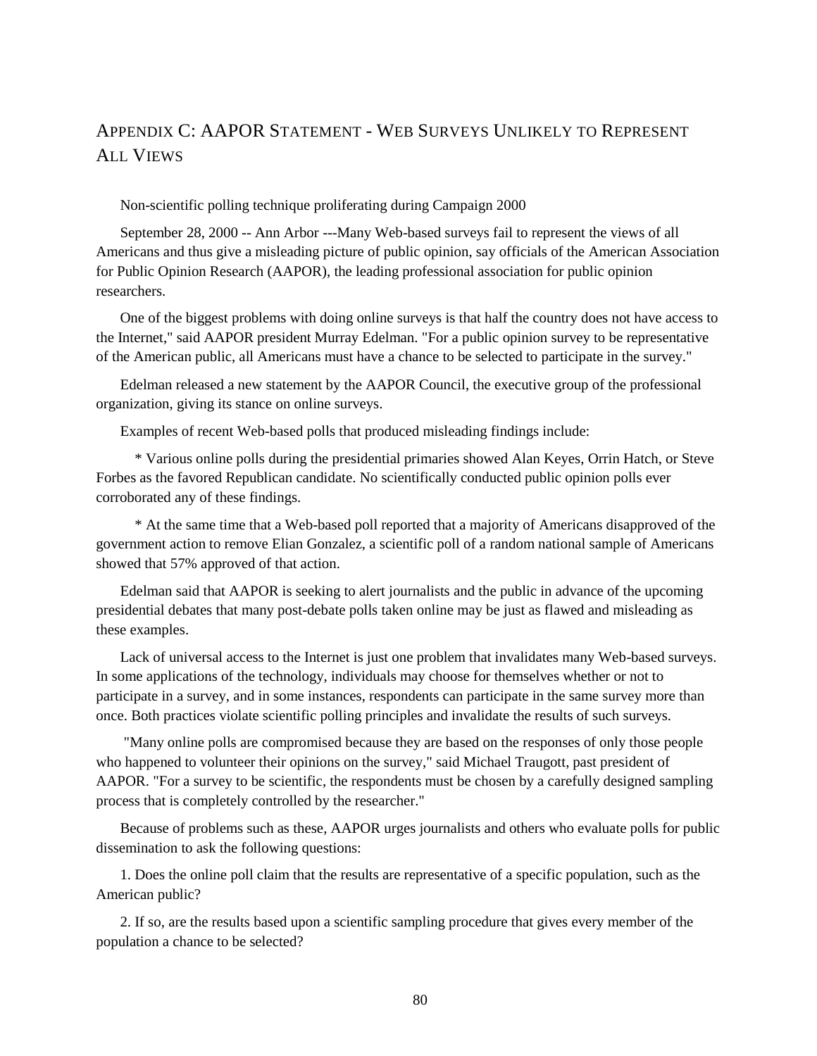## Appendix C: AAPOR Statement - Web Surveys Unlikely to Represent All Views

Non-scientific polling technique proliferating during Campaign 2000

September 28, 2000 -- Ann Arbor ---Many Web-based surveys fail to represent the views of all Americans and thus give a misleading picture of public opinion, say officials of the American Association for Public Opinion Research (AAPOR), the leading professional association for public opinion researchers.

One of the biggest problems with doing online surveys is that half the country does not have access to the Internet," said AAPOR president Murray Edelman. "For a public opinion survey to be representative of the American public, all Americans must have a chance to be selected to participate in the survey."

Edelman released a new statement by the AAPOR Council, the executive group of the professional organization, giving its stance on online surveys.

Examples of recent Web-based polls that produced misleading findings include:

* Various online polls during the presidential primaries showed Alan Keyes, Orrin Hatch, or Steve Forbes as the favored Republican candidate. No scientifically conducted public opinion polls ever corroborated any of these findings.

* At the same time that a Web-based poll reported that a majority of Americans disapproved of the government action to remove Elian Gonzalez, a scientific poll of a random national sample of Americans showed that 57% approved of that action.

Edelman said that AAPOR is seeking to alert journalists and the public in advance of the upcoming presidential debates that many post-debate polls taken online may be just as flawed and misleading as these examples.

Lack of universal access to the Internet is just one problem that invalidates many Web-based surveys. In some applications of the technology, individuals may choose for themselves whether or not to participate in a survey, and in some instances, respondents can participate in the same survey more than once. Both practices violate scientific polling principles and invalidate the results of such surveys.

"Many online polls are compromised because they are based on the responses of only those people who happened to volunteer their opinions on the survey," said Michael Traugott, past president of AAPOR. "For a survey to be scientific, the respondents must be chosen by a carefully designed sampling process that is completely controlled by the researcher."

Because of problems such as these, AAPOR urges journalists and others who evaluate polls for public dissemination to ask the following questions:

1. Does the online poll claim that the results are representative of a specific population, such as the American public?

2. If so, are the results based upon a scientific sampling procedure that gives every member of the population a chance to be selected?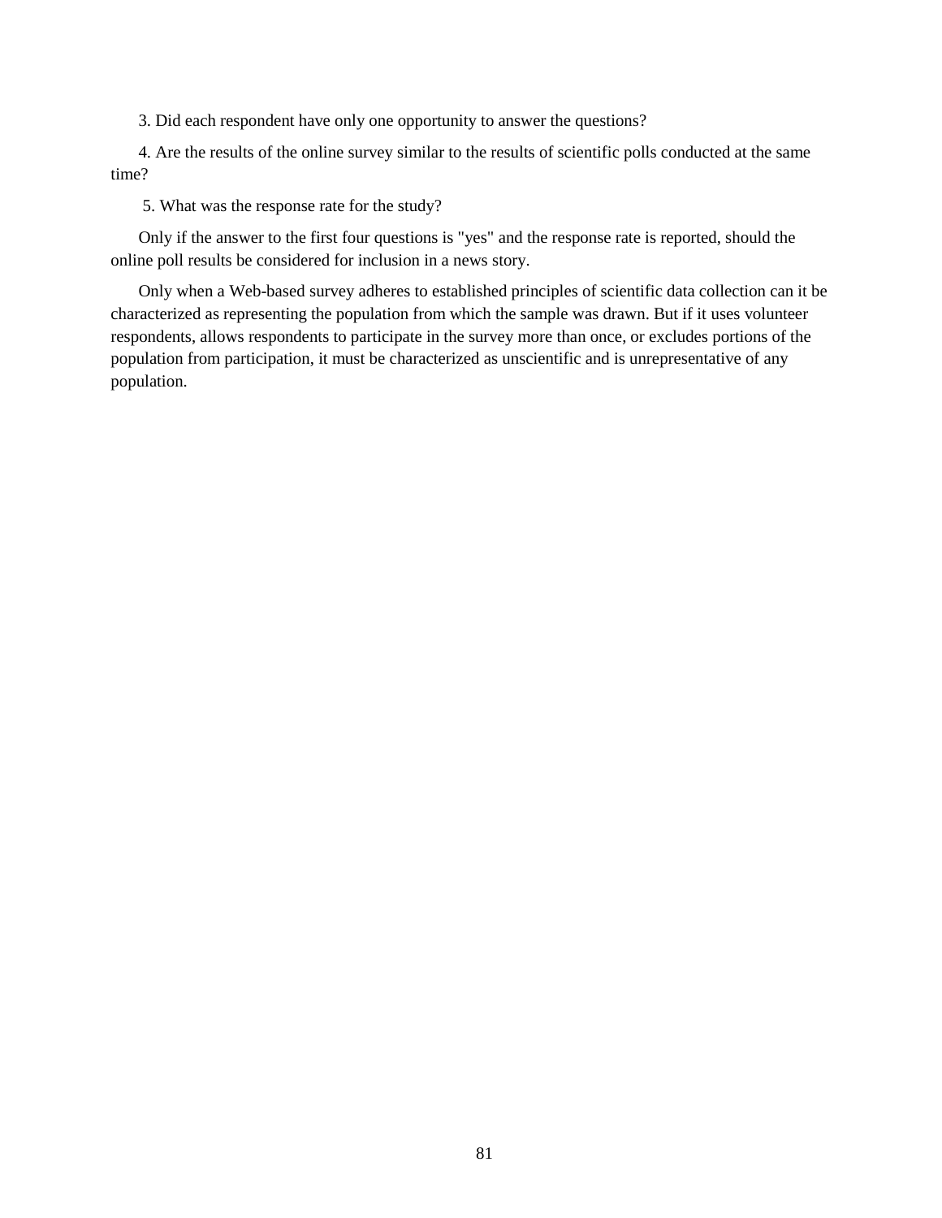3. Did each respondent have only one opportunity to answer the questions?

4. Are the results of the online survey similar to the results of scientific polls conducted at the same time?

5. What was the response rate for the study?

Only if the answer to the first four questions is "yes" and the response rate is reported, should the online poll results be considered for inclusion in a news story.

Only when a Web-based survey adheres to established principles of scientific data collection can it be characterized as representing the population from which the sample was drawn. But if it uses volunteer respondents, allows respondents to participate in the survey more than once, or excludes portions of the population from participation, it must be characterized as unscientific and is unrepresentative of any population.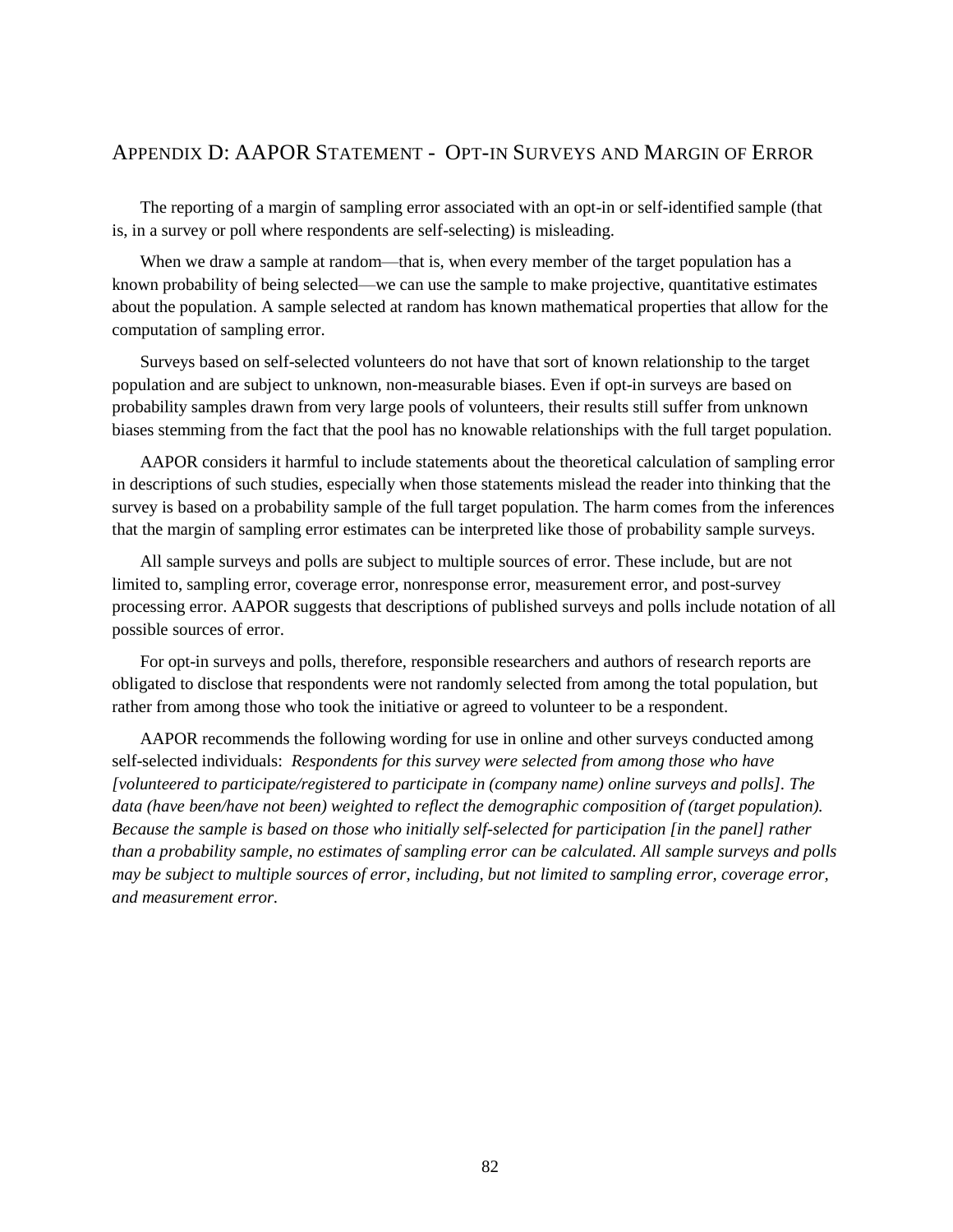## Appendix D: AAPOR Statement - Opt-in Surveys and Margin of Error

The reporting of a margin of sampling error associated with an opt-in or self-identified sample (that is, in a survey or poll where respondents are self-selecting) is misleading.

When we draw a sample at random—that is, when every member of the target population has a known probability of being selected—we can use the sample to make projective, quantitative estimates about the population. A sample selected at random has known mathematical properties that allow for the computation of sampling error.

Surveys based on self-selected volunteers do not have that sort of known relationship to the target population and are subject to unknown, non-measurable biases. Even if opt-in surveys are based on probability samples drawn from very large pools of volunteers, their results still suffer from unknown biases stemming from the fact that the pool has no knowable relationships with the full target population.

AAPOR considers it harmful to include statements about the theoretical calculation of sampling error in descriptions of such studies, especially when those statements mislead the reader into thinking that the survey is based on a probability sample of the full target population. The harm comes from the inferences that the margin of sampling error estimates can be interpreted like those of probability sample surveys.

All sample surveys and polls are subject to multiple sources of error. These include, but are not limited to, sampling error, coverage error, nonresponse error, measurement error, and post-survey processing error. AAPOR suggests that descriptions of published surveys and polls include notation of all possible sources of error.

For opt-in surveys and polls, therefore, responsible researchers and authors of research reports are obligated to disclose that respondents were not randomly selected from among the total population, but rather from among those who took the initiative or agreed to volunteer to be a respondent.

AAPOR recommends the following wording for use in online and other surveys conducted among self-selected individuals: *Respondents for this survey were selected from among those who have [volunteered to participate/registered to participate in (company name) online surveys and polls]. The data (have been/have not been) weighted to reflect the demographic composition of (target population). Because the sample is based on those who initially self-selected for participation [in the panel] rather than a probability sample, no estimates of sampling error can be calculated. All sample surveys and polls may be subject to multiple sources of error, including, but not limited to sampling error, coverage error, and measurement error.*